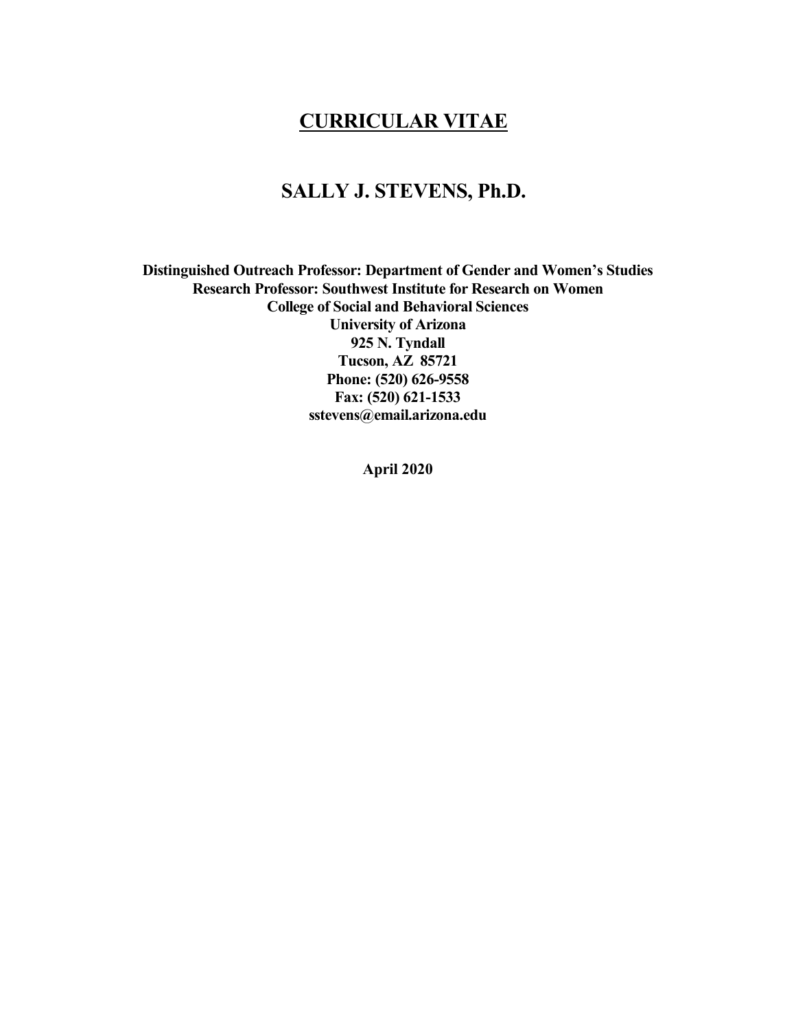# CURRICULAR VITAE

## SALLY J. STEVENS, Ph.D.

**Distinguished Outreach Professor: Department of Gender and Women's Studies**
**Research Professor: Southwest Institute for Research on Women**
**College of Social and Behavioral Sciences**
**University of Arizona**
**925 N. Tyndall**
**Tucson, AZ 85721**
**Phone: (520) 626-9558**
**Fax: (520) 621-1533**
**sstevens@email.arizona.edu**

**April 2020**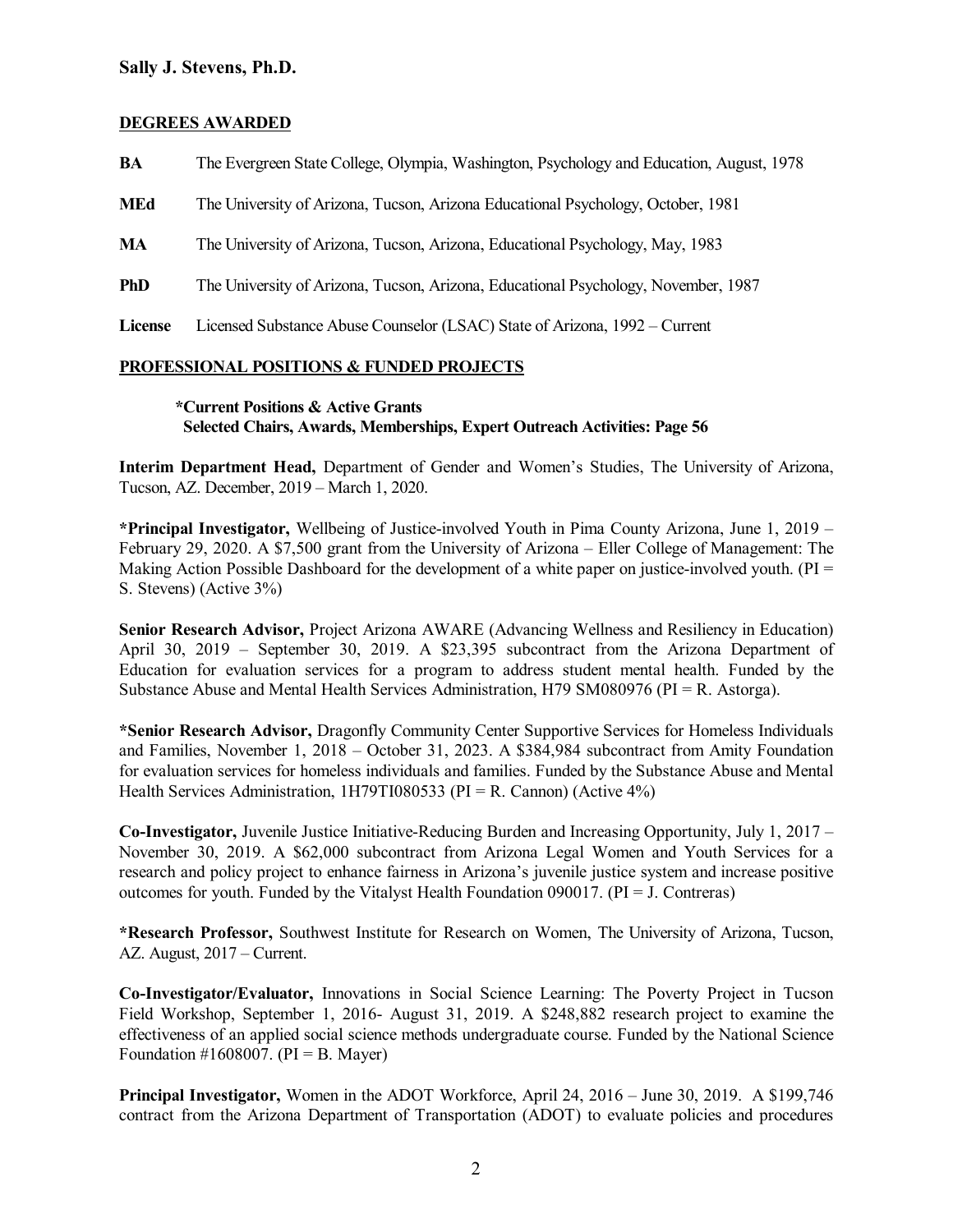# Sally J. Stevens, Ph.D.

## DEGREES AWARDED

**BA** The Evergreen State College, Olympia, Washington, Psychology and Education, August, 1978

**MEd** The University of Arizona, Tucson, Arizona Educational Psychology, October, 1981

**MA** The University of Arizona, Tucson, Arizona, Educational Psychology, May, 1983

**PhD** The University of Arizona, Tucson, Arizona, Educational Psychology, November, 1987

**License** Licensed Substance Abuse Counselor (LSAC) State of Arizona, 1992 – Current

## PROFESSIONAL POSITIONS & FUNDED PROJECTS

**\*Current Positions & Active Grants**
**Selected Chairs, Awards, Memberships, Expert Outreach Activities: Page 56**

**Interim Department Head,** Department of Gender and Women's Studies, The University of Arizona, Tucson, AZ. December, 2019 – March 1, 2020.

**\*Principal Investigator,** Wellbeing of Justice-involved Youth in Pima County Arizona, June 1, 2019 – February 29, 2020. A $7,500 grant from the University of Arizona – Eller College of Management: The Making Action Possible Dashboard for the development of a white paper on justice-involved youth. (PI = S. Stevens) (Active 3%)

**Senior Research Advisor,** Project Arizona AWARE (Advancing Wellness and Resiliency in Education) April 30, 2019 – September 30, 2019. A $23,395 subcontract from the Arizona Department of Education for evaluation services for a program to address student mental health. Funded by the Substance Abuse and Mental Health Services Administration, H79 SM080976 (PI = R. Astorga).

**\*Senior Research Advisor,** Dragonfly Community Center Supportive Services for Homeless Individuals and Families, November 1, 2018 – October 31, 2023. A $384,984 subcontract from Amity Foundation for evaluation services for homeless individuals and families. Funded by the Substance Abuse and Mental Health Services Administration, 1H79TI080533 (PI = R. Cannon) (Active 4%)

**Co-Investigator,** Juvenile Justice Initiative-Reducing Burden and Increasing Opportunity, July 1, 2017 – November 30, 2019. A $62,000 subcontract from Arizona Legal Women and Youth Services for a research and policy project to enhance fairness in Arizona's juvenile justice system and increase positive outcomes for youth. Funded by the Vitalyst Health Foundation 090017. (PI = J. Contreras)

**\*Research Professor,** Southwest Institute for Research on Women, The University of Arizona, Tucson, AZ. August, 2017 – Current.

**Co-Investigator/Evaluator,** Innovations in Social Science Learning: The Poverty Project in Tucson Field Workshop, September 1, 2016- August 31, 2019. A $248,882 research project to examine the effectiveness of an applied social science methods undergraduate course. Funded by the National Science Foundation #1608007. (PI = B. Mayer)

**Principal Investigator,** Women in the ADOT Workforce, April 24, 2016 – June 30, 2019. A $199,746 contract from the Arizona Department of Transportation (ADOT) to evaluate policies and procedures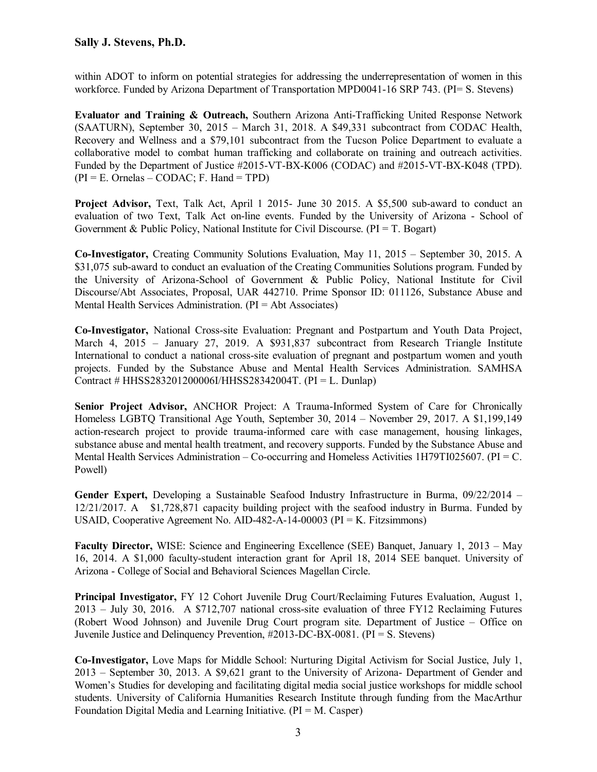within ADOT to inform on potential strategies for addressing the underrepresentation of women in this workforce. Funded by Arizona Department of Transportation MPD0041-16 SRP 743. (PI= S. Stevens)

**Evaluator and Training & Outreach,** Southern Arizona Anti-Trafficking United Response Network (SAATURN), September 30, 2015 – March 31, 2018. A $49,331 subcontract from CODAC Health, Recovery and Wellness and a $79,101 subcontract from the Tucson Police Department to evaluate a collaborative model to combat human trafficking and collaborate on training and outreach activities. Funded by the Department of Justice #2015-VT-BX-K006 (CODAC) and #2015-VT-BX-K048 (TPD). (PI = E. Ornelas – CODAC; F. Hand = TPD)

**Project Advisor,** Text, Talk Act, April 1 2015- June 30 2015. A $5,500 sub-award to conduct an evaluation of two Text, Talk Act on-line events. Funded by the University of Arizona - School of Government & Public Policy, National Institute for Civil Discourse. (PI = T. Bogart)

**Co-Investigator,** Creating Community Solutions Evaluation, May 11, 2015 – September 30, 2015. A $31,075 sub-award to conduct an evaluation of the Creating Communities Solutions program. Funded by the University of Arizona-School of Government & Public Policy, National Institute for Civil Discourse/Abt Associates, Proposal, UAR 442710. Prime Sponsor ID: 011126, Substance Abuse and Mental Health Services Administration. (PI = Abt Associates)

**Co-Investigator,** National Cross-site Evaluation: Pregnant and Postpartum and Youth Data Project, March 4, 2015 – January 27, 2019. A $931,837 subcontract from Research Triangle Institute International to conduct a national cross-site evaluation of pregnant and postpartum women and youth projects. Funded by the Substance Abuse and Mental Health Services Administration. SAMHSA Contract # HHSS283201200006I/HHSS28342004T. (PI = L. Dunlap)

**Senior Project Advisor,** ANCHOR Project: A Trauma-Informed System of Care for Chronically Homeless LGBTQ Transitional Age Youth, September 30, 2014 – November 29, 2017. A $1,199,149 action-research project to provide trauma-informed care with case management, housing linkages, substance abuse and mental health treatment, and recovery supports. Funded by the Substance Abuse and Mental Health Services Administration – Co-occurring and Homeless Activities 1H79TI025607. (PI = C. Powell)

**Gender Expert,** Developing a Sustainable Seafood Industry Infrastructure in Burma, 09/22/2014 – 12/21/2017. A $1,728,871 capacity building project with the seafood industry in Burma. Funded by USAID, Cooperative Agreement No. AID-482-A-14-00003 (PI = K. Fitzsimmons)

**Faculty Director,** WISE: Science and Engineering Excellence (SEE) Banquet, January 1, 2013 – May 16, 2014. A $1,000 faculty-student interaction grant for April 18, 2014 SEE banquet. University of Arizona - College of Social and Behavioral Sciences Magellan Circle.

**Principal Investigator,** FY 12 Cohort Juvenile Drug Court/Reclaiming Futures Evaluation, August 1, 2013 – July 30, 2016. A $712,707 national cross-site evaluation of three FY12 Reclaiming Futures (Robert Wood Johnson) and Juvenile Drug Court program site. Department of Justice – Office on Juvenile Justice and Delinquency Prevention, #2013-DC-BX-0081. (PI = S. Stevens)

**Co-Investigator,** Love Maps for Middle School: Nurturing Digital Activism for Social Justice, July 1, 2013 – September 30, 2013. A $9,621 grant to the University of Arizona- Department of Gender and Women's Studies for developing and facilitating digital media social justice workshops for middle school students. University of California Humanities Research Institute through funding from the MacArthur Foundation Digital Media and Learning Initiative. (PI = M. Casper)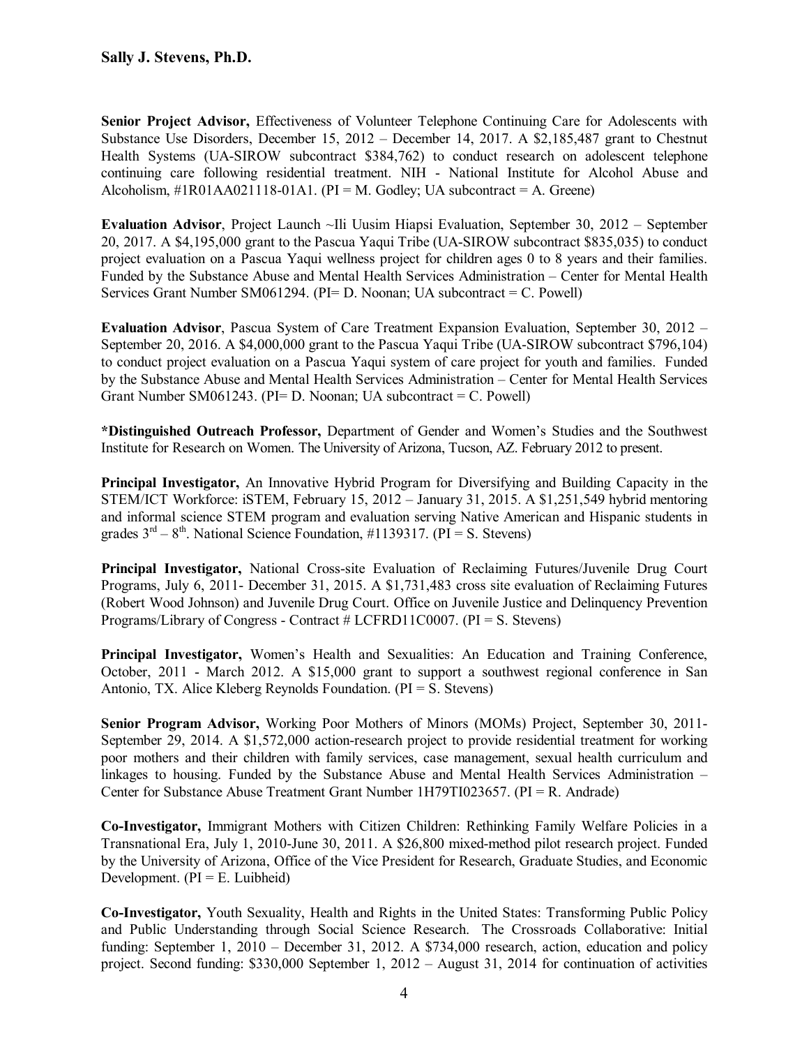**Senior Project Advisor,** Effectiveness of Volunteer Telephone Continuing Care for Adolescents with Substance Use Disorders, December 15, 2012 – December 14, 2017. A $2,185,487 grant to Chestnut Health Systems (UA-SIROW subcontract $384,762) to conduct research on adolescent telephone continuing care following residential treatment. NIH - National Institute for Alcohol Abuse and Alcoholism, #1R01AA021118-01A1. (PI = M. Godley; UA subcontract = A. Greene)

**Evaluation Advisor**, Project Launch ~Ili Uusim Hiapsi Evaluation, September 30, 2012 – September 20, 2017. A $4,195,000 grant to the Pascua Yaqui Tribe (UA-SIROW subcontract $835,035) to conduct project evaluation on a Pascua Yaqui wellness project for children ages 0 to 8 years and their families. Funded by the Substance Abuse and Mental Health Services Administration – Center for Mental Health Services Grant Number SM061294. (PI= D. Noonan; UA subcontract = C. Powell)

**Evaluation Advisor**, Pascua System of Care Treatment Expansion Evaluation, September 30, 2012 – September 20, 2016. A $4,000,000 grant to the Pascua Yaqui Tribe (UA-SIROW subcontract $796,104) to conduct project evaluation on a Pascua Yaqui system of care project for youth and families. Funded by the Substance Abuse and Mental Health Services Administration – Center for Mental Health Services Grant Number SM061243. (PI= D. Noonan; UA subcontract = C. Powell)

**\*Distinguished Outreach Professor,** Department of Gender and Women's Studies and the Southwest Institute for Research on Women. The University of Arizona, Tucson, AZ. February 2012 to present.

**Principal Investigator,** An Innovative Hybrid Program for Diversifying and Building Capacity in the STEM/ICT Workforce: iSTEM, February 15, 2012 – January 31, 2015. A $1,251,549 hybrid mentoring and informal science STEM program and evaluation serving Native American and Hispanic students in grades 3rd – 8th. National Science Foundation, #1139317. (PI = S. Stevens)

**Principal Investigator,** National Cross-site Evaluation of Reclaiming Futures/Juvenile Drug Court Programs, July 6, 2011- December 31, 2015. A $1,731,483 cross site evaluation of Reclaiming Futures (Robert Wood Johnson) and Juvenile Drug Court. Office on Juvenile Justice and Delinquency Prevention Programs/Library of Congress - Contract # LCFRD11C0007. (PI = S. Stevens)

**Principal Investigator,** Women's Health and Sexualities: An Education and Training Conference, October, 2011 - March 2012. A $15,000 grant to support a southwest regional conference in San Antonio, TX. Alice Kleberg Reynolds Foundation. (PI = S. Stevens)

**Senior Program Advisor,** Working Poor Mothers of Minors (MOMs) Project, September 30, 2011- September 29, 2014. A $1,572,000 action-research project to provide residential treatment for working poor mothers and their children with family services, case management, sexual health curriculum and linkages to housing. Funded by the Substance Abuse and Mental Health Services Administration – Center for Substance Abuse Treatment Grant Number 1H79TI023657. (PI = R. Andrade)

**Co-Investigator,** Immigrant Mothers with Citizen Children: Rethinking Family Welfare Policies in a Transnational Era, July 1, 2010-June 30, 2011. A $26,800 mixed-method pilot research project. Funded by the University of Arizona, Office of the Vice President for Research, Graduate Studies, and Economic Development. (PI = E. Luibheid)

**Co-Investigator,** Youth Sexuality, Health and Rights in the United States: Transforming Public Policy and Public Understanding through Social Science Research. The Crossroads Collaborative: Initial funding: September 1, 2010 – December 31, 2012. A $734,000 research, action, education and policy project. Second funding: $330,000 September 1, 2012 – August 31, 2014 for continuation of activities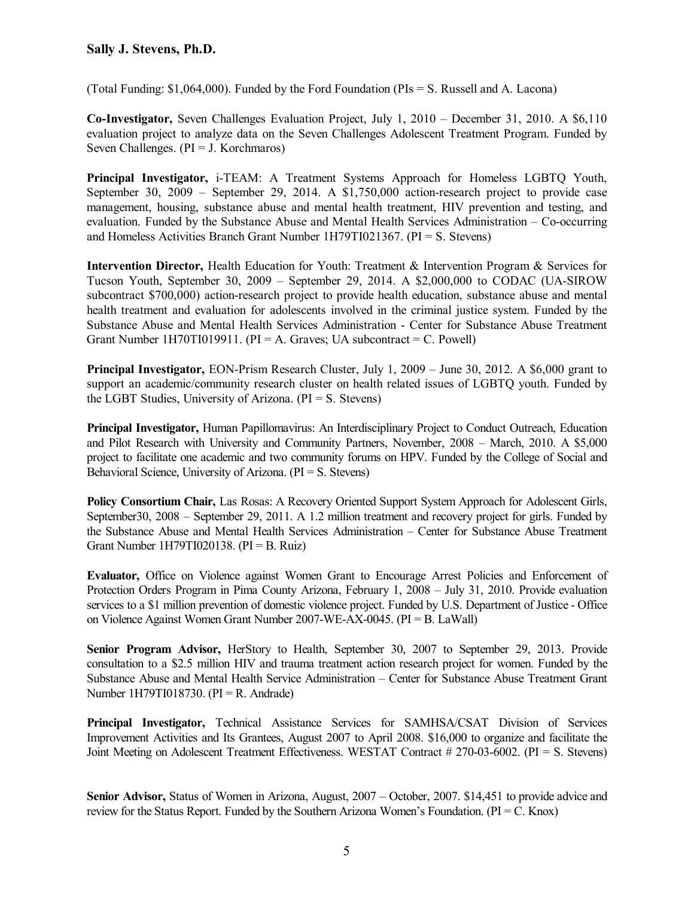(Total Funding: $1,064,000). Funded by the Ford Foundation (PIs = S. Russell and A. Lacona)

**Co-Investigator,** Seven Challenges Evaluation Project, July 1, 2010 – December 31, 2010. A $6,110 evaluation project to analyze data on the Seven Challenges Adolescent Treatment Program. Funded by Seven Challenges. (PI = J. Korchmaros)

**Principal Investigator,** i-TEAM: A Treatment Systems Approach for Homeless LGBTQ Youth, September 30, 2009 – September 29, 2014. A $1,750,000 action-research project to provide case management, housing, substance abuse and mental health treatment, HIV prevention and testing, and evaluation. Funded by the Substance Abuse and Mental Health Services Administration – Co-occurring and Homeless Activities Branch Grant Number 1H79TI021367. (PI = S. Stevens)

**Intervention Director,** Health Education for Youth: Treatment & Intervention Program & Services for Tucson Youth, September 30, 2009 – September 29, 2014. A $2,000,000 to CODAC (UA-SIROW subcontract $700,000) action-research project to provide health education, substance abuse and mental health treatment and evaluation for adolescents involved in the criminal justice system. Funded by the Substance Abuse and Mental Health Services Administration - Center for Substance Abuse Treatment Grant Number 1H70TI019911. (PI = A. Graves; UA subcontract = C. Powell)

**Principal Investigator,** EON-Prism Research Cluster, July 1, 2009 – June 30, 2012. A $6,000 grant to support an academic/community research cluster on health related issues of LGBTQ youth. Funded by the LGBT Studies, University of Arizona. (PI = S. Stevens)

**Principal Investigator,** Human Papillomavirus: An Interdisciplinary Project to Conduct Outreach, Education and Pilot Research with University and Community Partners, November, 2008 – March, 2010. A $5,000 project to facilitate one academic and two community forums on HPV. Funded by the College of Social and Behavioral Science, University of Arizona. (PI = S. Stevens)

**Policy Consortium Chair,** Las Rosas: A Recovery Oriented Support System Approach for Adolescent Girls, September30, 2008 – September 29, 2011. A 1.2 million treatment and recovery project for girls. Funded by the Substance Abuse and Mental Health Services Administration – Center for Substance Abuse Treatment Grant Number 1H79TI020138. (PI = B. Ruiz)

**Evaluator,** Office on Violence against Women Grant to Encourage Arrest Policies and Enforcement of Protection Orders Program in Pima County Arizona, February 1, 2008 – July 31, 2010. Provide evaluation services to a $1 million prevention of domestic violence project. Funded by U.S. Department of Justice - Office on Violence Against Women Grant Number 2007-WE-AX-0045. (PI = B. LaWall)

**Senior Program Advisor,** HerStory to Health, September 30, 2007 to September 29, 2013. Provide consultation to a $2.5 million HIV and trauma treatment action research project for women. Funded by the Substance Abuse and Mental Health Service Administration – Center for Substance Abuse Treatment Grant Number 1H79TI018730. (PI = R. Andrade)

**Principal Investigator,** Technical Assistance Services for SAMHSA/CSAT Division of Services Improvement Activities and Its Grantees, August 2007 to April 2008. $16,000 to organize and facilitate the Joint Meeting on Adolescent Treatment Effectiveness. WESTAT Contract # 270-03-6002. (PI = S. Stevens)

**Senior Advisor,** Status of Women in Arizona, August, 2007 – October, 2007. $14,451 to provide advice and review for the Status Report. Funded by the Southern Arizona Women's Foundation. (PI = C. Knox)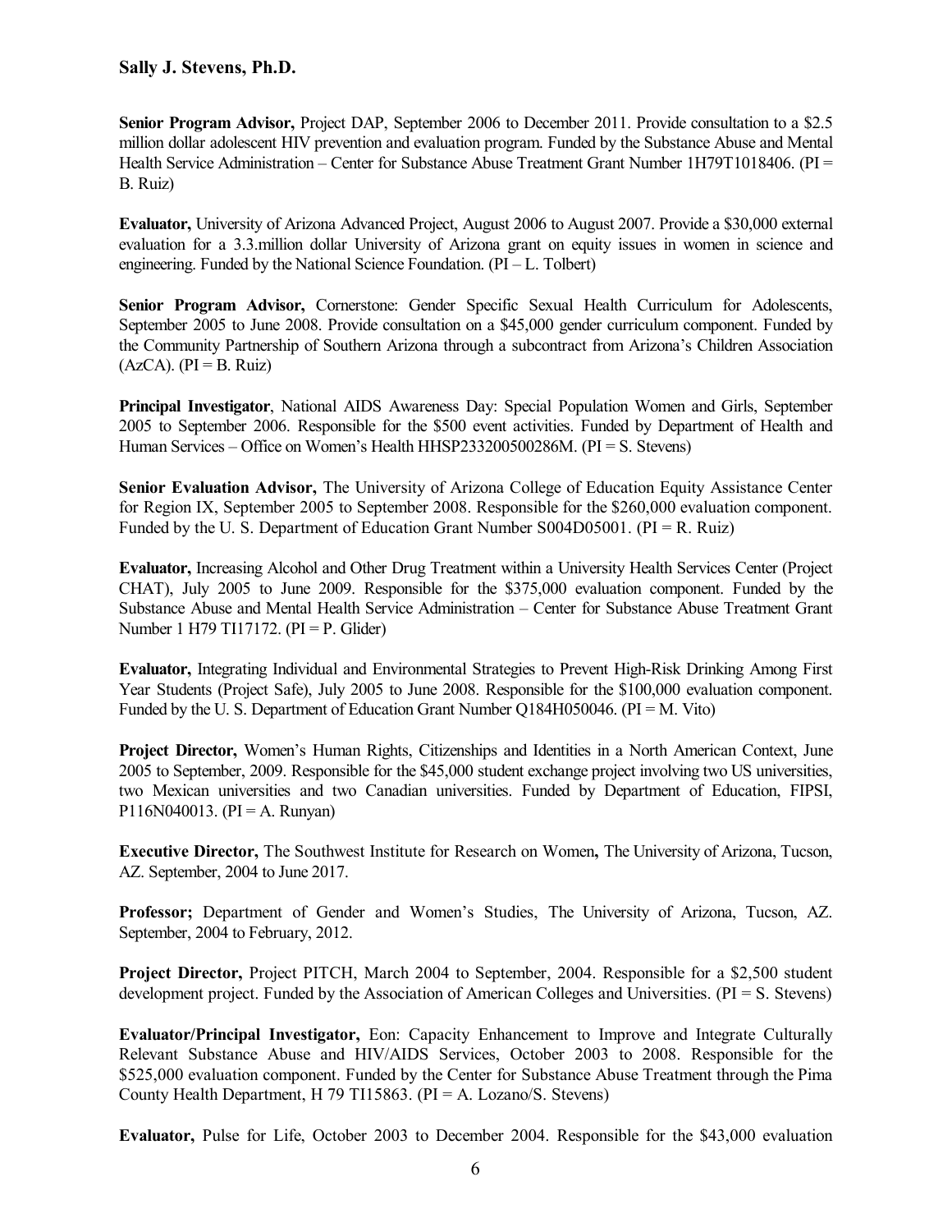Senior Program Advisor, Project DAP, September 2006 to December 2011. Provide consultation to a $2.5 million dollar adolescent HIV prevention and evaluation program. Funded by the Substance Abuse and Mental Health Service Administration – Center for Substance Abuse Treatment Grant Number 1H79T1018406. (PI = B. Ruiz)

**Evaluator,** University of Arizona Advanced Project, August 2006 to August 2007. Provide a $30,000 external evaluation for a 3.3.million dollar University of Arizona grant on equity issues in women in science and engineering. Funded by the National Science Foundation. (PI – L. Tolbert)

**Senior Program Advisor,** Cornerstone: Gender Specific Sexual Health Curriculum for Adolescents, September 2005 to June 2008. Provide consultation on a $45,000 gender curriculum component. Funded by the Community Partnership of Southern Arizona through a subcontract from Arizona's Children Association (AzCA). (PI = B. Ruiz)

**Principal Investigator**, National AIDS Awareness Day: Special Population Women and Girls, September 2005 to September 2006. Responsible for the $500 event activities. Funded by Department of Health and Human Services – Office on Women's Health HHSP233200500286M. (PI = S. Stevens)

**Senior Evaluation Advisor,** The University of Arizona College of Education Equity Assistance Center for Region IX, September 2005 to September 2008. Responsible for the $260,000 evaluation component. Funded by the U. S. Department of Education Grant Number S004D05001. (PI = R. Ruiz)

**Evaluator,** Increasing Alcohol and Other Drug Treatment within a University Health Services Center (Project CHAT), July 2005 to June 2009. Responsible for the $375,000 evaluation component. Funded by the Substance Abuse and Mental Health Service Administration – Center for Substance Abuse Treatment Grant Number 1 H79 TI17172. (PI = P. Glider)

**Evaluator,** Integrating Individual and Environmental Strategies to Prevent High-Risk Drinking Among First Year Students (Project Safe), July 2005 to June 2008. Responsible for the $100,000 evaluation component. Funded by the U. S. Department of Education Grant Number Q184H050046. (PI = M. Vito)

**Project Director,** Women's Human Rights, Citizenships and Identities in a North American Context, June 2005 to September, 2009. Responsible for the $45,000 student exchange project involving two US universities, two Mexican universities and two Canadian universities. Funded by Department of Education, FIPSI, P116N040013. (PI = A. Runyan)

**Executive Director,** The Southwest Institute for Research on Women**,** The University of Arizona, Tucson, AZ. September, 2004 to June 2017.

**Professor;** Department of Gender and Women's Studies, The University of Arizona, Tucson, AZ. September, 2004 to February, 2012.

**Project Director,** Project PITCH, March 2004 to September, 2004. Responsible for a $2,500 student development project. Funded by the Association of American Colleges and Universities. (PI = S. Stevens)

**Evaluator/Principal Investigator,** Eon: Capacity Enhancement to Improve and Integrate Culturally Relevant Substance Abuse and HIV/AIDS Services, October 2003 to 2008. Responsible for the $525,000 evaluation component. Funded by the Center for Substance Abuse Treatment through the Pima County Health Department, H 79 TI15863. (PI = A. Lozano/S. Stevens)

**Evaluator,** Pulse for Life, October 2003 to December 2004. Responsible for the $43,000 evaluation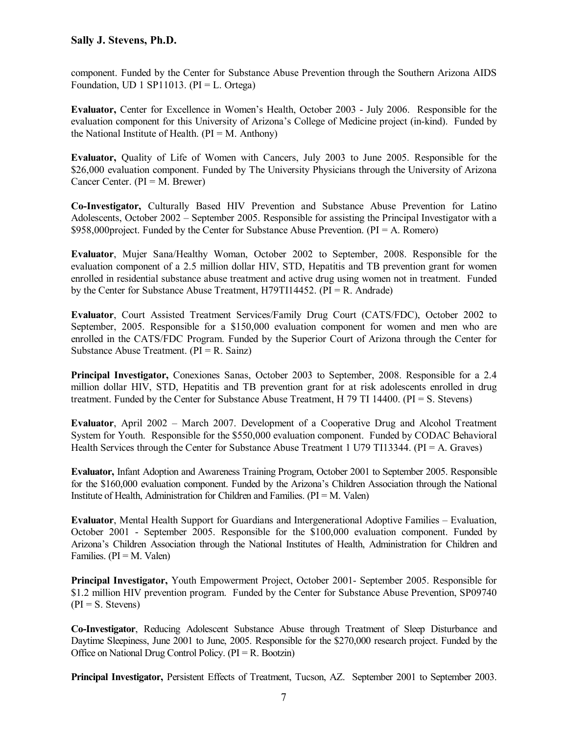component. Funded by the Center for Substance Abuse Prevention through the Southern Arizona AIDS Foundation, UD 1 SP11013. (PI = L. Ortega)

**Evaluator,** Center for Excellence in Women's Health, October 2003 - July 2006. Responsible for the evaluation component for this University of Arizona's College of Medicine project (in-kind). Funded by the National Institute of Health. (PI = M. Anthony)

**Evaluator,** Quality of Life of Women with Cancers, July 2003 to June 2005. Responsible for the $26,000 evaluation component. Funded by The University Physicians through the University of Arizona Cancer Center. (PI = M. Brewer)

**Co-Investigator,** Culturally Based HIV Prevention and Substance Abuse Prevention for Latino Adolescents, October 2002 – September 2005. Responsible for assisting the Principal Investigator with a $958,000project. Funded by the Center for Substance Abuse Prevention. (PI = A. Romero)

**Evaluator**, Mujer Sana/Healthy Woman, October 2002 to September, 2008. Responsible for the evaluation component of a 2.5 million dollar HIV, STD, Hepatitis and TB prevention grant for women enrolled in residential substance abuse treatment and active drug using women not in treatment. Funded by the Center for Substance Abuse Treatment, H79TI14452. (PI = R. Andrade)

**Evaluator**, Court Assisted Treatment Services/Family Drug Court (CATS/FDC), October 2002 to September, 2005. Responsible for a $150,000 evaluation component for women and men who are enrolled in the CATS/FDC Program. Funded by the Superior Court of Arizona through the Center for Substance Abuse Treatment. (PI = R. Sainz)

**Principal Investigator,** Conexiones Sanas, October 2003 to September, 2008. Responsible for a 2.4 million dollar HIV, STD, Hepatitis and TB prevention grant for at risk adolescents enrolled in drug treatment. Funded by the Center for Substance Abuse Treatment, H 79 TI 14400. (PI = S. Stevens)

**Evaluator**, April 2002 – March 2007. Development of a Cooperative Drug and Alcohol Treatment System for Youth. Responsible for the $550,000 evaluation component. Funded by CODAC Behavioral Health Services through the Center for Substance Abuse Treatment 1 U79 TI13344. (PI = A. Graves)

**Evaluator,** Infant Adoption and Awareness Training Program, October 2001 to September 2005. Responsible for the $160,000 evaluation component. Funded by the Arizona's Children Association through the National Institute of Health, Administration for Children and Families. (PI = M. Valen)

**Evaluator**, Mental Health Support for Guardians and Intergenerational Adoptive Families – Evaluation, October 2001 - September 2005. Responsible for the $100,000 evaluation component. Funded by Arizona's Children Association through the National Institutes of Health, Administration for Children and Families. (PI = M. Valen)

**Principal Investigator,** Youth Empowerment Project, October 2001- September 2005. Responsible for $1.2 million HIV prevention program. Funded by the Center for Substance Abuse Prevention, SP09740 (PI = S. Stevens)

**Co-Investigator**, Reducing Adolescent Substance Abuse through Treatment of Sleep Disturbance and Daytime Sleepiness, June 2001 to June, 2005. Responsible for the $270,000 research project. Funded by the Office on National Drug Control Policy. (PI = R. Bootzin)

**Principal Investigator,** Persistent Effects of Treatment, Tucson, AZ. September 2001 to September 2003.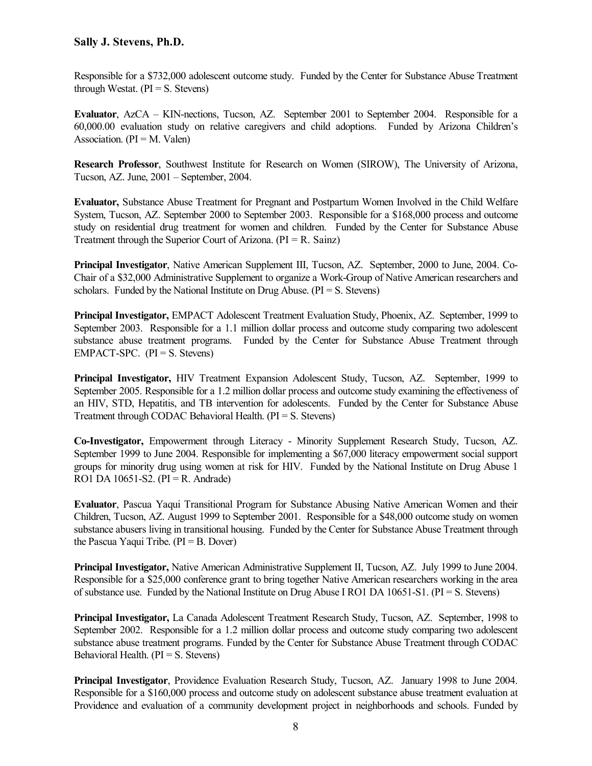Responsible for a $732,000 adolescent outcome study. Funded by the Center for Substance Abuse Treatment through Westat. (PI = S. Stevens)

**Evaluator**, AzCA – KIN-nections, Tucson, AZ. September 2001 to September 2004. Responsible for a 60,000.00 evaluation study on relative caregivers and child adoptions. Funded by Arizona Children's Association. (PI = M. Valen)

**Research Professor**, Southwest Institute for Research on Women (SIROW), The University of Arizona, Tucson, AZ. June, 2001 – September, 2004.

**Evaluator,** Substance Abuse Treatment for Pregnant and Postpartum Women Involved in the Child Welfare System, Tucson, AZ. September 2000 to September 2003. Responsible for a $168,000 process and outcome study on residential drug treatment for women and children. Funded by the Center for Substance Abuse Treatment through the Superior Court of Arizona. (PI = R. Sainz)

**Principal Investigator**, Native American Supplement III, Tucson, AZ. September, 2000 to June, 2004. Co-Chair of a $32,000 Administrative Supplement to organize a Work-Group of Native American researchers and scholars. Funded by the National Institute on Drug Abuse. (PI = S. Stevens)

**Principal Investigator,** EMPACT Adolescent Treatment Evaluation Study, Phoenix, AZ. September, 1999 to September 2003. Responsible for a 1.1 million dollar process and outcome study comparing two adolescent substance abuse treatment programs. Funded by the Center for Substance Abuse Treatment through EMPACT-SPC. (PI = S. Stevens)

**Principal Investigator,** HIV Treatment Expansion Adolescent Study, Tucson, AZ. September, 1999 to September 2005. Responsible for a 1.2 million dollar process and outcome study examining the effectiveness of an HIV, STD, Hepatitis, and TB intervention for adolescents. Funded by the Center for Substance Abuse Treatment through CODAC Behavioral Health. (PI = S. Stevens)

**Co-Investigator,** Empowerment through Literacy - Minority Supplement Research Study, Tucson, AZ. September 1999 to June 2004. Responsible for implementing a $67,000 literacy empowerment social support groups for minority drug using women at risk for HIV. Funded by the National Institute on Drug Abuse 1 RO1 DA 10651-S2. (PI = R. Andrade)

**Evaluator**, Pascua Yaqui Transitional Program for Substance Abusing Native American Women and their Children, Tucson, AZ. August 1999 to September 2001. Responsible for a $48,000 outcome study on women substance abusers living in transitional housing. Funded by the Center for Substance Abuse Treatment through the Pascua Yaqui Tribe. (PI = B. Dover)

**Principal Investigator,** Native American Administrative Supplement II, Tucson, AZ. July 1999 to June 2004. Responsible for a $25,000 conference grant to bring together Native American researchers working in the area of substance use. Funded by the National Institute on Drug Abuse I RO1 DA 10651-S1. (PI = S. Stevens)

**Principal Investigator,** La Canada Adolescent Treatment Research Study, Tucson, AZ. September, 1998 to September 2002. Responsible for a 1.2 million dollar process and outcome study comparing two adolescent substance abuse treatment programs. Funded by the Center for Substance Abuse Treatment through CODAC Behavioral Health. (PI = S. Stevens)

**Principal Investigator**, Providence Evaluation Research Study, Tucson, AZ. January 1998 to June 2004. Responsible for a $160,000 process and outcome study on adolescent substance abuse treatment evaluation at Providence and evaluation of a community development project in neighborhoods and schools. Funded by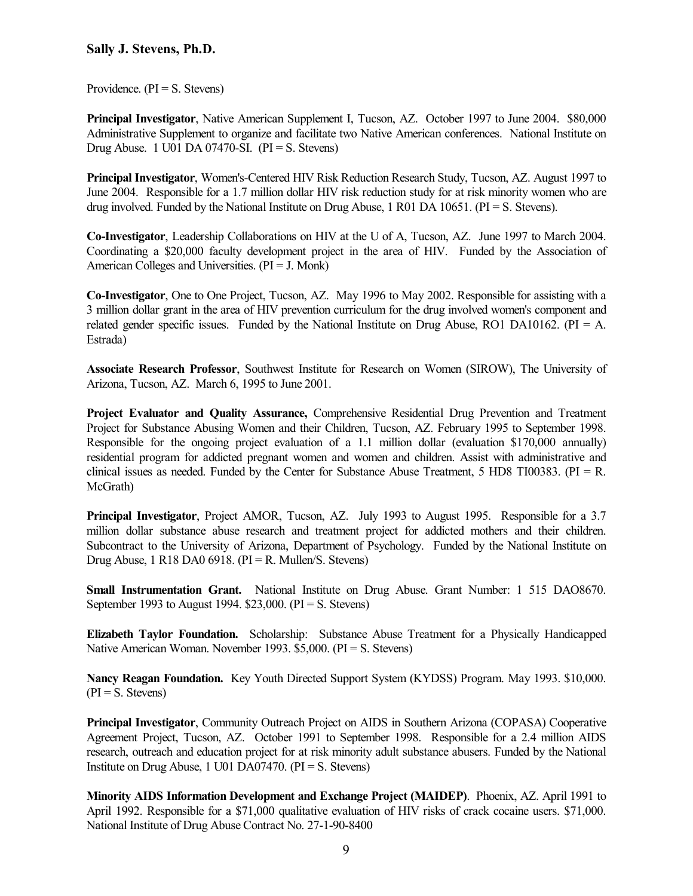Providence. (PI = S. Stevens)

**Principal Investigator**, Native American Supplement I, Tucson, AZ. October 1997 to June 2004. $80,000 Administrative Supplement to organize and facilitate two Native American conferences. National Institute on Drug Abuse. 1 U01 DA 07470-SI. (PI = S. Stevens)

**Principal Investigator**, Women's-Centered HIV Risk Reduction Research Study, Tucson, AZ. August 1997 to June 2004. Responsible for a 1.7 million dollar HIV risk reduction study for at risk minority women who are drug involved. Funded by the National Institute on Drug Abuse, 1 R01 DA 10651. (PI = S. Stevens).

**Co-Investigator**, Leadership Collaborations on HIV at the U of A, Tucson, AZ. June 1997 to March 2004. Coordinating a $20,000 faculty development project in the area of HIV. Funded by the Association of American Colleges and Universities. (PI = J. Monk)

**Co-Investigator**, One to One Project, Tucson, AZ. May 1996 to May 2002. Responsible for assisting with a 3 million dollar grant in the area of HIV prevention curriculum for the drug involved women's component and related gender specific issues. Funded by the National Institute on Drug Abuse, RO1 DA10162. (PI = A. Estrada)

**Associate Research Professor**, Southwest Institute for Research on Women (SIROW), The University of Arizona, Tucson, AZ. March 6, 1995 to June 2001.

**Project Evaluator and Quality Assurance,** Comprehensive Residential Drug Prevention and Treatment Project for Substance Abusing Women and their Children, Tucson, AZ. February 1995 to September 1998. Responsible for the ongoing project evaluation of a 1.1 million dollar (evaluation $170,000 annually) residential program for addicted pregnant women and women and children. Assist with administrative and clinical issues as needed. Funded by the Center for Substance Abuse Treatment, 5 HD8 TI00383. (PI = R. McGrath)

**Principal Investigator**, Project AMOR, Tucson, AZ. July 1993 to August 1995. Responsible for a 3.7 million dollar substance abuse research and treatment project for addicted mothers and their children. Subcontract to the University of Arizona, Department of Psychology. Funded by the National Institute on Drug Abuse, 1 R18 DA0 6918. (PI = R. Mullen/S. Stevens)

**Small Instrumentation Grant.** National Institute on Drug Abuse. Grant Number: 1 515 DAO8670. September 1993 to August 1994. $23,000. (PI = S. Stevens)

**Elizabeth Taylor Foundation.** Scholarship: Substance Abuse Treatment for a Physically Handicapped Native American Woman. November 1993. $5,000. (PI = S. Stevens)

**Nancy Reagan Foundation.** Key Youth Directed Support System (KYDSS) Program. May 1993. $10,000. (PI = S. Stevens)

**Principal Investigator**, Community Outreach Project on AIDS in Southern Arizona (COPASA) Cooperative Agreement Project, Tucson, AZ. October 1991 to September 1998. Responsible for a 2.4 million AIDS research, outreach and education project for at risk minority adult substance abusers. Funded by the National Institute on Drug Abuse, 1 U01 DA07470. (PI = S. Stevens)

**Minority AIDS Information Development and Exchange Project (MAIDEP)**. Phoenix, AZ. April 1991 to April 1992. Responsible for a $71,000 qualitative evaluation of HIV risks of crack cocaine users. $71,000. National Institute of Drug Abuse Contract No. 27-1-90-8400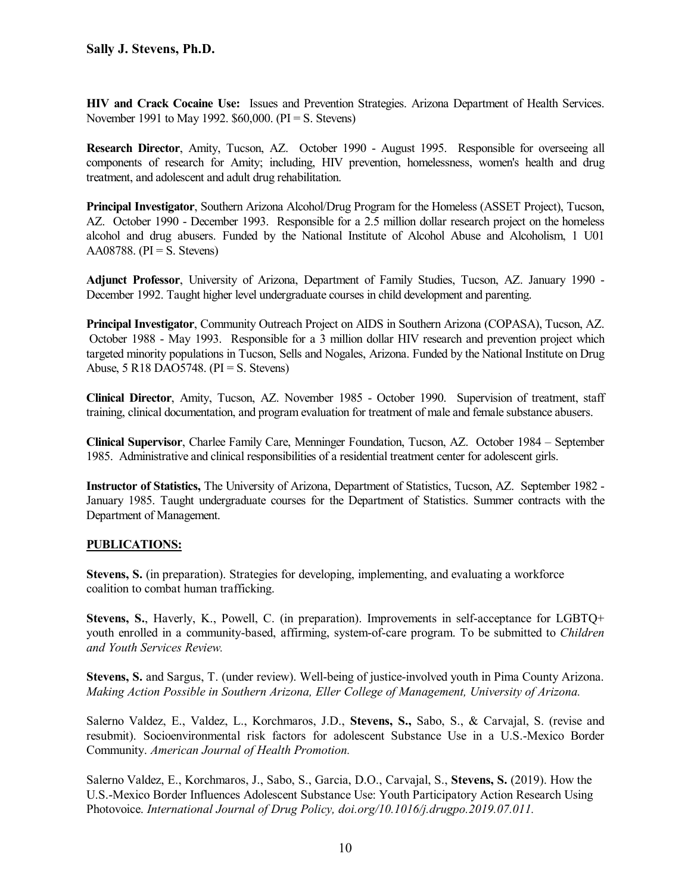**HIV and Crack Cocaine Use:** Issues and Prevention Strategies. Arizona Department of Health Services. November 1991 to May 1992. $60,000. (PI = S. Stevens)

**Research Director**, Amity, Tucson, AZ. October 1990 - August 1995. Responsible for overseeing all components of research for Amity; including, HIV prevention, homelessness, women's health and drug treatment, and adolescent and adult drug rehabilitation.

**Principal Investigator**, Southern Arizona Alcohol/Drug Program for the Homeless (ASSET Project), Tucson, AZ. October 1990 - December 1993. Responsible for a 2.5 million dollar research project on the homeless alcohol and drug abusers. Funded by the National Institute of Alcohol Abuse and Alcoholism, 1 U01 AA08788. (PI = S. Stevens)

**Adjunct Professor**, University of Arizona, Department of Family Studies, Tucson, AZ. January 1990 - December 1992. Taught higher level undergraduate courses in child development and parenting.

**Principal Investigator**, Community Outreach Project on AIDS in Southern Arizona (COPASA), Tucson, AZ. October 1988 - May 1993. Responsible for a 3 million dollar HIV research and prevention project which targeted minority populations in Tucson, Sells and Nogales, Arizona. Funded by the National Institute on Drug Abuse, 5 R18 DAO5748. (PI = S. Stevens)

**Clinical Director**, Amity, Tucson, AZ. November 1985 - October 1990. Supervision of treatment, staff training, clinical documentation, and program evaluation for treatment of male and female substance abusers.

**Clinical Supervisor**, Charlee Family Care, Menninger Foundation, Tucson, AZ. October 1984 – September 1985. Administrative and clinical responsibilities of a residential treatment center for adolescent girls.

**Instructor of Statistics,** The University of Arizona, Department of Statistics, Tucson, AZ. September 1982 - January 1985. Taught undergraduate courses for the Department of Statistics. Summer contracts with the Department of Management.

## PUBLICATIONS:

**Stevens, S.** (in preparation). Strategies for developing, implementing, and evaluating a workforce coalition to combat human trafficking.

**Stevens, S.**, Haverly, K., Powell, C. (in preparation). Improvements in self-acceptance for LGBTQ+ youth enrolled in a community-based, affirming, system-of-care program. To be submitted to *Children and Youth Services Review.*

**Stevens, S.** and Sargus, T. (under review). Well-being of justice-involved youth in Pima County Arizona. *Making Action Possible in Southern Arizona, Eller College of Management, University of Arizona.*

Salerno Valdez, E., Valdez, L., Korchmaros, J.D., **Stevens, S.,** Sabo, S., & Carvajal, S. (revise and resubmit). Socioenvironmental risk factors for adolescent Substance Use in a U.S.-Mexico Border Community. *American Journal of Health Promotion.*

Salerno Valdez, E., Korchmaros, J., Sabo, S., Garcia, D.O., Carvajal, S., **Stevens, S.** (2019). How the U.S.-Mexico Border Influences Adolescent Substance Use: Youth Participatory Action Research Using Photovoice. *International Journal of Drug Policy, doi.org/10.1016/j.drugpo.2019.07.011.*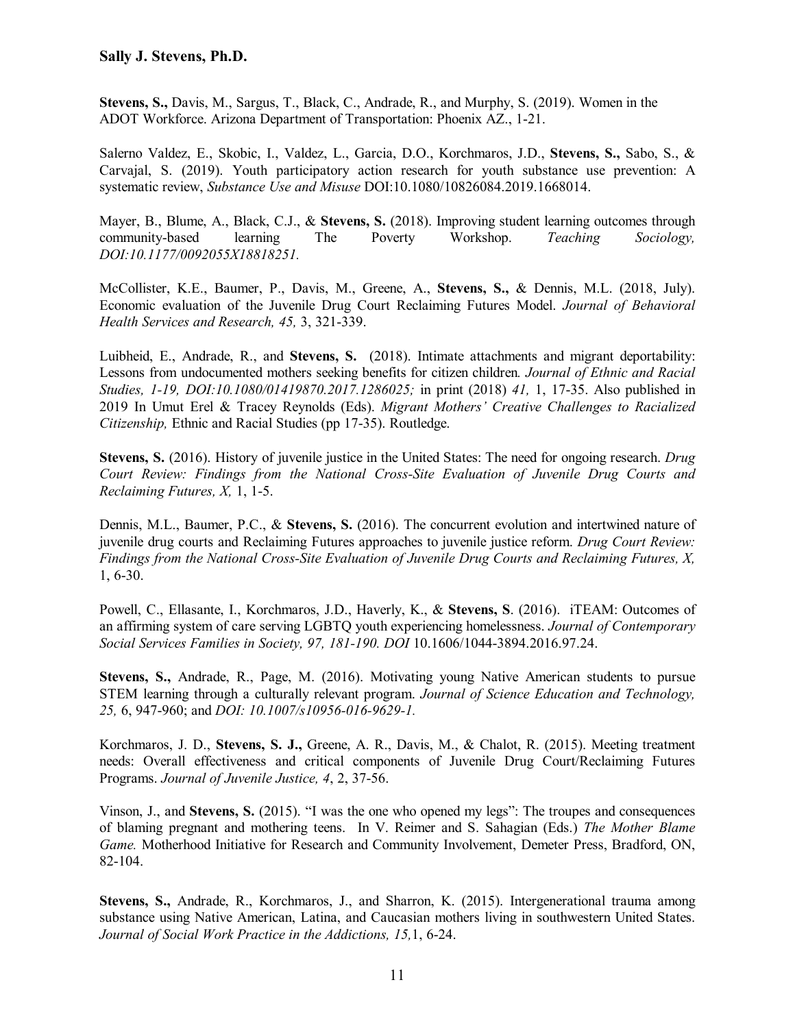**Stevens, S.,** Davis, M., Sargus, T., Black, C., Andrade, R., and Murphy, S. (2019). Women in the ADOT Workforce. Arizona Department of Transportation: Phoenix AZ., 1-21.

Salerno Valdez, E., Skobic, I., Valdez, L., Garcia, D.O., Korchmaros, J.D., **Stevens, S.,** Sabo, S., & Carvajal, S. (2019). Youth participatory action research for youth substance use prevention: A systematic review, *Substance Use and Misuse* DOI:10.1080/10826084.2019.1668014.

Mayer, B., Blume, A., Black, C.J., & **Stevens, S.** (2018). Improving student learning outcomes through community-based learning The Poverty Workshop. *Teaching Sociology, DOI:10.1177/0092055X18818251.*

McCollister, K.E., Baumer, P., Davis, M., Greene, A., **Stevens, S.,** & Dennis, M.L. (2018, July). Economic evaluation of the Juvenile Drug Court Reclaiming Futures Model. *Journal of Behavioral Health Services and Research, 45,* 3, 321-339.

Luibheid, E., Andrade, R., and **Stevens, S.** (2018). Intimate attachments and migrant deportability: Lessons from undocumented mothers seeking benefits for citizen children. *Journal of Ethnic and Racial Studies, 1-19, DOI:10.1080/01419870.2017.1286025;* in print (2018) *41,* 1, 17-35. Also published in 2019 In Umut Erel & Tracey Reynolds (Eds). *Migrant Mothers' Creative Challenges to Racialized Citizenship,* Ethnic and Racial Studies (pp 17-35). Routledge.

**Stevens, S.** (2016). History of juvenile justice in the United States: The need for ongoing research. *Drug Court Review: Findings from the National Cross-Site Evaluation of Juvenile Drug Courts and Reclaiming Futures, X,* 1, 1-5.

Dennis, M.L., Baumer, P.C., & **Stevens, S.** (2016). The concurrent evolution and intertwined nature of juvenile drug courts and Reclaiming Futures approaches to juvenile justice reform. *Drug Court Review: Findings from the National Cross-Site Evaluation of Juvenile Drug Courts and Reclaiming Futures, X,* 1, 6-30.

Powell, C., Ellasante, I., Korchmaros, J.D., Haverly, K., & **Stevens, S**. (2016). iTEAM: Outcomes of an affirming system of care serving LGBTQ youth experiencing homelessness. *Journal of Contemporary Social Services Families in Society, 97, 181-190. DOI* 10.1606/1044-3894.2016.97.24.

**Stevens, S.,** Andrade, R., Page, M. (2016). Motivating young Native American students to pursue STEM learning through a culturally relevant program. *Journal of Science Education and Technology, 25,* 6, 947-960; and *DOI: 10.1007/s10956-016-9629-1.*

Korchmaros, J. D., **Stevens, S. J.,** Greene, A. R., Davis, M., & Chalot, R. (2015). Meeting treatment needs: Overall effectiveness and critical components of Juvenile Drug Court/Reclaiming Futures Programs. *Journal of Juvenile Justice, 4*, 2, 37-56.

Vinson, J., and **Stevens, S.** (2015). "I was the one who opened my legs": The troupes and consequences of blaming pregnant and mothering teens. In V. Reimer and S. Sahagian (Eds.) *The Mother Blame Game.* Motherhood Initiative for Research and Community Involvement, Demeter Press, Bradford, ON, 82-104.

**Stevens, S.,** Andrade, R., Korchmaros, J., and Sharron, K. (2015). Intergenerational trauma among substance using Native American, Latina, and Caucasian mothers living in southwestern United States. *Journal of Social Work Practice in the Addictions, 15,*1, 6-24.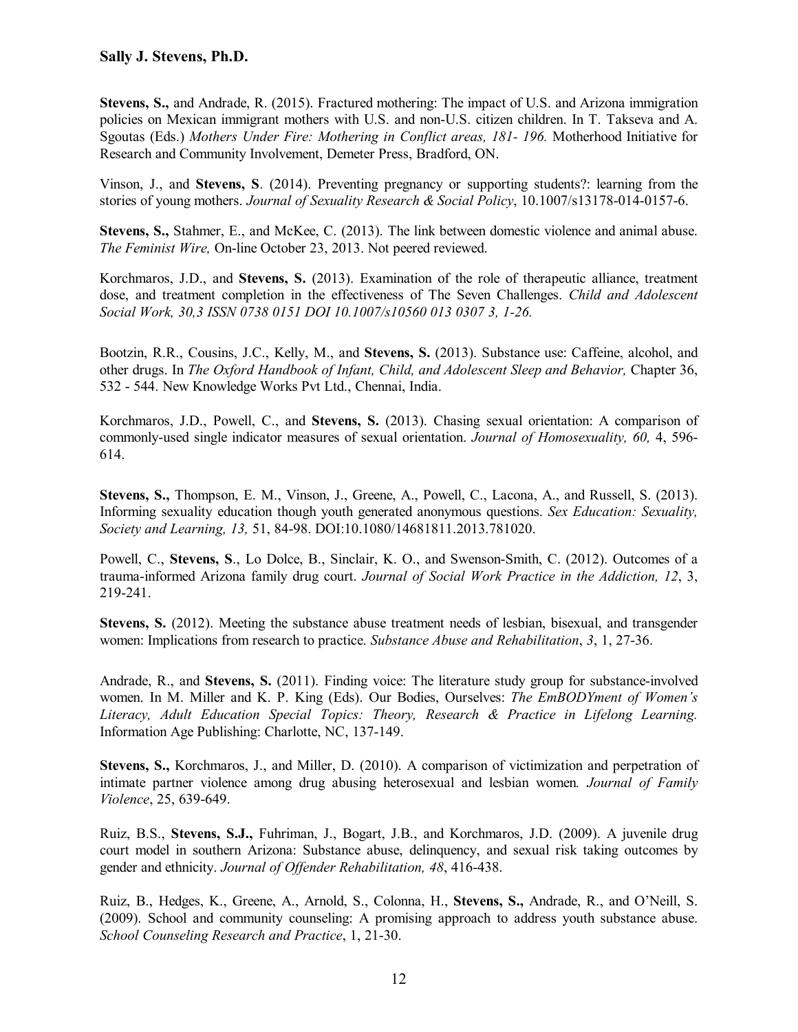**Stevens, S.,** and Andrade, R. (2015). Fractured mothering: The impact of U.S. and Arizona immigration policies on Mexican immigrant mothers with U.S. and non-U.S. citizen children. In T. Takseva and A. Sgoutas (Eds.) *Mothers Under Fire: Mothering in Conflict areas, 181- 196.* Motherhood Initiative for Research and Community Involvement, Demeter Press, Bradford, ON.

Vinson, J., and **Stevens, S**. (2014). Preventing pregnancy or supporting students?: learning from the stories of young mothers. *Journal of Sexuality Research & Social Policy*, 10.1007/s13178-014-0157-6.

**Stevens, S.,** Stahmer, E., and McKee, C. (2013). The link between domestic violence and animal abuse. *The Feminist Wire,* On-line October 23, 2013. Not peered reviewed.

Korchmaros, J.D., and **Stevens, S.** (2013). Examination of the role of therapeutic alliance, treatment dose, and treatment completion in the effectiveness of The Seven Challenges. *Child and Adolescent Social Work, 30,3 ISSN 0738 0151 DOI 10.1007/s10560 013 0307 3, 1-26.*

Bootzin, R.R., Cousins, J.C., Kelly, M., and **Stevens, S.** (2013). Substance use: Caffeine, alcohol, and other drugs. In *The Oxford Handbook of Infant, Child, and Adolescent Sleep and Behavior,* Chapter 36, 532 - 544. New Knowledge Works Pvt Ltd., Chennai, India.

Korchmaros, J.D., Powell, C., and **Stevens, S.** (2013). Chasing sexual orientation: A comparison of commonly-used single indicator measures of sexual orientation. *Journal of Homosexuality, 60,* 4, 596-614.

**Stevens, S.,** Thompson, E. M., Vinson, J., Greene, A., Powell, C., Lacona, A., and Russell, S. (2013). Informing sexuality education though youth generated anonymous questions. *Sex Education: Sexuality, Society and Learning, 13,* 51, 84-98. DOI:10.1080/14681811.2013.781020.

Powell, C., **Stevens, S**., Lo Dolce, B., Sinclair, K. O., and Swenson-Smith, C. (2012). Outcomes of a trauma-informed Arizona family drug court. *Journal of Social Work Practice in the Addiction, 12*, 3, 219-241.

**Stevens, S.** (2012). Meeting the substance abuse treatment needs of lesbian, bisexual, and transgender women: Implications from research to practice. *Substance Abuse and Rehabilitation*, *3*, 1, 27-36.

Andrade, R., and **Stevens, S.** (2011). Finding voice: The literature study group for substance-involved women. In M. Miller and K. P. King (Eds). Our Bodies, Ourselves: *The EmBODYment of Women's Literacy, Adult Education Special Topics: Theory, Research & Practice in Lifelong Learning.* Information Age Publishing: Charlotte, NC, 137-149.

**Stevens, S.,** Korchmaros, J., and Miller, D. (2010). A comparison of victimization and perpetration of intimate partner violence among drug abusing heterosexual and lesbian women. *Journal of Family Violence*, 25, 639-649.

Ruiz, B.S., **Stevens, S.J.,** Fuhriman, J., Bogart, J.B., and Korchmaros, J.D. (2009). A juvenile drug court model in southern Arizona: Substance abuse, delinquency, and sexual risk taking outcomes by gender and ethnicity. *Journal of Offender Rehabilitation, 48*, 416-438.

Ruiz, B., Hedges, K., Greene, A., Arnold, S., Colonna, H., **Stevens, S.,** Andrade, R., and O'Neill, S. (2009). School and community counseling: A promising approach to address youth substance abuse. *School Counseling Research and Practice*, 1, 21-30.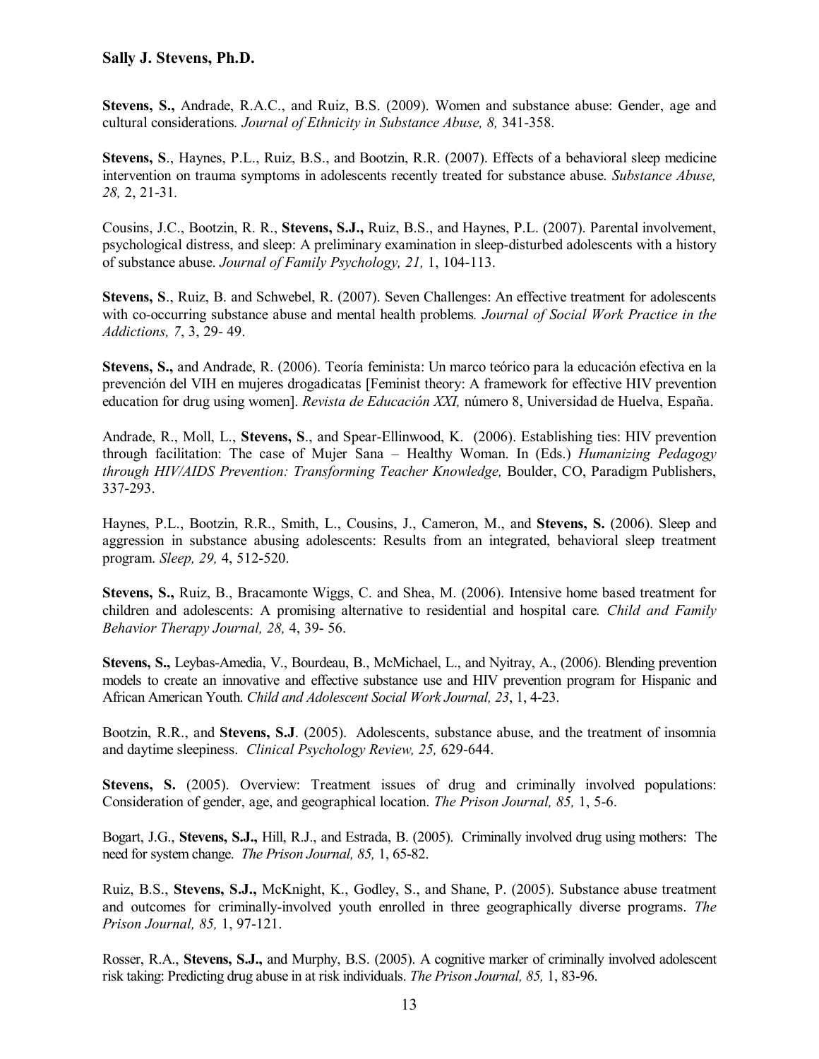**Stevens, S.,** Andrade, R.A.C., and Ruiz, B.S. (2009). Women and substance abuse: Gender, age and cultural considerations. *Journal of Ethnicity in Substance Abuse, 8,* 341-358.

**Stevens, S**., Haynes, P.L., Ruiz, B.S., and Bootzin, R.R. (2007). Effects of a behavioral sleep medicine intervention on trauma symptoms in adolescents recently treated for substance abuse. *Substance Abuse, 28,* 2, 21-31.

Cousins, J.C., Bootzin, R. R., **Stevens, S.J.,** Ruiz, B.S., and Haynes, P.L. (2007). Parental involvement, psychological distress, and sleep: A preliminary examination in sleep-disturbed adolescents with a history of substance abuse. *Journal of Family Psychology, 21,* 1, 104-113.

**Stevens, S**., Ruiz, B. and Schwebel, R. (2007). Seven Challenges: An effective treatment for adolescents with co-occurring substance abuse and mental health problems. *Journal of Social Work Practice in the Addictions, 7*, 3, 29- 49.

**Stevens, S.,** and Andrade, R. (2006). Teoría feminista: Un marco teórico para la educación efectiva en la prevención del VIH en mujeres drogadicatas [Feminist theory: A framework for effective HIV prevention education for drug using women]. *Revista de Educación XXI,* número 8, Universidad de Huelva, España.

Andrade, R., Moll, L., **Stevens, S**., and Spear-Ellinwood, K. (2006). Establishing ties: HIV prevention through facilitation: The case of Mujer Sana – Healthy Woman. In (Eds.) *Humanizing Pedagogy through HIV/AIDS Prevention: Transforming Teacher Knowledge,* Boulder, CO, Paradigm Publishers, 337-293.

Haynes, P.L., Bootzin, R.R., Smith, L., Cousins, J., Cameron, M., and **Stevens, S.** (2006). Sleep and aggression in substance abusing adolescents: Results from an integrated, behavioral sleep treatment program. *Sleep, 29,* 4, 512-520.

**Stevens, S.,** Ruiz, B., Bracamonte Wiggs, C. and Shea, M. (2006). Intensive home based treatment for children and adolescents: A promising alternative to residential and hospital care. *Child and Family Behavior Therapy Journal, 28,* 4, 39- 56.

**Stevens, S.,** Leybas-Amedia, V., Bourdeau, B., McMichael, L., and Nyitray, A., (2006). Blending prevention models to create an innovative and effective substance use and HIV prevention program for Hispanic and African American Youth. *Child and Adolescent Social Work Journal, 23*, 1, 4-23.

Bootzin, R.R., and **Stevens, S.J**. (2005). Adolescents, substance abuse, and the treatment of insomnia and daytime sleepiness. *Clinical Psychology Review, 25,* 629-644.

**Stevens, S.** (2005). Overview: Treatment issues of drug and criminally involved populations: Consideration of gender, age, and geographical location. *The Prison Journal, 85,* 1, 5-6.

Bogart, J.G., **Stevens, S.J.,** Hill, R.J., and Estrada, B. (2005). Criminally involved drug using mothers: The need for system change. *The Prison Journal, 85,* 1, 65-82.

Ruiz, B.S., **Stevens, S.J.,** McKnight, K., Godley, S., and Shane, P. (2005). Substance abuse treatment and outcomes for criminally-involved youth enrolled in three geographically diverse programs. *The Prison Journal, 85,* 1, 97-121.

Rosser, R.A., **Stevens, S.J.,** and Murphy, B.S. (2005). A cognitive marker of criminally involved adolescent risk taking: Predicting drug abuse in at risk individuals. *The Prison Journal, 85,* 1, 83-96.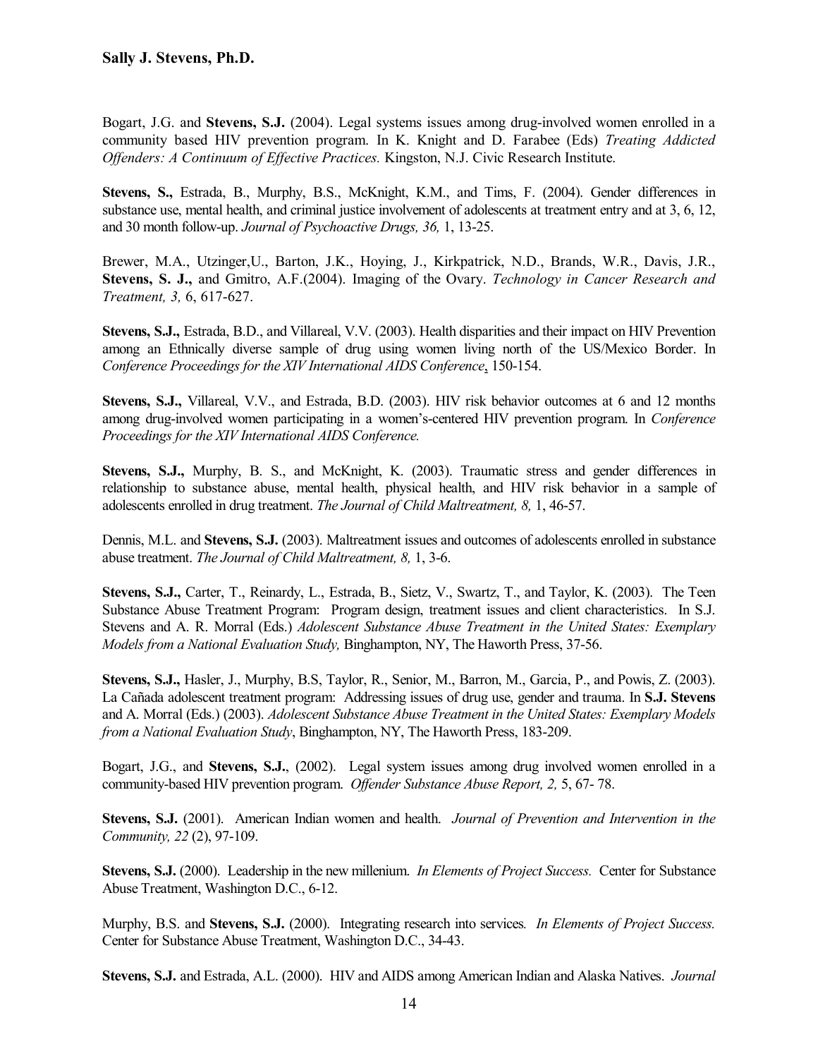Bogart, J.G. and **Stevens, S.J.** (2004). Legal systems issues among drug-involved women enrolled in a community based HIV prevention program. In K. Knight and D. Farabee (Eds) *Treating Addicted Offenders: A Continuum of Effective Practices.* Kingston, N.J. Civic Research Institute.

**Stevens, S.,** Estrada, B., Murphy, B.S., McKnight, K.M., and Tims, F. (2004). Gender differences in substance use, mental health, and criminal justice involvement of adolescents at treatment entry and at 3, 6, 12, and 30 month follow-up. *Journal of Psychoactive Drugs, 36,* 1, 13-25.

Brewer, M.A., Utzinger,U., Barton, J.K., Hoying, J., Kirkpatrick, N.D., Brands, W.R., Davis, J.R., **Stevens, S. J.,** and Gmitro, A.F.(2004). Imaging of the Ovary. *Technology in Cancer Research and Treatment, 3,* 6, 617-627.

**Stevens, S.J.,** Estrada, B.D., and Villareal, V.V. (2003). Health disparities and their impact on HIV Prevention among an Ethnically diverse sample of drug using women living north of the US/Mexico Border. In *Conference Proceedings for the XIV International AIDS Conference*, 150-154.

**Stevens, S.J.,** Villareal, V.V., and Estrada, B.D. (2003). HIV risk behavior outcomes at 6 and 12 months among drug-involved women participating in a women's-centered HIV prevention program. In *Conference Proceedings for the XIV International AIDS Conference.*

**Stevens, S.J.,** Murphy, B. S., and McKnight, K. (2003). Traumatic stress and gender differences in relationship to substance abuse, mental health, physical health, and HIV risk behavior in a sample of adolescents enrolled in drug treatment. *The Journal of Child Maltreatment, 8,* 1, 46-57.

Dennis, M.L. and **Stevens, S.J.** (2003). Maltreatment issues and outcomes of adolescents enrolled in substance abuse treatment. *The Journal of Child Maltreatment, 8,* 1, 3-6.

**Stevens, S.J.,** Carter, T., Reinardy, L., Estrada, B., Sietz, V., Swartz, T., and Taylor, K. (2003). The Teen Substance Abuse Treatment Program: Program design, treatment issues and client characteristics. In S.J. Stevens and A. R. Morral (Eds.) *Adolescent Substance Abuse Treatment in the United States: Exemplary Models from a National Evaluation Study,* Binghampton, NY, The Haworth Press, 37-56.

**Stevens, S.J.,** Hasler, J., Murphy, B.S, Taylor, R., Senior, M., Barron, M., Garcia, P., and Powis, Z. (2003). La Cañada adolescent treatment program: Addressing issues of drug use, gender and trauma. In **S.J. Stevens** and A. Morral (Eds.) (2003). *Adolescent Substance Abuse Treatment in the United States: Exemplary Models from a National Evaluation Study*, Binghampton, NY, The Haworth Press, 183-209.

Bogart, J.G., and **Stevens, S.J.**, (2002). Legal system issues among drug involved women enrolled in a community-based HIV prevention program. *Offender Substance Abuse Report, 2,* 5, 67- 78.

**Stevens, S.J.** (2001). American Indian women and health. *Journal of Prevention and Intervention in the Community, 22* (2), 97-109.

**Stevens, S.J.** (2000). Leadership in the new millenium. *In Elements of Project Success.* Center for Substance Abuse Treatment, Washington D.C., 6-12.

Murphy, B.S. and **Stevens, S.J.** (2000). Integrating research into services. *In Elements of Project Success.* Center for Substance Abuse Treatment, Washington D.C., 34-43.

**Stevens, S.J.** and Estrada, A.L. (2000). HIV and AIDS among American Indian and Alaska Natives. *Journal*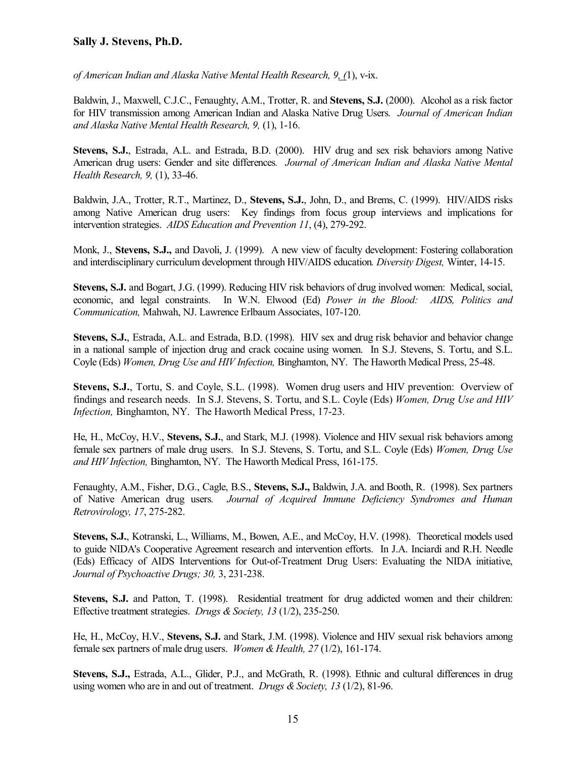*of American Indian and Alaska Native Mental Health Research, 9, (*1), v-ix.

Baldwin, J., Maxwell, C.J.C., Fenaughty, A.M., Trotter, R. and **Stevens, S.J.** (2000). Alcohol as a risk factor for HIV transmission among American Indian and Alaska Native Drug Users. *Journal of American Indian and Alaska Native Mental Health Research, 9,* (1), 1-16.

**Stevens, S.J.**, Estrada, A.L. and Estrada, B.D. (2000). HIV drug and sex risk behaviors among Native American drug users: Gender and site differences. *Journal of American Indian and Alaska Native Mental Health Research, 9,* (1), 33-46.

Baldwin, J.A., Trotter, R.T., Martinez, D., **Stevens, S.J.**, John, D., and Brems, C. (1999). HIV/AIDS risks among Native American drug users: Key findings from focus group interviews and implications for intervention strategies. *AIDS Education and Prevention 11*, (4), 279-292.

Monk, J., **Stevens, S.J.,** and Davoli, J. (1999). A new view of faculty development: Fostering collaboration and interdisciplinary curriculum development through HIV/AIDS education. *Diversity Digest,* Winter, 14-15.

**Stevens, S.J.** and Bogart, J.G. (1999). Reducing HIV risk behaviors of drug involved women: Medical, social, economic, and legal constraints. In W.N. Elwood (Ed) *Power in the Blood: AIDS, Politics and Communication,* Mahwah, NJ. Lawrence Erlbaum Associates, 107-120.

**Stevens, S.J.**, Estrada, A.L. and Estrada, B.D. (1998). HIV sex and drug risk behavior and behavior change in a national sample of injection drug and crack cocaine using women. In S.J. Stevens, S. Tortu, and S.L. Coyle (Eds) *Women, Drug Use and HIV Infection,* Binghamton, NY. The Haworth Medical Press, 25-48.

**Stevens, S.J.**, Tortu, S. and Coyle, S.L. (1998). Women drug users and HIV prevention: Overview of findings and research needs. In S.J. Stevens, S. Tortu, and S.L. Coyle (Eds) *Women, Drug Use and HIV Infection,* Binghamton, NY. The Haworth Medical Press, 17-23.

He, H., McCoy, H.V., **Stevens, S.J.**, and Stark, M.J. (1998). Violence and HIV sexual risk behaviors among female sex partners of male drug users. In S.J. Stevens, S. Tortu, and S.L. Coyle (Eds) *Women, Drug Use and HIV Infection,* Binghamton, NY. The Haworth Medical Press, 161-175.

Fenaughty, A.M., Fisher, D.G., Cagle, B.S., **Stevens, S.J.,** Baldwin, J.A. and Booth, R. (1998). Sex partners of Native American drug users. *Journal of Acquired Immune Deficiency Syndromes and Human Retrovirology, 17*, 275-282.

**Stevens, S.J.**, Kotranski, L., Williams, M., Bowen, A.E., and McCoy, H.V. (1998). Theoretical models used to guide NIDA's Cooperative Agreement research and intervention efforts. In J.A. Inciardi and R.H. Needle (Eds) Efficacy of AIDS Interventions for Out-of-Treatment Drug Users: Evaluating the NIDA initiative, *Journal of Psychoactive Drugs; 30,* 3, 231-238.

**Stevens, S.J.** and Patton, T. (1998). Residential treatment for drug addicted women and their children: Effective treatment strategies. *Drugs & Society, 13* (1/2), 235-250.

He, H., McCoy, H.V., **Stevens, S.J.** and Stark, J.M. (1998). Violence and HIV sexual risk behaviors among female sex partners of male drug users. *Women & Health, 27* (1/2), 161-174.

**Stevens, S.J.,** Estrada, A.L., Glider, P.J., and McGrath, R. (1998). Ethnic and cultural differences in drug using women who are in and out of treatment. *Drugs & Society, 13* (1/2), 81-96.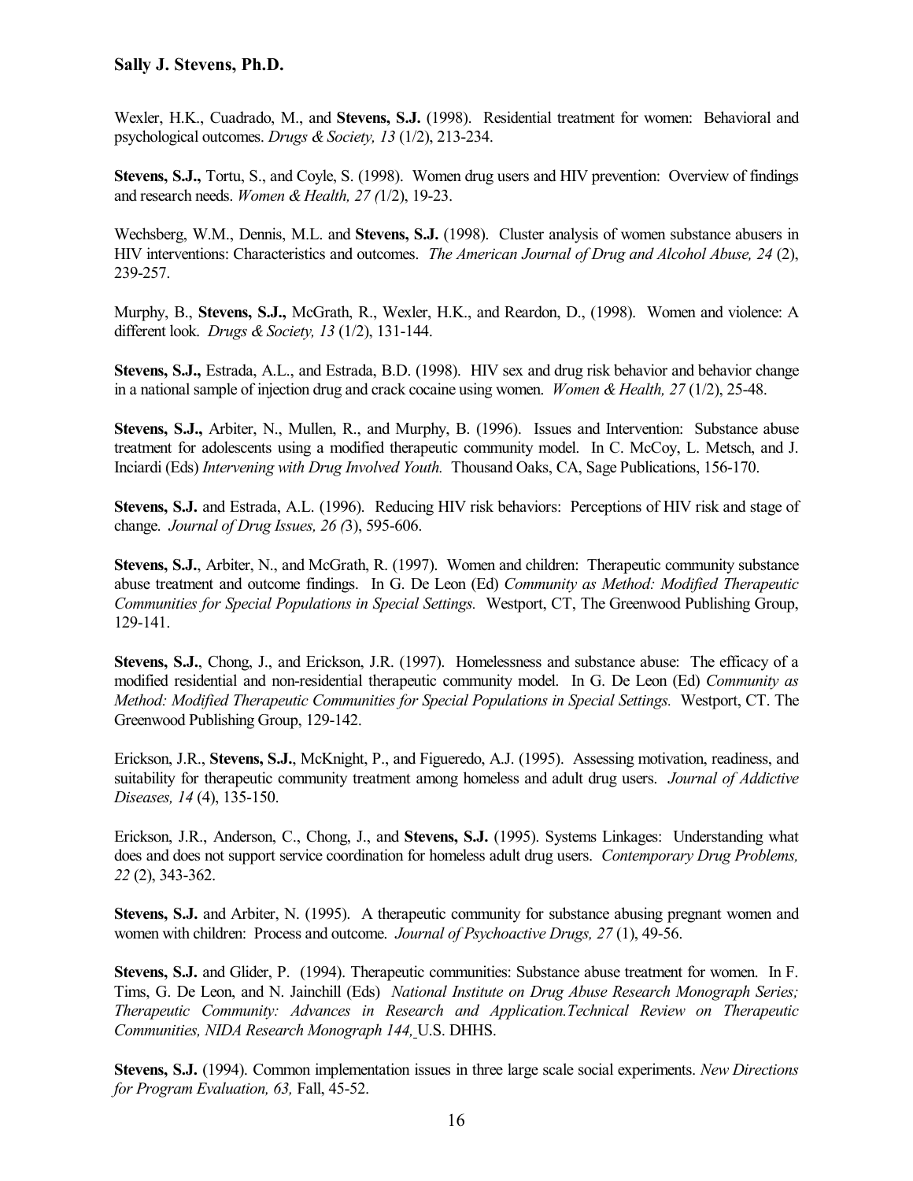Wexler, H.K., Cuadrado, M., and **Stevens, S.J.** (1998). Residential treatment for women: Behavioral and psychological outcomes. *Drugs & Society, 13* (1/2), 213-234.

**Stevens, S.J.,** Tortu, S., and Coyle, S. (1998). Women drug users and HIV prevention: Overview of findings and research needs. *Women & Health, 27 (*1/2), 19-23.

Wechsberg, W.M., Dennis, M.L. and **Stevens, S.J.** (1998). Cluster analysis of women substance abusers in HIV interventions: Characteristics and outcomes. *The American Journal of Drug and Alcohol Abuse, 24* (2), 239-257.

Murphy, B., **Stevens, S.J.,** McGrath, R., Wexler, H.K., and Reardon, D., (1998). Women and violence: A different look. *Drugs & Society, 13* (1/2), 131-144.

**Stevens, S.J.,** Estrada, A.L., and Estrada, B.D. (1998). HIV sex and drug risk behavior and behavior change in a national sample of injection drug and crack cocaine using women. *Women & Health, 27* (1/2), 25-48.

**Stevens, S.J.,** Arbiter, N., Mullen, R., and Murphy, B. (1996). Issues and Intervention: Substance abuse treatment for adolescents using a modified therapeutic community model. In C. McCoy, L. Metsch, and J. Inciardi (Eds) *Intervening with Drug Involved Youth.* Thousand Oaks, CA, Sage Publications, 156-170.

**Stevens, S.J.** and Estrada, A.L. (1996). Reducing HIV risk behaviors: Perceptions of HIV risk and stage of change. *Journal of Drug Issues, 26 (*3), 595-606.

**Stevens, S.J.**, Arbiter, N., and McGrath, R. (1997). Women and children: Therapeutic community substance abuse treatment and outcome findings. In G. De Leon (Ed) *Community as Method: Modified Therapeutic Communities for Special Populations in Special Settings.* Westport, CT, The Greenwood Publishing Group, 129-141.

**Stevens, S.J.**, Chong, J., and Erickson, J.R. (1997). Homelessness and substance abuse: The efficacy of a modified residential and non-residential therapeutic community model. In G. De Leon (Ed) *Community as Method: Modified Therapeutic Communities for Special Populations in Special Settings.* Westport, CT. The Greenwood Publishing Group, 129-142.

Erickson, J.R., **Stevens, S.J.**, McKnight, P., and Figueredo, A.J. (1995). Assessing motivation, readiness, and suitability for therapeutic community treatment among homeless and adult drug users. *Journal of Addictive Diseases, 14* (4), 135-150.

Erickson, J.R., Anderson, C., Chong, J., and **Stevens, S.J.** (1995). Systems Linkages: Understanding what does and does not support service coordination for homeless adult drug users. *Contemporary Drug Problems, 22* (2), 343-362.

**Stevens, S.J.** and Arbiter, N. (1995). A therapeutic community for substance abusing pregnant women and women with children: Process and outcome. *Journal of Psychoactive Drugs, 27* (1), 49-56.

**Stevens, S.J.** and Glider, P. (1994). Therapeutic communities: Substance abuse treatment for women. In F. Tims, G. De Leon, and N. Jainchill (Eds) *National Institute on Drug Abuse Research Monograph Series; Therapeutic Community: Advances in Research and Application.Technical Review on Therapeutic Communities, NIDA Research Monograph 144,* U.S. DHHS.

**Stevens, S.J.** (1994). Common implementation issues in three large scale social experiments. *New Directions for Program Evaluation, 63,* Fall, 45-52.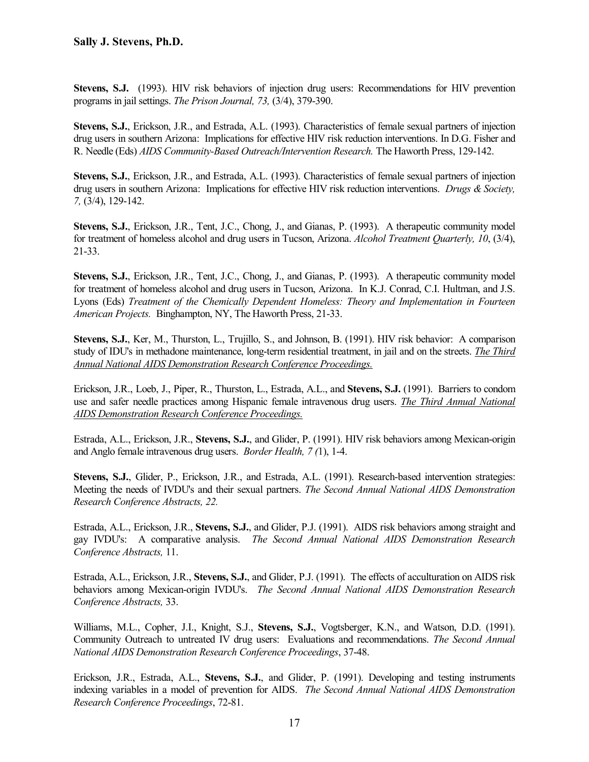**Stevens, S.J.** (1993). HIV risk behaviors of injection drug users: Recommendations for HIV prevention programs in jail settings. *The Prison Journal, 73,* (3/4), 379-390.

**Stevens, S.J.**, Erickson, J.R., and Estrada, A.L. (1993). Characteristics of female sexual partners of injection drug users in southern Arizona: Implications for effective HIV risk reduction interventions. In D.G. Fisher and R. Needle (Eds) *AIDS Community-Based Outreach/Intervention Research.* The Haworth Press, 129-142.

**Stevens, S.J.**, Erickson, J.R., and Estrada, A.L. (1993). Characteristics of female sexual partners of injection drug users in southern Arizona: Implications for effective HIV risk reduction interventions. *Drugs & Society, 7,* (3/4), 129-142.

**Stevens, S.J.**, Erickson, J.R., Tent, J.C., Chong, J., and Gianas, P. (1993). A therapeutic community model for treatment of homeless alcohol and drug users in Tucson, Arizona. *Alcohol Treatment Quarterly, 10*, (3/4), 21-33.

**Stevens, S.J.**, Erickson, J.R., Tent, J.C., Chong, J., and Gianas, P. (1993). A therapeutic community model for treatment of homeless alcohol and drug users in Tucson, Arizona. In K.J. Conrad, C.I. Hultman, and J.S. Lyons (Eds) *Treatment of the Chemically Dependent Homeless: Theory and Implementation in Fourteen American Projects.* Binghampton, NY, The Haworth Press, 21-33.

**Stevens, S.J.**, Ker, M., Thurston, L., Trujillo, S., and Johnson, B. (1991). HIV risk behavior: A comparison study of IDU's in methadone maintenance, long-term residential treatment, in jail and on the streets. *The Third Annual National AIDS Demonstration Research Conference Proceedings.*

Erickson, J.R., Loeb, J., Piper, R., Thurston, L., Estrada, A.L., and **Stevens, S.J.** (1991). Barriers to condom use and safer needle practices among Hispanic female intravenous drug users. *The Third Annual National AIDS Demonstration Research Conference Proceedings.*

Estrada, A.L., Erickson, J.R., **Stevens, S.J.**, and Glider, P. (1991). HIV risk behaviors among Mexican-origin and Anglo female intravenous drug users. *Border Health, 7 (*1), 1-4.

**Stevens, S.J.**, Glider, P., Erickson, J.R., and Estrada, A.L. (1991). Research-based intervention strategies: Meeting the needs of IVDU's and their sexual partners. *The Second Annual National AIDS Demonstration Research Conference Abstracts, 22.*

Estrada, A.L., Erickson, J.R., **Stevens, S.J.**, and Glider, P.J. (1991). AIDS risk behaviors among straight and gay IVDU's: A comparative analysis. *The Second Annual National AIDS Demonstration Research Conference Abstracts,* 11.

Estrada, A.L., Erickson, J.R., **Stevens, S.J.**, and Glider, P.J. (1991). The effects of acculturation on AIDS risk behaviors among Mexican-origin IVDU's. *The Second Annual National AIDS Demonstration Research Conference Abstracts,* 33.

Williams, M.L., Copher, J.I., Knight, S.J., **Stevens, S.J.**, Vogtsberger, K.N., and Watson, D.D. (1991). Community Outreach to untreated IV drug users: Evaluations and recommendations. *The Second Annual National AIDS Demonstration Research Conference Proceedings*, 37-48.

Erickson, J.R., Estrada, A.L., **Stevens, S.J.**, and Glider, P. (1991). Developing and testing instruments indexing variables in a model of prevention for AIDS. *The Second Annual National AIDS Demonstration Research Conference Proceedings*, 72-81.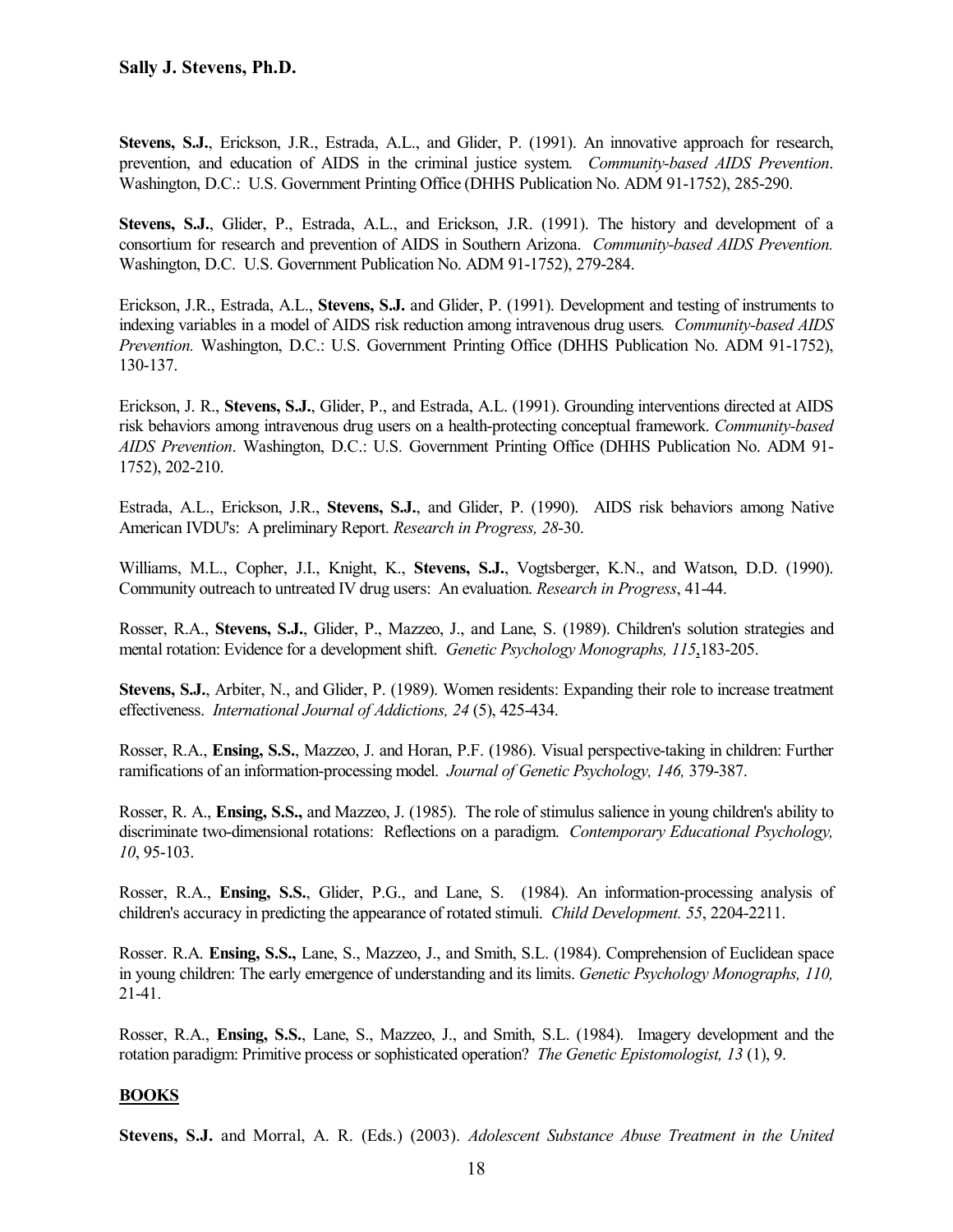**Stevens, S.J.**, Erickson, J.R., Estrada, A.L., and Glider, P. (1991). An innovative approach for research, prevention, and education of AIDS in the criminal justice system. *Community-based AIDS Prevention*. Washington, D.C.: U.S. Government Printing Office (DHHS Publication No. ADM 91-1752), 285-290.

**Stevens, S.J.**, Glider, P., Estrada, A.L., and Erickson, J.R. (1991). The history and development of a consortium for research and prevention of AIDS in Southern Arizona. *Community-based AIDS Prevention.* Washington, D.C. U.S. Government Publication No. ADM 91-1752), 279-284.

Erickson, J.R., Estrada, A.L., **Stevens, S.J.** and Glider, P. (1991). Development and testing of instruments to indexing variables in a model of AIDS risk reduction among intravenous drug users*. Community-based AIDS Prevention.* Washington, D.C.: U.S. Government Printing Office (DHHS Publication No. ADM 91-1752), 130-137.

Erickson, J. R., **Stevens, S.J.**, Glider, P., and Estrada, A.L. (1991). Grounding interventions directed at AIDS risk behaviors among intravenous drug users on a health-protecting conceptual framework. *Community-based AIDS Prevention*. Washington, D.C.: U.S. Government Printing Office (DHHS Publication No. ADM 91-1752), 202-210.

Estrada, A.L., Erickson, J.R., **Stevens, S.J.**, and Glider, P. (1990). AIDS risk behaviors among Native American IVDU's: A preliminary Report. *Research in Progress, 28*-30.

Williams, M.L., Copher, J.I., Knight, K., **Stevens, S.J.**, Vogtsberger, K.N., and Watson, D.D. (1990). Community outreach to untreated IV drug users: An evaluation. *Research in Progress*, 41-44.

Rosser, R.A., **Stevens, S.J.**, Glider, P., Mazzeo, J., and Lane, S. (1989). Children's solution strategies and mental rotation: Evidence for a development shift. *Genetic Psychology Monographs, 115*,183-205.

**Stevens, S.J.**, Arbiter, N., and Glider, P. (1989). Women residents: Expanding their role to increase treatment effectiveness. *International Journal of Addictions, 24* (5), 425-434.

Rosser, R.A., **Ensing, S.S.**, Mazzeo, J. and Horan, P.F. (1986). Visual perspective-taking in children: Further ramifications of an information-processing model. *Journal of Genetic Psychology, 146,* 379-387.

Rosser, R. A., **Ensing, S.S.,** and Mazzeo, J. (1985). The role of stimulus salience in young children's ability to discriminate two-dimensional rotations: Reflections on a paradigm. *Contemporary Educational Psychology, 10*, 95-103.

Rosser, R.A., **Ensing, S.S.**, Glider, P.G., and Lane, S. (1984). An information-processing analysis of children's accuracy in predicting the appearance of rotated stimuli. *Child Development. 55*, 2204-2211.

Rosser. R.A. **Ensing, S.S.,** Lane, S., Mazzeo, J., and Smith, S.L. (1984). Comprehension of Euclidean space in young children: The early emergence of understanding and its limits. *Genetic Psychology Monographs, 110,* 21-41.

Rosser, R.A., **Ensing, S.S.**, Lane, S., Mazzeo, J., and Smith, S.L. (1984). Imagery development and the rotation paradigm: Primitive process or sophisticated operation? *The Genetic Epistomologist, 13* (1), 9.

## BOOKS

**Stevens, S.J.** and Morral, A. R. (Eds.) (2003). *Adolescent Substance Abuse Treatment in the United*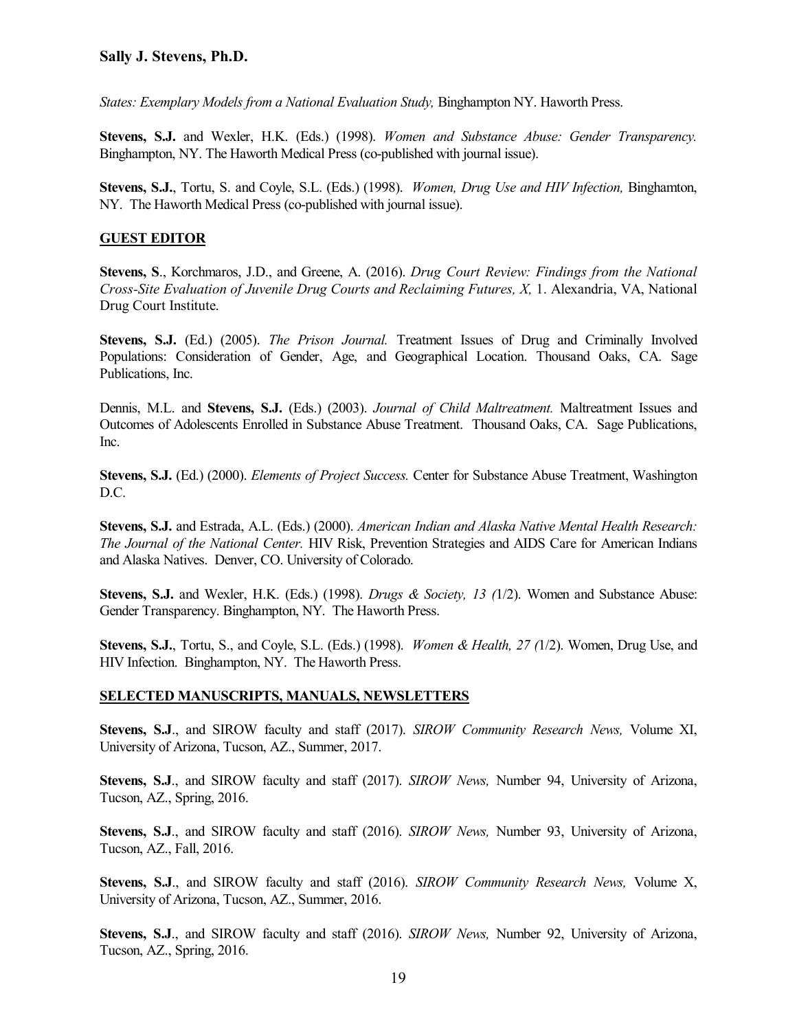*States: Exemplary Models from a National Evaluation Study,* Binghampton NY. Haworth Press.

**Stevens, S.J.** and Wexler, H.K. (Eds.) (1998). *Women and Substance Abuse: Gender Transparency.* Binghampton, NY. The Haworth Medical Press (co-published with journal issue).

**Stevens, S.J.**, Tortu, S. and Coyle, S.L. (Eds.) (1998). *Women, Drug Use and HIV Infection,* Binghamton, NY. The Haworth Medical Press (co-published with journal issue).

## GUEST EDITOR

**Stevens, S**., Korchmaros, J.D., and Greene, A. (2016). *Drug Court Review: Findings from the National Cross-Site Evaluation of Juvenile Drug Courts and Reclaiming Futures, X,* 1. Alexandria, VA, National Drug Court Institute.

**Stevens, S.J.** (Ed.) (2005). *The Prison Journal.* Treatment Issues of Drug and Criminally Involved Populations: Consideration of Gender, Age, and Geographical Location. Thousand Oaks, CA. Sage Publications, Inc.

Dennis, M.L. and **Stevens, S.J.** (Eds.) (2003). *Journal of Child Maltreatment.* Maltreatment Issues and Outcomes of Adolescents Enrolled in Substance Abuse Treatment. Thousand Oaks, CA. Sage Publications, Inc.

**Stevens, S.J.** (Ed.) (2000). *Elements of Project Success.* Center for Substance Abuse Treatment, Washington D.C.

**Stevens, S.J.** and Estrada, A.L. (Eds.) (2000). *American Indian and Alaska Native Mental Health Research: The Journal of the National Center.* HIV Risk, Prevention Strategies and AIDS Care for American Indians and Alaska Natives. Denver, CO. University of Colorado.

**Stevens, S.J.** and Wexler, H.K. (Eds.) (1998). *Drugs & Society, 13 (*1/2). Women and Substance Abuse: Gender Transparency. Binghampton, NY. The Haworth Press.

**Stevens, S.J.**, Tortu, S., and Coyle, S.L. (Eds.) (1998). *Women & Health, 27 (*1/2). Women, Drug Use, and HIV Infection. Binghampton, NY. The Haworth Press.

## SELECTED MANUSCRIPTS, MANUALS, NEWSLETTERS

**Stevens, S.J**., and SIROW faculty and staff (2017). *SIROW Community Research News,* Volume XI, University of Arizona, Tucson, AZ., Summer, 2017.

**Stevens, S.J**., and SIROW faculty and staff (2017). *SIROW News,* Number 94, University of Arizona, Tucson, AZ., Spring, 2016.

**Stevens, S.J**., and SIROW faculty and staff (2016). *SIROW News,* Number 93, University of Arizona, Tucson, AZ., Fall, 2016.

**Stevens, S.J**., and SIROW faculty and staff (2016). *SIROW Community Research News,* Volume X, University of Arizona, Tucson, AZ., Summer, 2016.

**Stevens, S.J**., and SIROW faculty and staff (2016). *SIROW News,* Number 92, University of Arizona, Tucson, AZ., Spring, 2016.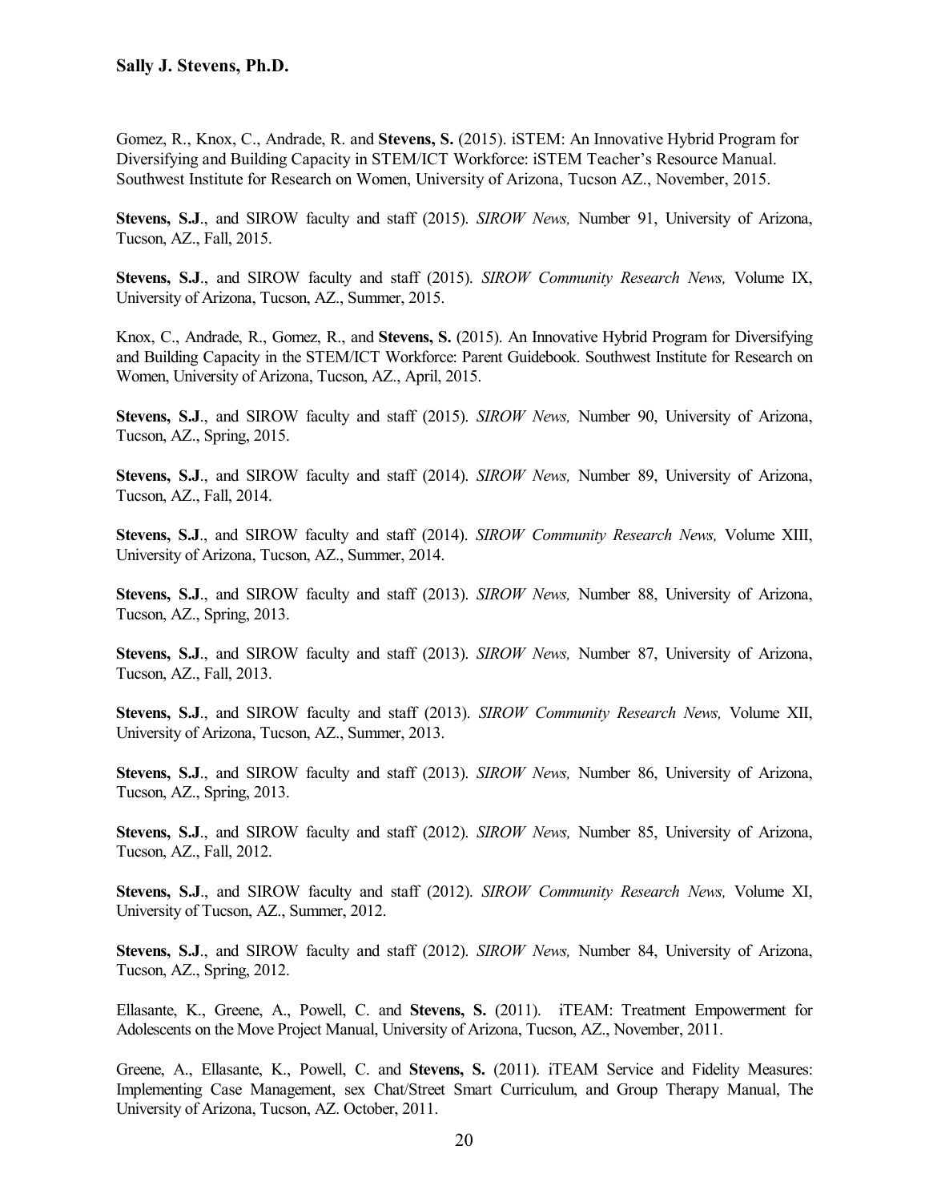Gomez, R., Knox, C., Andrade, R. and **Stevens, S.** (2015). iSTEM: An Innovative Hybrid Program for Diversifying and Building Capacity in STEM/ICT Workforce: iSTEM Teacher's Resource Manual. Southwest Institute for Research on Women, University of Arizona, Tucson AZ., November, 2015.

**Stevens, S.J**., and SIROW faculty and staff (2015). *SIROW News,* Number 91, University of Arizona, Tucson, AZ., Fall, 2015.

**Stevens, S.J**., and SIROW faculty and staff (2015). *SIROW Community Research News,* Volume IX, University of Arizona, Tucson, AZ., Summer, 2015.

Knox, C., Andrade, R., Gomez, R., and **Stevens, S.** (2015). An Innovative Hybrid Program for Diversifying and Building Capacity in the STEM/ICT Workforce: Parent Guidebook. Southwest Institute for Research on Women, University of Arizona, Tucson, AZ., April, 2015.

**Stevens, S.J**., and SIROW faculty and staff (2015). *SIROW News,* Number 90, University of Arizona, Tucson, AZ., Spring, 2015.

**Stevens, S.J**., and SIROW faculty and staff (2014). *SIROW News,* Number 89, University of Arizona, Tucson, AZ., Fall, 2014.

**Stevens, S.J**., and SIROW faculty and staff (2014). *SIROW Community Research News,* Volume XIII, University of Arizona, Tucson, AZ., Summer, 2014.

**Stevens, S.J**., and SIROW faculty and staff (2013). *SIROW News,* Number 88, University of Arizona, Tucson, AZ., Spring, 2013.

**Stevens, S.J**., and SIROW faculty and staff (2013). *SIROW News,* Number 87, University of Arizona, Tucson, AZ., Fall, 2013.

**Stevens, S.J**., and SIROW faculty and staff (2013). *SIROW Community Research News,* Volume XII, University of Arizona, Tucson, AZ., Summer, 2013.

**Stevens, S.J**., and SIROW faculty and staff (2013). *SIROW News,* Number 86, University of Arizona, Tucson, AZ., Spring, 2013.

**Stevens, S.J**., and SIROW faculty and staff (2012). *SIROW News,* Number 85, University of Arizona, Tucson, AZ., Fall, 2012.

**Stevens, S.J**., and SIROW faculty and staff (2012). *SIROW Community Research News,* Volume XI, University of Tucson, AZ., Summer, 2012.

**Stevens, S.J**., and SIROW faculty and staff (2012). *SIROW News,* Number 84, University of Arizona, Tucson, AZ., Spring, 2012.

Ellasante, K., Greene, A., Powell, C. and **Stevens, S.** (2011). iTEAM: Treatment Empowerment for Adolescents on the Move Project Manual, University of Arizona, Tucson, AZ., November, 2011.

Greene, A., Ellasante, K., Powell, C. and **Stevens, S.** (2011). iTEAM Service and Fidelity Measures: Implementing Case Management, sex Chat/Street Smart Curriculum, and Group Therapy Manual, The University of Arizona, Tucson, AZ. October, 2011.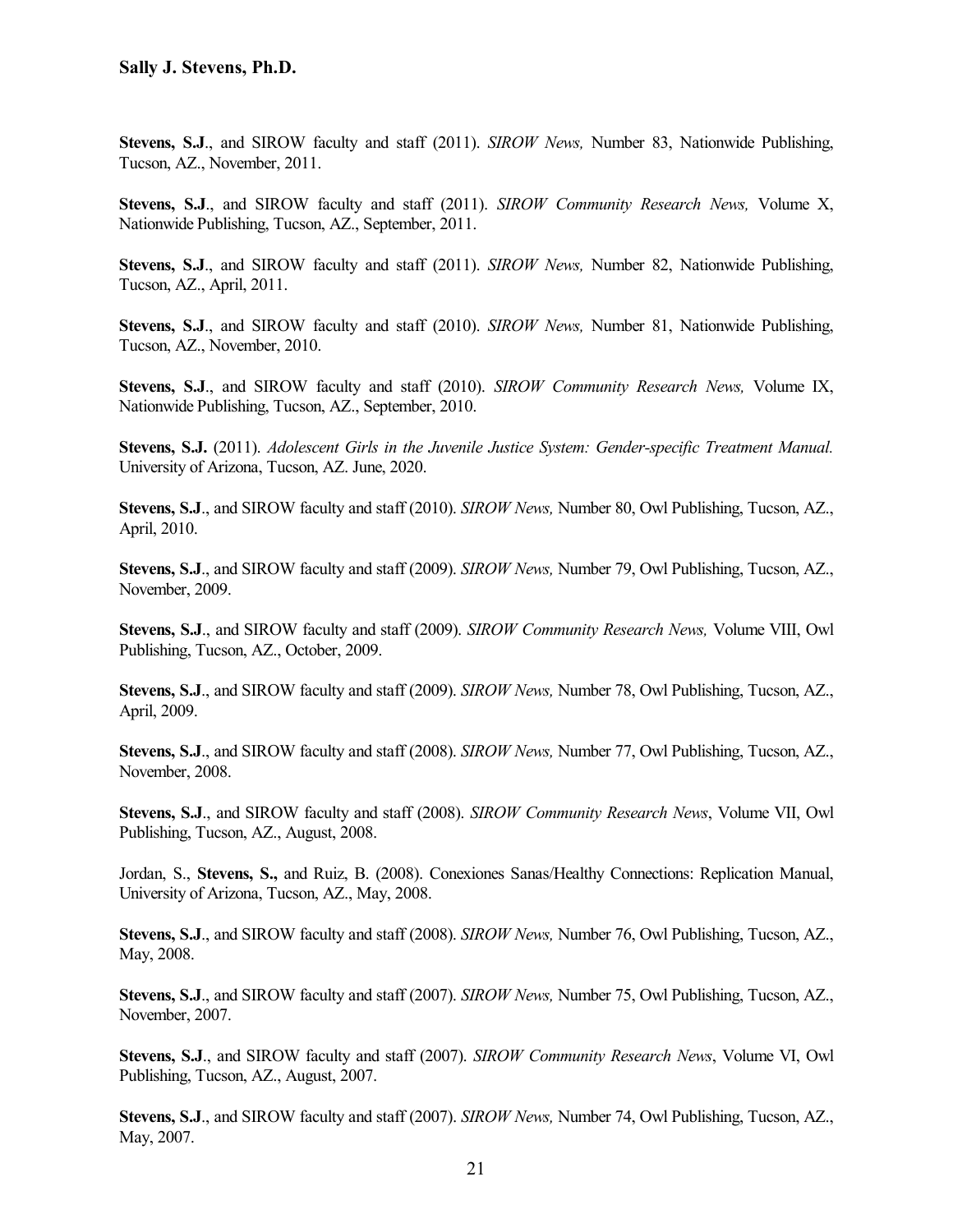**Stevens, S.J**., and SIROW faculty and staff (2011). *SIROW News,* Number 83, Nationwide Publishing, Tucson, AZ., November, 2011.

**Stevens, S.J**., and SIROW faculty and staff (2011). *SIROW Community Research News,* Volume X, Nationwide Publishing, Tucson, AZ., September, 2011.

**Stevens, S.J**., and SIROW faculty and staff (2011). *SIROW News,* Number 82, Nationwide Publishing, Tucson, AZ., April, 2011.

**Stevens, S.J**., and SIROW faculty and staff (2010). *SIROW News,* Number 81, Nationwide Publishing, Tucson, AZ., November, 2010.

**Stevens, S.J**., and SIROW faculty and staff (2010). *SIROW Community Research News,* Volume IX, Nationwide Publishing, Tucson, AZ., September, 2010.

**Stevens, S.J.** (2011). *Adolescent Girls in the Juvenile Justice System: Gender-specific Treatment Manual.* University of Arizona, Tucson, AZ. June, 2020.

**Stevens, S.J**., and SIROW faculty and staff (2010). *SIROW News,* Number 80, Owl Publishing, Tucson, AZ., April, 2010.

**Stevens, S.J**., and SIROW faculty and staff (2009). *SIROW News,* Number 79, Owl Publishing, Tucson, AZ., November, 2009.

**Stevens, S.J**., and SIROW faculty and staff (2009). *SIROW Community Research News,* Volume VIII, Owl Publishing, Tucson, AZ., October, 2009.

**Stevens, S.J**., and SIROW faculty and staff (2009). *SIROW News,* Number 78, Owl Publishing, Tucson, AZ., April, 2009.

**Stevens, S.J**., and SIROW faculty and staff (2008). *SIROW News,* Number 77, Owl Publishing, Tucson, AZ., November, 2008.

**Stevens, S.J**., and SIROW faculty and staff (2008). *SIROW Community Research News*, Volume VII, Owl Publishing, Tucson, AZ., August, 2008.

Jordan, S., **Stevens, S.,** and Ruiz, B. (2008). Conexiones Sanas/Healthy Connections: Replication Manual, University of Arizona, Tucson, AZ., May, 2008.

**Stevens, S.J**., and SIROW faculty and staff (2008). *SIROW News,* Number 76, Owl Publishing, Tucson, AZ., May, 2008.

**Stevens, S.J**., and SIROW faculty and staff (2007). *SIROW News,* Number 75, Owl Publishing, Tucson, AZ., November, 2007.

**Stevens, S.J**., and SIROW faculty and staff (2007). *SIROW Community Research News*, Volume VI, Owl Publishing, Tucson, AZ., August, 2007.

**Stevens, S.J**., and SIROW faculty and staff (2007). *SIROW News,* Number 74, Owl Publishing, Tucson, AZ., May, 2007.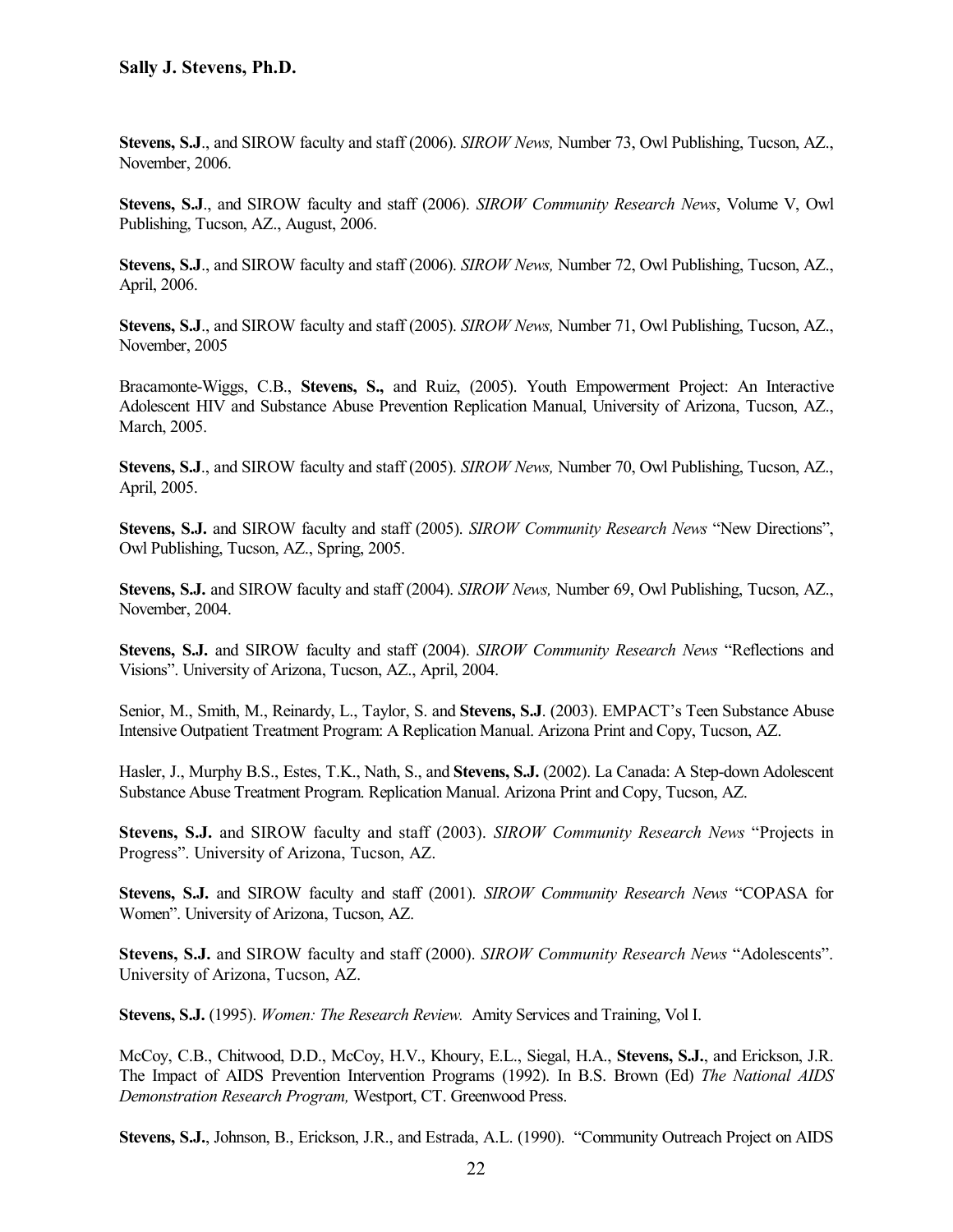**Stevens, S.J**., and SIROW faculty and staff (2006). *SIROW News,* Number 73, Owl Publishing, Tucson, AZ., November, 2006.

**Stevens, S.J**., and SIROW faculty and staff (2006). *SIROW Community Research News*, Volume V, Owl Publishing, Tucson, AZ., August, 2006.

**Stevens, S.J**., and SIROW faculty and staff (2006). *SIROW News,* Number 72, Owl Publishing, Tucson, AZ., April, 2006.

**Stevens, S.J**., and SIROW faculty and staff (2005). *SIROW News,* Number 71, Owl Publishing, Tucson, AZ., November, 2005

Bracamonte-Wiggs, C.B., **Stevens, S.,** and Ruiz, (2005). Youth Empowerment Project: An Interactive Adolescent HIV and Substance Abuse Prevention Replication Manual, University of Arizona, Tucson, AZ., March, 2005.

**Stevens, S.J**., and SIROW faculty and staff (2005). *SIROW News,* Number 70, Owl Publishing, Tucson, AZ., April, 2005.

**Stevens, S.J.** and SIROW faculty and staff (2005). *SIROW Community Research News* "New Directions", Owl Publishing, Tucson, AZ., Spring, 2005.

**Stevens, S.J.** and SIROW faculty and staff (2004). *SIROW News,* Number 69, Owl Publishing, Tucson, AZ., November, 2004.

**Stevens, S.J.** and SIROW faculty and staff (2004). *SIROW Community Research News* "Reflections and Visions". University of Arizona, Tucson, AZ., April, 2004.

Senior, M., Smith, M., Reinardy, L., Taylor, S. and **Stevens, S.J**. (2003). EMPACT's Teen Substance Abuse Intensive Outpatient Treatment Program: A Replication Manual. Arizona Print and Copy, Tucson, AZ.

Hasler, J., Murphy B.S., Estes, T.K., Nath, S., and **Stevens, S.J.** (2002). La Canada: A Step-down Adolescent Substance Abuse Treatment Program. Replication Manual. Arizona Print and Copy, Tucson, AZ.

**Stevens, S.J.** and SIROW faculty and staff (2003). *SIROW Community Research News* "Projects in Progress". University of Arizona, Tucson, AZ.

**Stevens, S.J.** and SIROW faculty and staff (2001). *SIROW Community Research News* "COPASA for Women". University of Arizona, Tucson, AZ.

**Stevens, S.J.** and SIROW faculty and staff (2000). *SIROW Community Research News* "Adolescents". University of Arizona, Tucson, AZ.

**Stevens, S.J.** (1995). *Women: The Research Review.* Amity Services and Training, Vol I.

McCoy, C.B., Chitwood, D.D., McCoy, H.V., Khoury, E.L., Siegal, H.A., **Stevens, S.J.**, and Erickson, J.R. The Impact of AIDS Prevention Intervention Programs (1992). In B.S. Brown (Ed) *The National AIDS Demonstration Research Program,* Westport, CT. Greenwood Press.

**Stevens, S.J.**, Johnson, B., Erickson, J.R., and Estrada, A.L. (1990). "Community Outreach Project on AIDS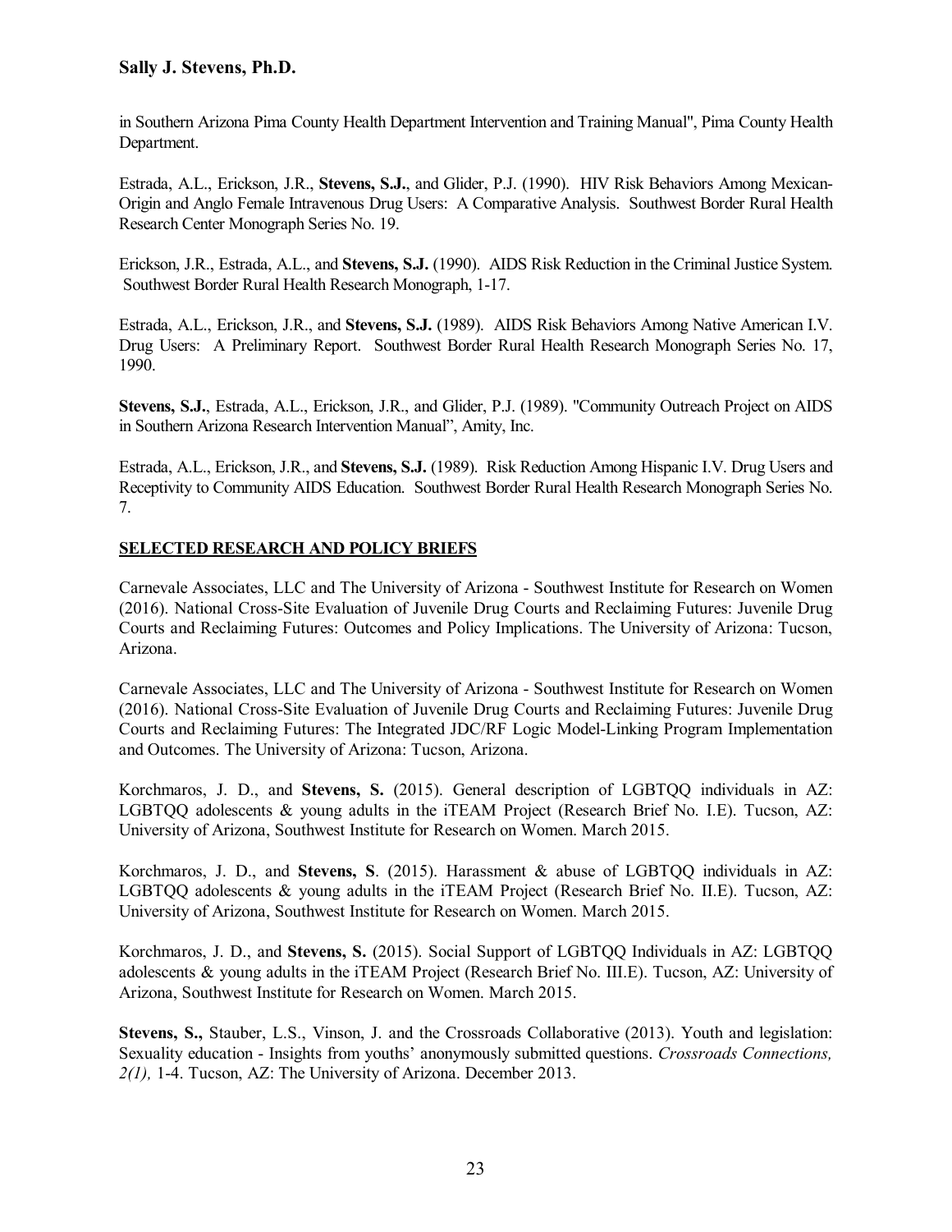in Southern Arizona Pima County Health Department Intervention and Training Manual", Pima County Health Department.

Estrada, A.L., Erickson, J.R., **Stevens, S.J.**, and Glider, P.J. (1990). HIV Risk Behaviors Among Mexican-Origin and Anglo Female Intravenous Drug Users: A Comparative Analysis. Southwest Border Rural Health Research Center Monograph Series No. 19.

Erickson, J.R., Estrada, A.L., and **Stevens, S.J.** (1990). AIDS Risk Reduction in the Criminal Justice System. Southwest Border Rural Health Research Monograph, 1-17.

Estrada, A.L., Erickson, J.R., and **Stevens, S.J.** (1989). AIDS Risk Behaviors Among Native American I.V. Drug Users: A Preliminary Report. Southwest Border Rural Health Research Monograph Series No. 17, 1990.

**Stevens, S.J.**, Estrada, A.L., Erickson, J.R., and Glider, P.J. (1989). "Community Outreach Project on AIDS in Southern Arizona Research Intervention Manual", Amity, Inc.

Estrada, A.L., Erickson, J.R., and **Stevens, S.J.** (1989). Risk Reduction Among Hispanic I.V. Drug Users and Receptivity to Community AIDS Education. Southwest Border Rural Health Research Monograph Series No. 7.

## SELECTED RESEARCH AND POLICY BRIEFS

Carnevale Associates, LLC and The University of Arizona - Southwest Institute for Research on Women (2016). National Cross-Site Evaluation of Juvenile Drug Courts and Reclaiming Futures: Juvenile Drug Courts and Reclaiming Futures: Outcomes and Policy Implications. The University of Arizona: Tucson, Arizona.

Carnevale Associates, LLC and The University of Arizona - Southwest Institute for Research on Women (2016). National Cross-Site Evaluation of Juvenile Drug Courts and Reclaiming Futures: Juvenile Drug Courts and Reclaiming Futures: The Integrated JDC/RF Logic Model-Linking Program Implementation and Outcomes. The University of Arizona: Tucson, Arizona.

Korchmaros, J. D., and **Stevens, S.** (2015). General description of LGBTQQ individuals in AZ: LGBTQQ adolescents & young adults in the iTEAM Project (Research Brief No. I.E). Tucson, AZ: University of Arizona, Southwest Institute for Research on Women. March 2015.

Korchmaros, J. D., and **Stevens, S**. (2015). Harassment & abuse of LGBTQQ individuals in AZ: LGBTQQ adolescents & young adults in the iTEAM Project (Research Brief No. II.E). Tucson, AZ: University of Arizona, Southwest Institute for Research on Women. March 2015.

Korchmaros, J. D., and **Stevens, S.** (2015). Social Support of LGBTQQ Individuals in AZ: LGBTQQ adolescents & young adults in the iTEAM Project (Research Brief No. III.E). Tucson, AZ: University of Arizona, Southwest Institute for Research on Women. March 2015.

**Stevens, S.,** Stauber, L.S., Vinson, J. and the Crossroads Collaborative (2013). Youth and legislation: Sexuality education - Insights from youths' anonymously submitted questions. *Crossroads Connections, 2(1),* 1-4. Tucson, AZ: The University of Arizona. December 2013.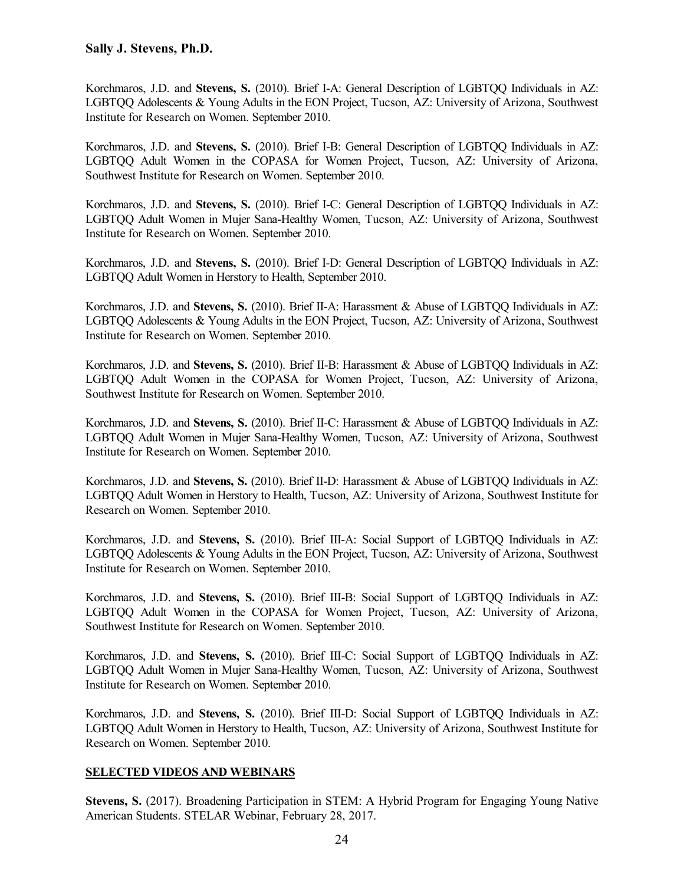Korchmaros, J.D. and **Stevens, S.** (2010). Brief I-A: General Description of LGBTQQ Individuals in AZ: LGBTQQ Adolescents & Young Adults in the EON Project, Tucson, AZ: University of Arizona, Southwest Institute for Research on Women. September 2010.

Korchmaros, J.D. and **Stevens, S.** (2010). Brief I-B: General Description of LGBTQQ Individuals in AZ: LGBTQQ Adult Women in the COPASA for Women Project, Tucson, AZ: University of Arizona, Southwest Institute for Research on Women. September 2010.

Korchmaros, J.D. and **Stevens, S.** (2010). Brief I-C: General Description of LGBTQQ Individuals in AZ: LGBTQQ Adult Women in Mujer Sana-Healthy Women, Tucson, AZ: University of Arizona, Southwest Institute for Research on Women. September 2010.

Korchmaros, J.D. and **Stevens, S.** (2010). Brief I-D: General Description of LGBTQQ Individuals in AZ: LGBTQQ Adult Women in Herstory to Health, September 2010.

Korchmaros, J.D. and **Stevens, S.** (2010). Brief II-A: Harassment & Abuse of LGBTQQ Individuals in AZ: LGBTQQ Adolescents & Young Adults in the EON Project, Tucson, AZ: University of Arizona, Southwest Institute for Research on Women. September 2010.

Korchmaros, J.D. and **Stevens, S.** (2010). Brief II-B: Harassment & Abuse of LGBTQQ Individuals in AZ: LGBTQQ Adult Women in the COPASA for Women Project, Tucson, AZ: University of Arizona, Southwest Institute for Research on Women. September 2010.

Korchmaros, J.D. and **Stevens, S.** (2010). Brief II-C: Harassment & Abuse of LGBTQQ Individuals in AZ: LGBTQQ Adult Women in Mujer Sana-Healthy Women, Tucson, AZ: University of Arizona, Southwest Institute for Research on Women. September 2010.

Korchmaros, J.D. and **Stevens, S.** (2010). Brief II-D: Harassment & Abuse of LGBTQQ Individuals in AZ: LGBTQQ Adult Women in Herstory to Health, Tucson, AZ: University of Arizona, Southwest Institute for Research on Women. September 2010.

Korchmaros, J.D. and **Stevens, S.** (2010). Brief III-A: Social Support of LGBTQQ Individuals in AZ: LGBTQQ Adolescents & Young Adults in the EON Project, Tucson, AZ: University of Arizona, Southwest Institute for Research on Women. September 2010.

Korchmaros, J.D. and **Stevens, S.** (2010). Brief III-B: Social Support of LGBTQQ Individuals in AZ: LGBTQQ Adult Women in the COPASA for Women Project, Tucson, AZ: University of Arizona, Southwest Institute for Research on Women. September 2010.

Korchmaros, J.D. and **Stevens, S.** (2010). Brief III-C: Social Support of LGBTQQ Individuals in AZ: LGBTQQ Adult Women in Mujer Sana-Healthy Women, Tucson, AZ: University of Arizona, Southwest Institute for Research on Women. September 2010.

Korchmaros, J.D. and **Stevens, S.** (2010). Brief III-D: Social Support of LGBTQQ Individuals in AZ: LGBTQQ Adult Women in Herstory to Health, Tucson, AZ: University of Arizona, Southwest Institute for Research on Women. September 2010.

## SELECTED VIDEOS AND WEBINARS

**Stevens, S.** (2017). Broadening Participation in STEM: A Hybrid Program for Engaging Young Native American Students. STELAR Webinar, February 28, 2017.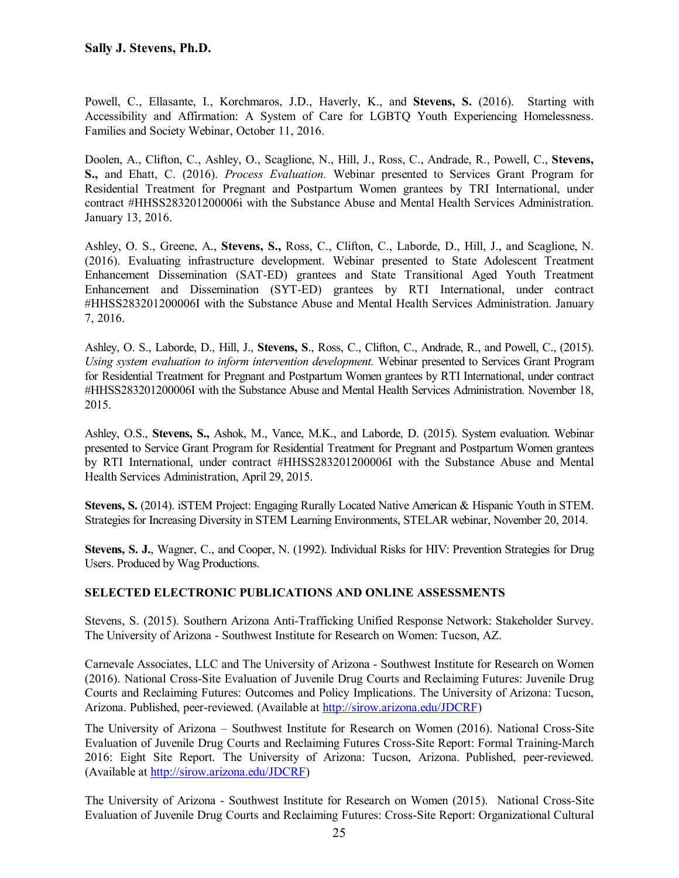Powell, C., Ellasante, I., Korchmaros, J.D., Haverly, K., and **Stevens, S.** (2016). Starting with Accessibility and Affirmation: A System of Care for LGBTQ Youth Experiencing Homelessness. Families and Society Webinar, October 11, 2016.

Doolen, A., Clifton, C., Ashley, O., Scaglione, N., Hill, J., Ross, C., Andrade, R., Powell, C., **Stevens, S.,** and Ehatt, C. (2016). *Process Evaluation.* Webinar presented to Services Grant Program for Residential Treatment for Pregnant and Postpartum Women grantees by TRI International, under contract #HHSS283201200006i with the Substance Abuse and Mental Health Services Administration. January 13, 2016.

Ashley, O. S., Greene, A., **Stevens, S.,** Ross, C., Clifton, C., Laborde, D., Hill, J., and Scaglione, N. (2016). Evaluating infrastructure development. Webinar presented to State Adolescent Treatment Enhancement Dissemination (SAT-ED) grantees and State Transitional Aged Youth Treatment Enhancement and Dissemination (SYT-ED) grantees by RTI International, under contract #HHSS283201200006I with the Substance Abuse and Mental Health Services Administration. January 7, 2016.

Ashley, O. S., Laborde, D., Hill, J., **Stevens, S**., Ross, C., Clifton, C., Andrade, R., and Powell, C., (2015). *Using system evaluation to inform intervention development.* Webinar presented to Services Grant Program for Residential Treatment for Pregnant and Postpartum Women grantees by RTI International, under contract #HHSS283201200006I with the Substance Abuse and Mental Health Services Administration. November 18, 2015.

Ashley, O.S., **Stevens, S.,** Ashok, M., Vance, M.K., and Laborde, D. (2015). System evaluation. Webinar presented to Service Grant Program for Residential Treatment for Pregnant and Postpartum Women grantees by RTI International, under contract #HHSS283201200006I with the Substance Abuse and Mental Health Services Administration, April 29, 2015.

**Stevens, S.** (2014). iSTEM Project: Engaging Rurally Located Native American & Hispanic Youth in STEM. Strategies for Increasing Diversity in STEM Learning Environments, STELAR webinar, November 20, 2014.

**Stevens, S. J.**, Wagner, C., and Cooper, N. (1992). Individual Risks for HIV: Prevention Strategies for Drug Users. Produced by Wag Productions.

## SELECTED ELECTRONIC PUBLICATIONS AND ONLINE ASSESSMENTS

Stevens, S. (2015). Southern Arizona Anti-Trafficking Unified Response Network: Stakeholder Survey. The University of Arizona - Southwest Institute for Research on Women: Tucson, AZ.

Carnevale Associates, LLC and The University of Arizona - Southwest Institute for Research on Women (2016). National Cross-Site Evaluation of Juvenile Drug Courts and Reclaiming Futures: Juvenile Drug Courts and Reclaiming Futures: Outcomes and Policy Implications. The University of Arizona: Tucson, Arizona. Published, peer-reviewed. (Available at http://sirow.arizona.edu/JDCRF)

The University of Arizona – Southwest Institute for Research on Women (2016). National Cross-Site Evaluation of Juvenile Drug Courts and Reclaiming Futures Cross-Site Report: Formal Training-March 2016: Eight Site Report. The University of Arizona: Tucson, Arizona. Published, peer-reviewed. (Available at http://sirow.arizona.edu/JDCRF)

The University of Arizona - Southwest Institute for Research on Women (2015). National Cross-Site Evaluation of Juvenile Drug Courts and Reclaiming Futures: Cross-Site Report: Organizational Cultural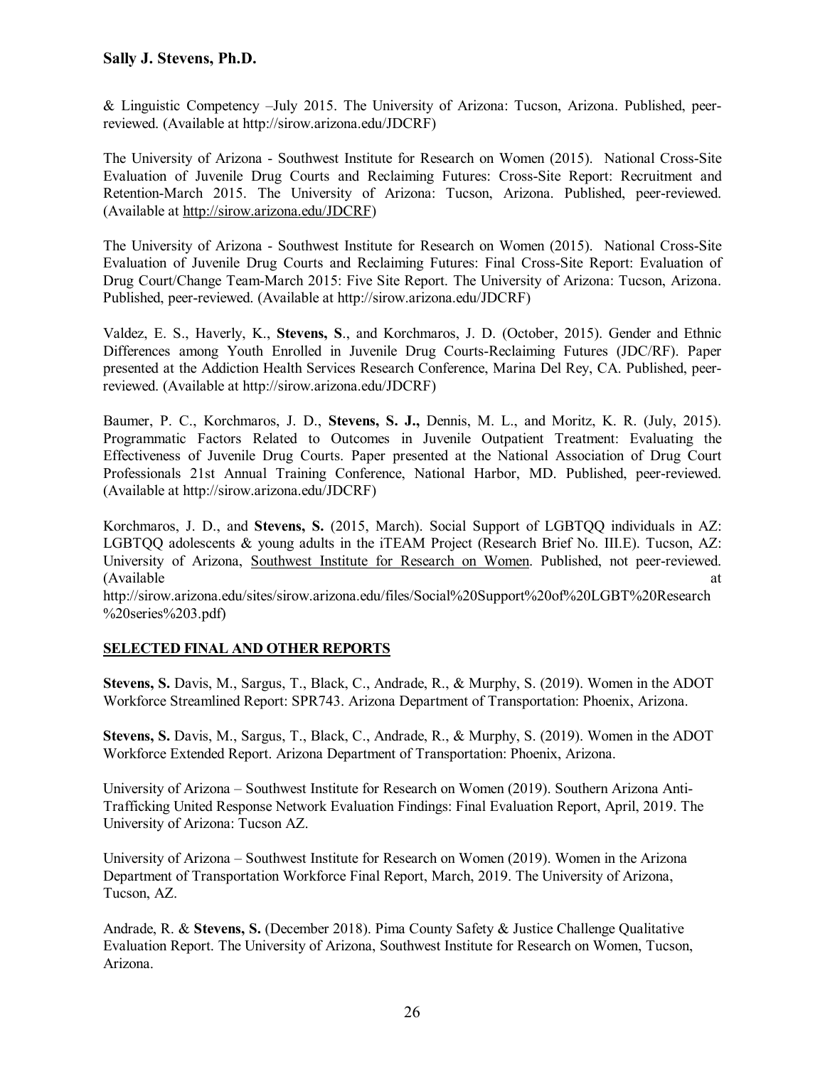& Linguistic Competency –July 2015. The University of Arizona: Tucson, Arizona. Published, peer-reviewed. (Available at http://sirow.arizona.edu/JDCRF)

The University of Arizona - Southwest Institute for Research on Women (2015). National Cross-Site Evaluation of Juvenile Drug Courts and Reclaiming Futures: Cross-Site Report: Recruitment and Retention-March 2015. The University of Arizona: Tucson, Arizona. Published, peer-reviewed. (Available at http://sirow.arizona.edu/JDCRF)

The University of Arizona - Southwest Institute for Research on Women (2015). National Cross-Site Evaluation of Juvenile Drug Courts and Reclaiming Futures: Final Cross-Site Report: Evaluation of Drug Court/Change Team-March 2015: Five Site Report. The University of Arizona: Tucson, Arizona. Published, peer-reviewed. (Available at http://sirow.arizona.edu/JDCRF)

Valdez, E. S., Haverly, K., **Stevens, S**., and Korchmaros, J. D. (October, 2015). Gender and Ethnic Differences among Youth Enrolled in Juvenile Drug Courts-Reclaiming Futures (JDC/RF). Paper presented at the Addiction Health Services Research Conference, Marina Del Rey, CA. Published, peer-reviewed. (Available at http://sirow.arizona.edu/JDCRF)

Baumer, P. C., Korchmaros, J. D., **Stevens, S. J.,** Dennis, M. L., and Moritz, K. R. (July, 2015). Programmatic Factors Related to Outcomes in Juvenile Outpatient Treatment: Evaluating the Effectiveness of Juvenile Drug Courts. Paper presented at the National Association of Drug Court Professionals 21st Annual Training Conference, National Harbor, MD. Published, peer-reviewed. (Available at http://sirow.arizona.edu/JDCRF)

Korchmaros, J. D., and **Stevens, S.** (2015, March). Social Support of LGBTQQ individuals in AZ: LGBTQQ adolescents & young adults in the iTEAM Project (Research Brief No. III.E). Tucson, AZ: University of Arizona, Southwest Institute for Research on Women. Published, not peer-reviewed. (Available at http://sirow.arizona.edu/sites/sirow.arizona.edu/files/Social%20Support%20of%20LGBT%20Research%20series%203.pdf)

## SELECTED FINAL AND OTHER REPORTS

**Stevens, S.** Davis, M., Sargus, T., Black, C., Andrade, R., & Murphy, S. (2019). Women in the ADOT Workforce Streamlined Report: SPR743. Arizona Department of Transportation: Phoenix, Arizona.

**Stevens, S.** Davis, M., Sargus, T., Black, C., Andrade, R., & Murphy, S. (2019). Women in the ADOT Workforce Extended Report. Arizona Department of Transportation: Phoenix, Arizona.

University of Arizona – Southwest Institute for Research on Women (2019). Southern Arizona Anti-Trafficking United Response Network Evaluation Findings: Final Evaluation Report, April, 2019. The University of Arizona: Tucson AZ.

University of Arizona – Southwest Institute for Research on Women (2019). Women in the Arizona Department of Transportation Workforce Final Report, March, 2019. The University of Arizona, Tucson, AZ.

Andrade, R. & **Stevens, S.** (December 2018). Pima County Safety & Justice Challenge Qualitative Evaluation Report. The University of Arizona, Southwest Institute for Research on Women, Tucson, Arizona.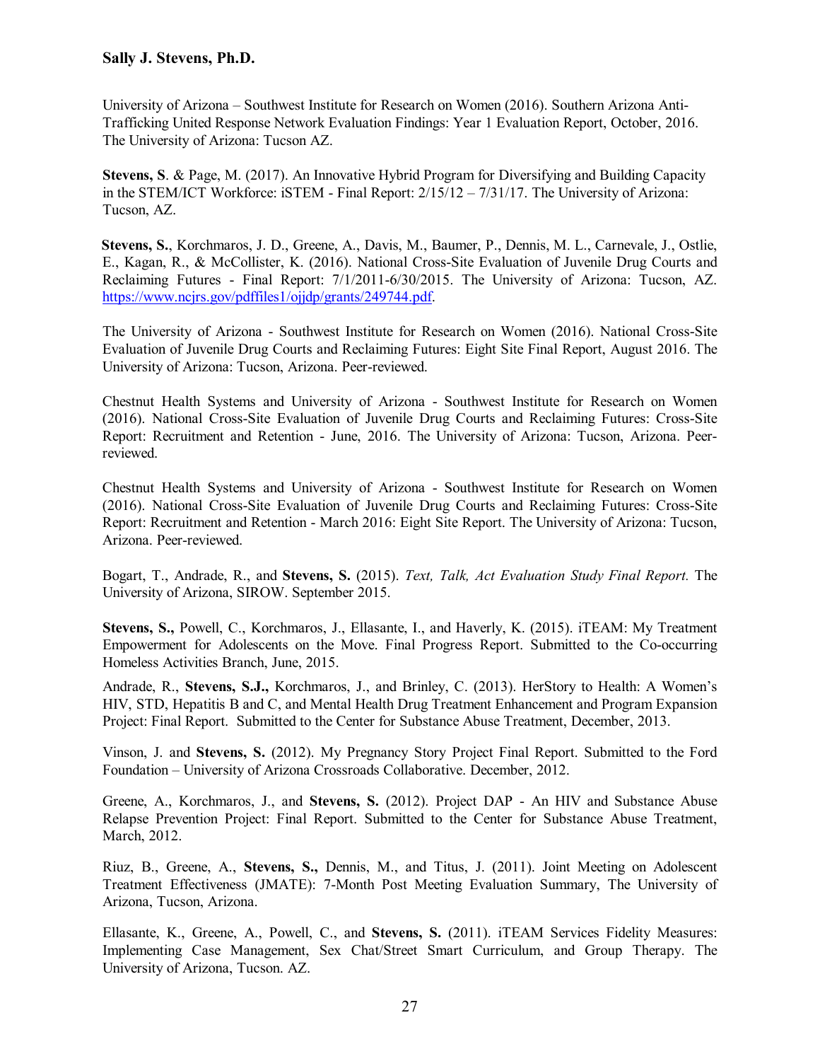University of Arizona – Southwest Institute for Research on Women (2016). Southern Arizona Anti-Trafficking United Response Network Evaluation Findings: Year 1 Evaluation Report, October, 2016. The University of Arizona: Tucson AZ.

**Stevens, S**. & Page, M. (2017). An Innovative Hybrid Program for Diversifying and Building Capacity in the STEM/ICT Workforce: iSTEM - Final Report: 2/15/12 – 7/31/17. The University of Arizona: Tucson, AZ.

**Stevens, S.**, Korchmaros, J. D., Greene, A., Davis, M., Baumer, P., Dennis, M. L., Carnevale, J., Ostlie, E., Kagan, R., & McCollister, K. (2016). National Cross-Site Evaluation of Juvenile Drug Courts and Reclaiming Futures - Final Report: 7/1/2011-6/30/2015. The University of Arizona: Tucson, AZ. https://www.ncjrs.gov/pdffiles1/ojjdp/grants/249744.pdf.

The University of Arizona - Southwest Institute for Research on Women (2016). National Cross-Site Evaluation of Juvenile Drug Courts and Reclaiming Futures: Eight Site Final Report, August 2016. The University of Arizona: Tucson, Arizona. Peer-reviewed.

Chestnut Health Systems and University of Arizona - Southwest Institute for Research on Women (2016). National Cross-Site Evaluation of Juvenile Drug Courts and Reclaiming Futures: Cross-Site Report: Recruitment and Retention - June, 2016. The University of Arizona: Tucson, Arizona. Peer-reviewed.

Chestnut Health Systems and University of Arizona - Southwest Institute for Research on Women (2016). National Cross-Site Evaluation of Juvenile Drug Courts and Reclaiming Futures: Cross-Site Report: Recruitment and Retention - March 2016: Eight Site Report. The University of Arizona: Tucson, Arizona. Peer-reviewed.

Bogart, T., Andrade, R., and **Stevens, S.** (2015). *Text, Talk, Act Evaluation Study Final Report.* The University of Arizona, SIROW. September 2015.

**Stevens, S.,** Powell, C., Korchmaros, J., Ellasante, I., and Haverly, K. (2015). iTEAM: My Treatment Empowerment for Adolescents on the Move. Final Progress Report. Submitted to the Co-occurring Homeless Activities Branch, June, 2015.

Andrade, R., **Stevens, S.J.,** Korchmaros, J., and Brinley, C. (2013). HerStory to Health: A Women's HIV, STD, Hepatitis B and C, and Mental Health Drug Treatment Enhancement and Program Expansion Project: Final Report. Submitted to the Center for Substance Abuse Treatment, December, 2013.

Vinson, J. and **Stevens, S.** (2012). My Pregnancy Story Project Final Report. Submitted to the Ford Foundation – University of Arizona Crossroads Collaborative. December, 2012.

Greene, A., Korchmaros, J., and **Stevens, S.** (2012). Project DAP - An HIV and Substance Abuse Relapse Prevention Project: Final Report. Submitted to the Center for Substance Abuse Treatment, March, 2012.

Riuz, B., Greene, A., **Stevens, S.,** Dennis, M., and Titus, J. (2011). Joint Meeting on Adolescent Treatment Effectiveness (JMATE): 7-Month Post Meeting Evaluation Summary, The University of Arizona, Tucson, Arizona.

Ellasante, K., Greene, A., Powell, C., and **Stevens, S.** (2011). iTEAM Services Fidelity Measures: Implementing Case Management, Sex Chat/Street Smart Curriculum, and Group Therapy. The University of Arizona, Tucson. AZ.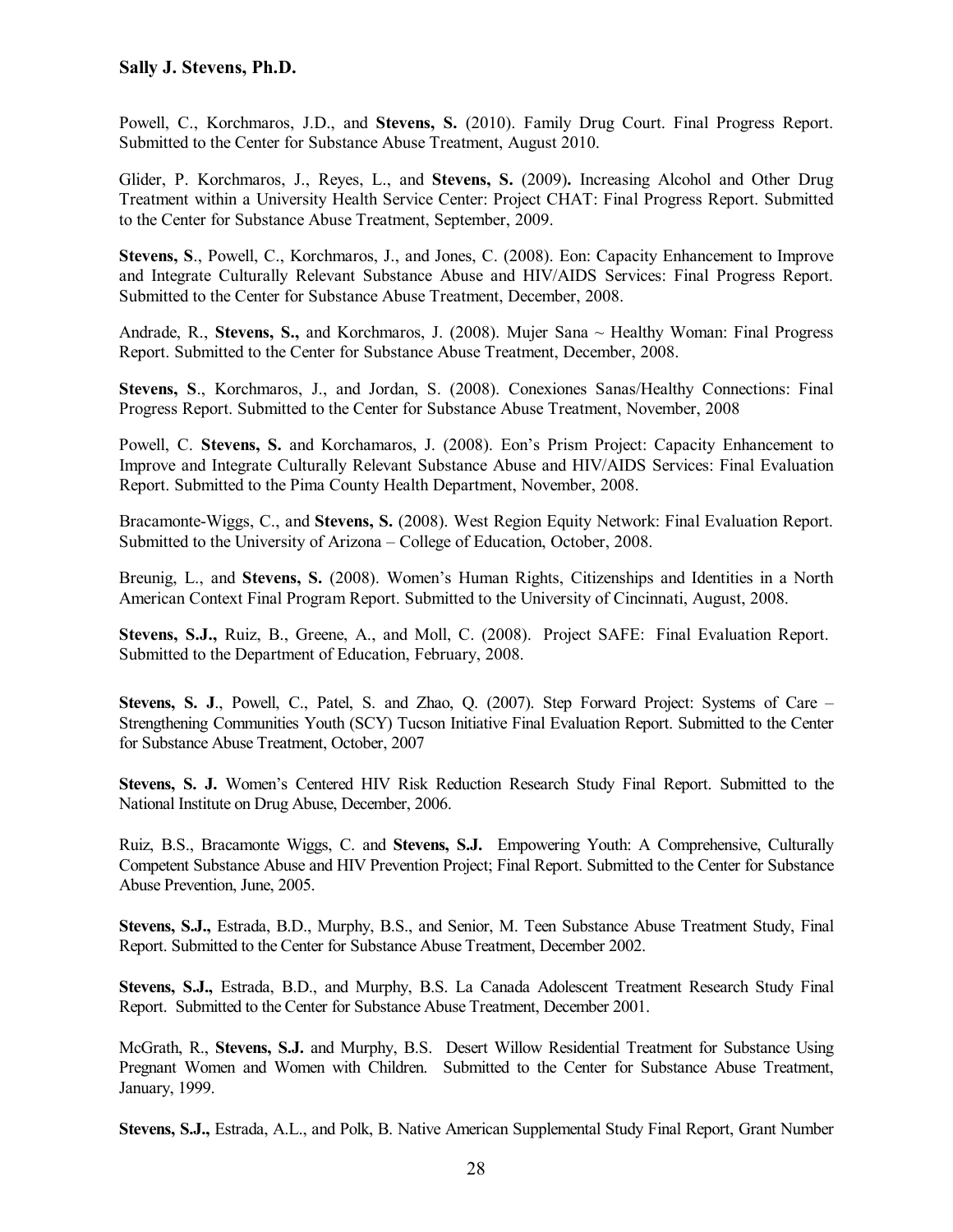Powell, C., Korchmaros, J.D., and **Stevens, S.** (2010). Family Drug Court. Final Progress Report. Submitted to the Center for Substance Abuse Treatment, August 2010.

Glider, P. Korchmaros, J., Reyes, L., and **Stevens, S.** (2009)**.** Increasing Alcohol and Other Drug Treatment within a University Health Service Center: Project CHAT: Final Progress Report. Submitted to the Center for Substance Abuse Treatment, September, 2009.

**Stevens, S**., Powell, C., Korchmaros, J., and Jones, C. (2008). Eon: Capacity Enhancement to Improve and Integrate Culturally Relevant Substance Abuse and HIV/AIDS Services: Final Progress Report. Submitted to the Center for Substance Abuse Treatment, December, 2008.

Andrade, R., **Stevens, S.,** and Korchmaros, J. (2008). Mujer Sana ~ Healthy Woman: Final Progress Report. Submitted to the Center for Substance Abuse Treatment, December, 2008.

**Stevens, S**., Korchmaros, J., and Jordan, S. (2008). Conexiones Sanas/Healthy Connections: Final Progress Report. Submitted to the Center for Substance Abuse Treatment, November, 2008

Powell, C. **Stevens, S.** and Korchamaros, J. (2008). Eon's Prism Project: Capacity Enhancement to Improve and Integrate Culturally Relevant Substance Abuse and HIV/AIDS Services: Final Evaluation Report. Submitted to the Pima County Health Department, November, 2008.

Bracamonte-Wiggs, C., and **Stevens, S.** (2008). West Region Equity Network: Final Evaluation Report. Submitted to the University of Arizona – College of Education, October, 2008.

Breunig, L., and **Stevens, S.** (2008). Women's Human Rights, Citizenships and Identities in a North American Context Final Program Report. Submitted to the University of Cincinnati, August, 2008.

**Stevens, S.J.,** Ruiz, B., Greene, A., and Moll, C. (2008). Project SAFE: Final Evaluation Report. Submitted to the Department of Education, February, 2008.

**Stevens, S. J**., Powell, C., Patel, S. and Zhao, Q. (2007). Step Forward Project: Systems of Care – Strengthening Communities Youth (SCY) Tucson Initiative Final Evaluation Report. Submitted to the Center for Substance Abuse Treatment, October, 2007

**Stevens, S. J.** Women's Centered HIV Risk Reduction Research Study Final Report. Submitted to the National Institute on Drug Abuse, December, 2006.

Ruiz, B.S., Bracamonte Wiggs, C. and **Stevens, S.J.** Empowering Youth: A Comprehensive, Culturally Competent Substance Abuse and HIV Prevention Project; Final Report. Submitted to the Center for Substance Abuse Prevention, June, 2005.

**Stevens, S.J.,** Estrada, B.D., Murphy, B.S., and Senior, M. Teen Substance Abuse Treatment Study, Final Report. Submitted to the Center for Substance Abuse Treatment, December 2002.

**Stevens, S.J.,** Estrada, B.D., and Murphy, B.S. La Canada Adolescent Treatment Research Study Final Report. Submitted to the Center for Substance Abuse Treatment, December 2001.

McGrath, R., **Stevens, S.J.** and Murphy, B.S. Desert Willow Residential Treatment for Substance Using Pregnant Women and Women with Children. Submitted to the Center for Substance Abuse Treatment, January, 1999.

**Stevens, S.J.,** Estrada, A.L., and Polk, B. Native American Supplemental Study Final Report, Grant Number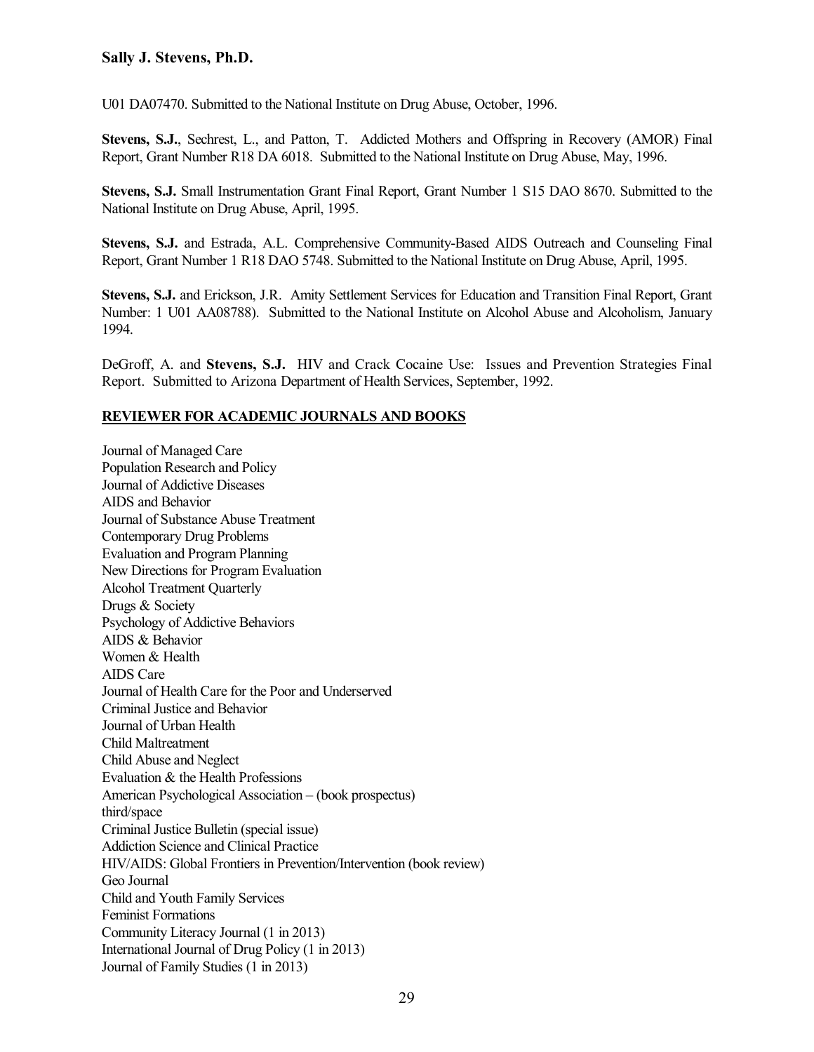U01 DA07470. Submitted to the National Institute on Drug Abuse, October, 1996.

**Stevens, S.J.**, Sechrest, L., and Patton, T. Addicted Mothers and Offspring in Recovery (AMOR) Final Report, Grant Number R18 DA 6018. Submitted to the National Institute on Drug Abuse, May, 1996.

**Stevens, S.J.** Small Instrumentation Grant Final Report, Grant Number 1 S15 DAO 8670. Submitted to the National Institute on Drug Abuse, April, 1995.

**Stevens, S.J.** and Estrada, A.L. Comprehensive Community-Based AIDS Outreach and Counseling Final Report, Grant Number 1 R18 DAO 5748. Submitted to the National Institute on Drug Abuse, April, 1995.

**Stevens, S.J.** and Erickson, J.R. Amity Settlement Services for Education and Transition Final Report, Grant Number: 1 U01 AA08788). Submitted to the National Institute on Alcohol Abuse and Alcoholism, January 1994.

DeGroff, A. and **Stevens, S.J.** HIV and Crack Cocaine Use: Issues and Prevention Strategies Final Report. Submitted to Arizona Department of Health Services, September, 1992.

## REVIEWER FOR ACADEMIC JOURNALS AND BOOKS

Journal of Managed Care
Population Research and Policy
Journal of Addictive Diseases
AIDS and Behavior
Journal of Substance Abuse Treatment
Contemporary Drug Problems
Evaluation and Program Planning
New Directions for Program Evaluation
Alcohol Treatment Quarterly
Drugs & Society
Psychology of Addictive Behaviors
AIDS & Behavior
Women & Health
AIDS Care
Journal of Health Care for the Poor and Underserved
Criminal Justice and Behavior
Journal of Urban Health
Child Maltreatment
Child Abuse and Neglect
Evaluation & the Health Professions
American Psychological Association – (book prospectus)
third/space
Criminal Justice Bulletin (special issue)
Addiction Science and Clinical Practice
HIV/AIDS: Global Frontiers in Prevention/Intervention (book review)
Geo Journal
Child and Youth Family Services
Feminist Formations
Community Literacy Journal (1 in 2013)
International Journal of Drug Policy (1 in 2013)
Journal of Family Studies (1 in 2013)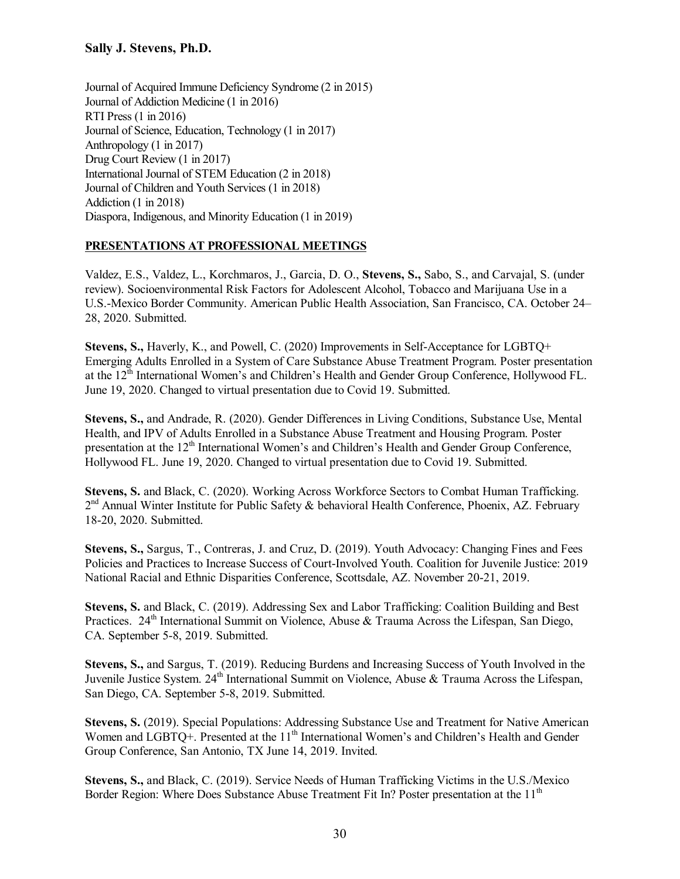Journal of Acquired Immune Deficiency Syndrome (2 in 2015)
Journal of Addiction Medicine (1 in 2016)
RTI Press (1 in 2016)
Journal of Science, Education, Technology (1 in 2017)
Anthropology (1 in 2017)
Drug Court Review (1 in 2017)
International Journal of STEM Education (2 in 2018)
Journal of Children and Youth Services (1 in 2018)
Addiction (1 in 2018)
Diaspora, Indigenous, and Minority Education (1 in 2019)

## PRESENTATIONS AT PROFESSIONAL MEETINGS

Valdez, E.S., Valdez, L., Korchmaros, J., Garcia, D. O., **Stevens, S.,** Sabo, S., and Carvajal, S. (under review). Socioenvironmental Risk Factors for Adolescent Alcohol, Tobacco and Marijuana Use in a U.S.-Mexico Border Community. American Public Health Association, San Francisco, CA. October 24–28, 2020. Submitted.

**Stevens, S.,** Haverly, K., and Powell, C. (2020) Improvements in Self-Acceptance for LGBTQ+ Emerging Adults Enrolled in a System of Care Substance Abuse Treatment Program. Poster presentation at the 12th International Women's and Children's Health and Gender Group Conference, Hollywood FL. June 19, 2020. Changed to virtual presentation due to Covid 19. Submitted.

**Stevens, S.,** and Andrade, R. (2020). Gender Differences in Living Conditions, Substance Use, Mental Health, and IPV of Adults Enrolled in a Substance Abuse Treatment and Housing Program. Poster presentation at the 12th International Women's and Children's Health and Gender Group Conference, Hollywood FL. June 19, 2020. Changed to virtual presentation due to Covid 19. Submitted.

**Stevens, S.** and Black, C. (2020). Working Across Workforce Sectors to Combat Human Trafficking. 2nd Annual Winter Institute for Public Safety & behavioral Health Conference, Phoenix, AZ. February 18-20, 2020. Submitted.

**Stevens, S.,** Sargus, T., Contreras, J. and Cruz, D. (2019). Youth Advocacy: Changing Fines and Fees Policies and Practices to Increase Success of Court-Involved Youth. Coalition for Juvenile Justice: 2019 National Racial and Ethnic Disparities Conference, Scottsdale, AZ. November 20-21, 2019.

**Stevens, S.** and Black, C. (2019). Addressing Sex and Labor Trafficking: Coalition Building and Best Practices. 24th International Summit on Violence, Abuse & Trauma Across the Lifespan, San Diego, CA. September 5-8, 2019. Submitted.

**Stevens, S.,** and Sargus, T. (2019). Reducing Burdens and Increasing Success of Youth Involved in the Juvenile Justice System. 24th International Summit on Violence, Abuse & Trauma Across the Lifespan, San Diego, CA. September 5-8, 2019. Submitted.

**Stevens, S.** (2019). Special Populations: Addressing Substance Use and Treatment for Native American Women and LGBTQ+. Presented at the 11th International Women's and Children's Health and Gender Group Conference, San Antonio, TX June 14, 2019. Invited.

**Stevens, S.,** and Black, C. (2019). Service Needs of Human Trafficking Victims in the U.S./Mexico Border Region: Where Does Substance Abuse Treatment Fit In? Poster presentation at the 11th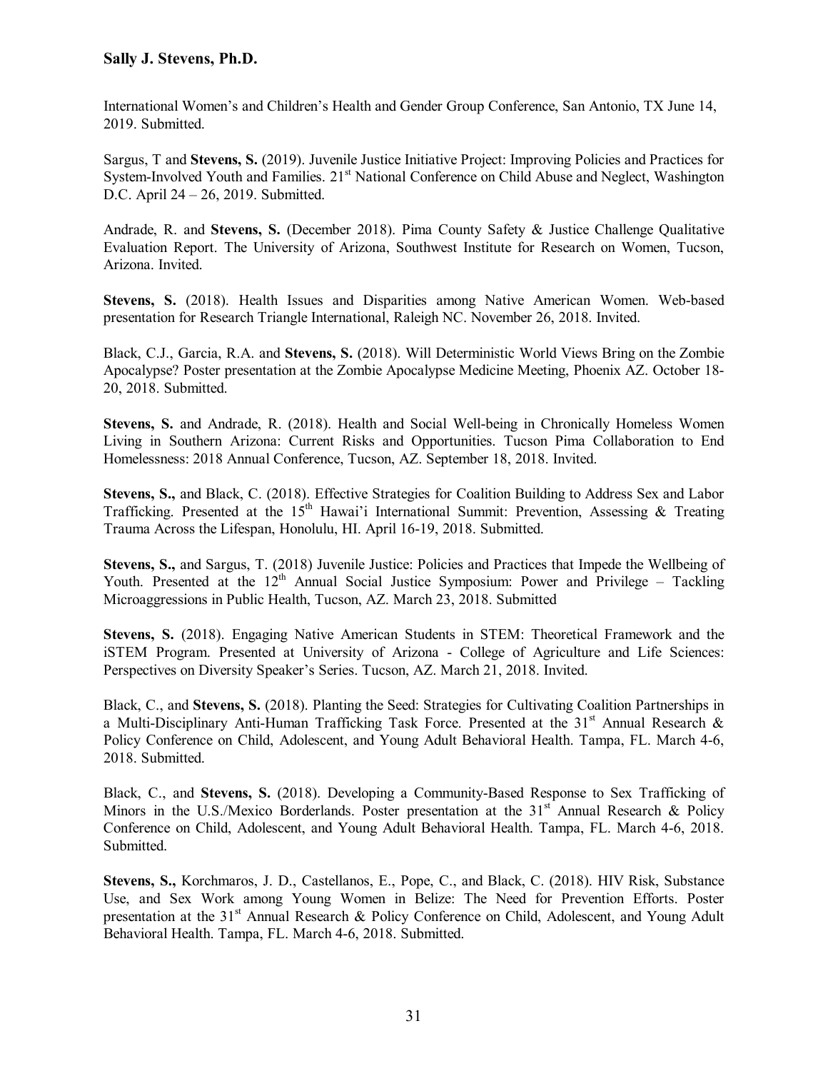International Women's and Children's Health and Gender Group Conference, San Antonio, TX June 14, 2019. Submitted.

Sargus, T and **Stevens, S.** (2019). Juvenile Justice Initiative Project: Improving Policies and Practices for System-Involved Youth and Families. 21st National Conference on Child Abuse and Neglect, Washington D.C. April 24 – 26, 2019. Submitted.

Andrade, R. and **Stevens, S.** (December 2018). Pima County Safety & Justice Challenge Qualitative Evaluation Report. The University of Arizona, Southwest Institute for Research on Women, Tucson, Arizona. Invited.

**Stevens, S.** (2018). Health Issues and Disparities among Native American Women. Web-based presentation for Research Triangle International, Raleigh NC. November 26, 2018. Invited.

Black, C.J., Garcia, R.A. and **Stevens, S.** (2018). Will Deterministic World Views Bring on the Zombie Apocalypse? Poster presentation at the Zombie Apocalypse Medicine Meeting, Phoenix AZ. October 18-20, 2018. Submitted.

**Stevens, S.** and Andrade, R. (2018). Health and Social Well-being in Chronically Homeless Women Living in Southern Arizona: Current Risks and Opportunities. Tucson Pima Collaboration to End Homelessness: 2018 Annual Conference, Tucson, AZ. September 18, 2018. Invited.

**Stevens, S.,** and Black, C. (2018). Effective Strategies for Coalition Building to Address Sex and Labor Trafficking. Presented at the 15th Hawai'i International Summit: Prevention, Assessing & Treating Trauma Across the Lifespan, Honolulu, HI. April 16-19, 2018. Submitted.

**Stevens, S.,** and Sargus, T. (2018) Juvenile Justice: Policies and Practices that Impede the Wellbeing of Youth. Presented at the 12th Annual Social Justice Symposium: Power and Privilege – Tackling Microaggressions in Public Health, Tucson, AZ. March 23, 2018. Submitted

**Stevens, S.** (2018). Engaging Native American Students in STEM: Theoretical Framework and the iSTEM Program. Presented at University of Arizona - College of Agriculture and Life Sciences: Perspectives on Diversity Speaker's Series. Tucson, AZ. March 21, 2018. Invited.

Black, C., and **Stevens, S.** (2018). Planting the Seed: Strategies for Cultivating Coalition Partnerships in a Multi-Disciplinary Anti-Human Trafficking Task Force. Presented at the 31st Annual Research & Policy Conference on Child, Adolescent, and Young Adult Behavioral Health. Tampa, FL. March 4-6, 2018. Submitted.

Black, C., and **Stevens, S.** (2018). Developing a Community-Based Response to Sex Trafficking of Minors in the U.S./Mexico Borderlands. Poster presentation at the 31st Annual Research & Policy Conference on Child, Adolescent, and Young Adult Behavioral Health. Tampa, FL. March 4-6, 2018. Submitted.

**Stevens, S.,** Korchmaros, J. D., Castellanos, E., Pope, C., and Black, C. (2018). HIV Risk, Substance Use, and Sex Work among Young Women in Belize: The Need for Prevention Efforts. Poster presentation at the 31st Annual Research & Policy Conference on Child, Adolescent, and Young Adult Behavioral Health. Tampa, FL. March 4-6, 2018. Submitted.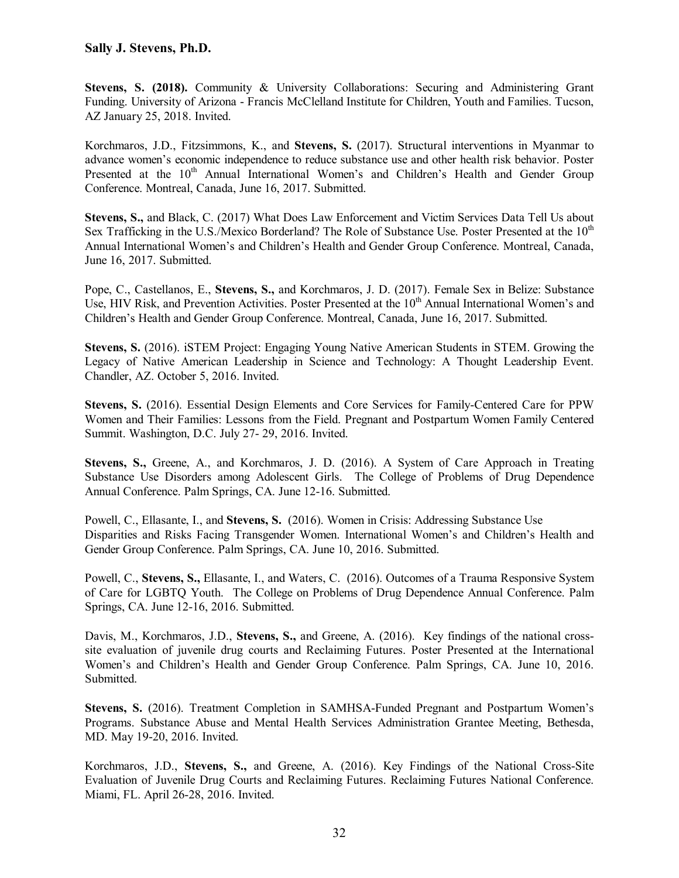**Stevens, S. (2018).** Community & University Collaborations: Securing and Administering Grant Funding. University of Arizona - Francis McClelland Institute for Children, Youth and Families. Tucson, AZ January 25, 2018. Invited.

Korchmaros, J.D., Fitzsimmons, K., and **Stevens, S.** (2017). Structural interventions in Myanmar to advance women's economic independence to reduce substance use and other health risk behavior. Poster Presented at the 10th Annual International Women's and Children's Health and Gender Group Conference. Montreal, Canada, June 16, 2017. Submitted.

**Stevens, S.,** and Black, C. (2017) What Does Law Enforcement and Victim Services Data Tell Us about Sex Trafficking in the U.S./Mexico Borderland? The Role of Substance Use. Poster Presented at the 10th Annual International Women's and Children's Health and Gender Group Conference. Montreal, Canada, June 16, 2017. Submitted.

Pope, C., Castellanos, E., **Stevens, S.,** and Korchmaros, J. D. (2017). Female Sex in Belize: Substance Use, HIV Risk, and Prevention Activities. Poster Presented at the 10th Annual International Women's and Children's Health and Gender Group Conference. Montreal, Canada, June 16, 2017. Submitted.

**Stevens, S.** (2016). iSTEM Project: Engaging Young Native American Students in STEM. Growing the Legacy of Native American Leadership in Science and Technology: A Thought Leadership Event. Chandler, AZ. October 5, 2016. Invited.

**Stevens, S.** (2016). Essential Design Elements and Core Services for Family-Centered Care for PPW Women and Their Families: Lessons from the Field. Pregnant and Postpartum Women Family Centered Summit. Washington, D.C. July 27- 29, 2016. Invited.

**Stevens, S.,** Greene, A., and Korchmaros, J. D. (2016). A System of Care Approach in Treating Substance Use Disorders among Adolescent Girls. The College of Problems of Drug Dependence Annual Conference. Palm Springs, CA. June 12-16. Submitted.

Powell, C., Ellasante, I., and **Stevens, S.** (2016). Women in Crisis: Addressing Substance Use Disparities and Risks Facing Transgender Women. International Women's and Children's Health and Gender Group Conference. Palm Springs, CA. June 10, 2016. Submitted.

Powell, C., **Stevens, S.,** Ellasante, I., and Waters, C. (2016). Outcomes of a Trauma Responsive System of Care for LGBTQ Youth. The College on Problems of Drug Dependence Annual Conference. Palm Springs, CA. June 12-16, 2016. Submitted.

Davis, M., Korchmaros, J.D., **Stevens, S.,** and Greene, A. (2016). Key findings of the national cross-site evaluation of juvenile drug courts and Reclaiming Futures. Poster Presented at the International Women's and Children's Health and Gender Group Conference. Palm Springs, CA. June 10, 2016. Submitted.

**Stevens, S.** (2016). Treatment Completion in SAMHSA-Funded Pregnant and Postpartum Women's Programs. Substance Abuse and Mental Health Services Administration Grantee Meeting, Bethesda, MD. May 19-20, 2016. Invited.

Korchmaros, J.D., **Stevens, S.,** and Greene, A. (2016). Key Findings of the National Cross-Site Evaluation of Juvenile Drug Courts and Reclaiming Futures. Reclaiming Futures National Conference. Miami, FL. April 26-28, 2016. Invited.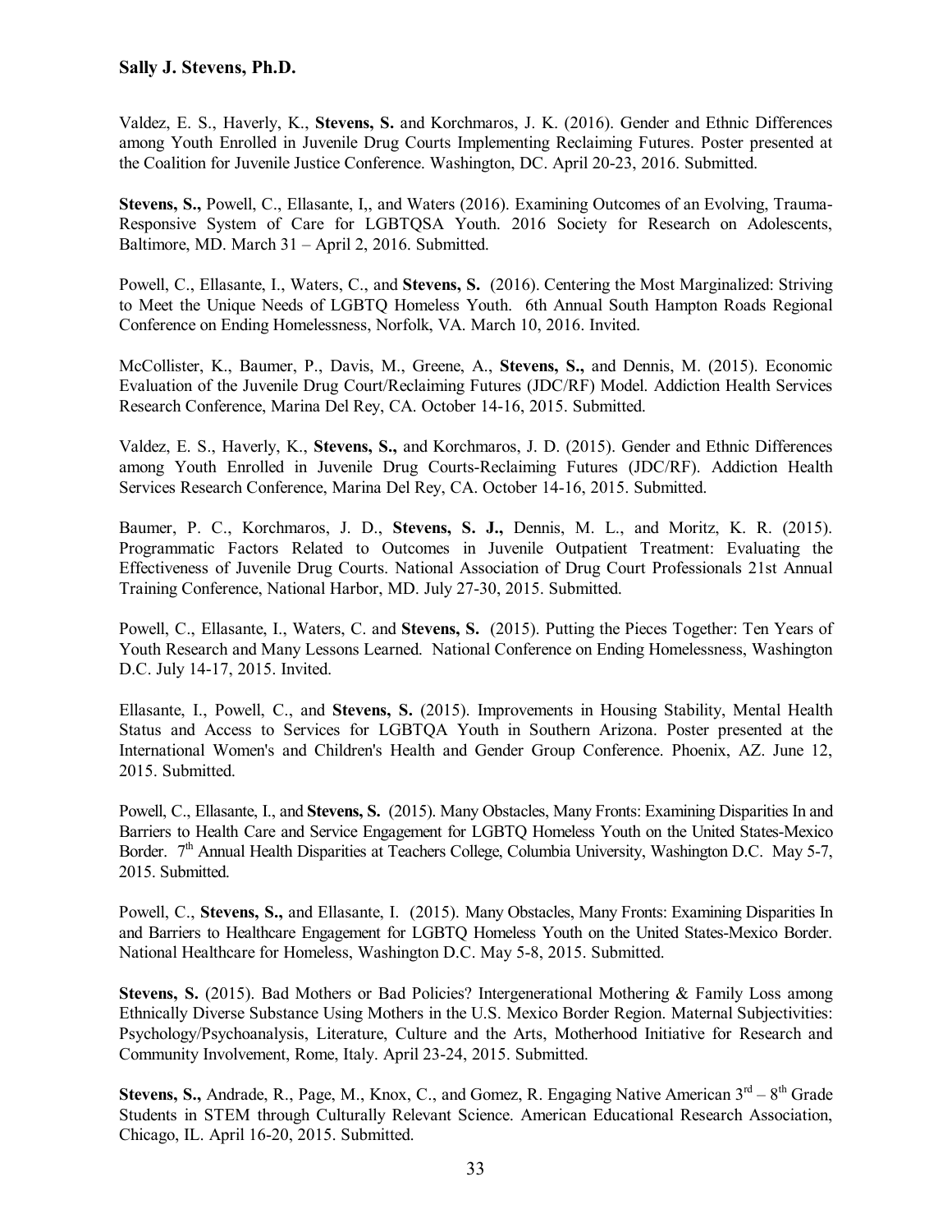Valdez, E. S., Haverly, K., **Stevens, S.** and Korchmaros, J. K. (2016). Gender and Ethnic Differences among Youth Enrolled in Juvenile Drug Courts Implementing Reclaiming Futures. Poster presented at the Coalition for Juvenile Justice Conference. Washington, DC. April 20-23, 2016. Submitted.

**Stevens, S.,** Powell, C., Ellasante, I,, and Waters (2016). Examining Outcomes of an Evolving, Trauma-Responsive System of Care for LGBTQSA Youth. 2016 Society for Research on Adolescents, Baltimore, MD. March 31 – April 2, 2016. Submitted.

Powell, C., Ellasante, I., Waters, C., and **Stevens, S.** (2016). Centering the Most Marginalized: Striving to Meet the Unique Needs of LGBTQ Homeless Youth. 6th Annual South Hampton Roads Regional Conference on Ending Homelessness, Norfolk, VA. March 10, 2016. Invited.

McCollister, K., Baumer, P., Davis, M., Greene, A., **Stevens, S.,** and Dennis, M. (2015). Economic Evaluation of the Juvenile Drug Court/Reclaiming Futures (JDC/RF) Model. Addiction Health Services Research Conference, Marina Del Rey, CA. October 14-16, 2015. Submitted.

Valdez, E. S., Haverly, K., **Stevens, S.,** and Korchmaros, J. D. (2015). Gender and Ethnic Differences among Youth Enrolled in Juvenile Drug Courts-Reclaiming Futures (JDC/RF). Addiction Health Services Research Conference, Marina Del Rey, CA. October 14-16, 2015. Submitted.

Baumer, P. C., Korchmaros, J. D., **Stevens, S. J.,** Dennis, M. L., and Moritz, K. R. (2015). Programmatic Factors Related to Outcomes in Juvenile Outpatient Treatment: Evaluating the Effectiveness of Juvenile Drug Courts. National Association of Drug Court Professionals 21st Annual Training Conference, National Harbor, MD. July 27-30, 2015. Submitted.

Powell, C., Ellasante, I., Waters, C. and **Stevens, S.** (2015). Putting the Pieces Together: Ten Years of Youth Research and Many Lessons Learned. National Conference on Ending Homelessness, Washington D.C. July 14-17, 2015. Invited.

Ellasante, I., Powell, C., and **Stevens, S.** (2015). Improvements in Housing Stability, Mental Health Status and Access to Services for LGBTQA Youth in Southern Arizona. Poster presented at the International Women's and Children's Health and Gender Group Conference. Phoenix, AZ. June 12, 2015. Submitted.

Powell, C., Ellasante, I., and **Stevens, S.** (2015). Many Obstacles, Many Fronts: Examining Disparities In and Barriers to Health Care and Service Engagement for LGBTQ Homeless Youth on the United States-Mexico Border. 7th Annual Health Disparities at Teachers College, Columbia University, Washington D.C. May 5-7, 2015. Submitted.

Powell, C., **Stevens, S.,** and Ellasante, I. (2015). Many Obstacles, Many Fronts: Examining Disparities In and Barriers to Healthcare Engagement for LGBTQ Homeless Youth on the United States-Mexico Border. National Healthcare for Homeless, Washington D.C. May 5-8, 2015. Submitted.

**Stevens, S.** (2015). Bad Mothers or Bad Policies? Intergenerational Mothering & Family Loss among Ethnically Diverse Substance Using Mothers in the U.S. Mexico Border Region. Maternal Subjectivities: Psychology/Psychoanalysis, Literature, Culture and the Arts, Motherhood Initiative for Research and Community Involvement, Rome, Italy. April 23-24, 2015. Submitted.

**Stevens, S.,** Andrade, R., Page, M., Knox, C., and Gomez, R. Engaging Native American 3rd – 8th Grade Students in STEM through Culturally Relevant Science. American Educational Research Association, Chicago, IL. April 16-20, 2015. Submitted.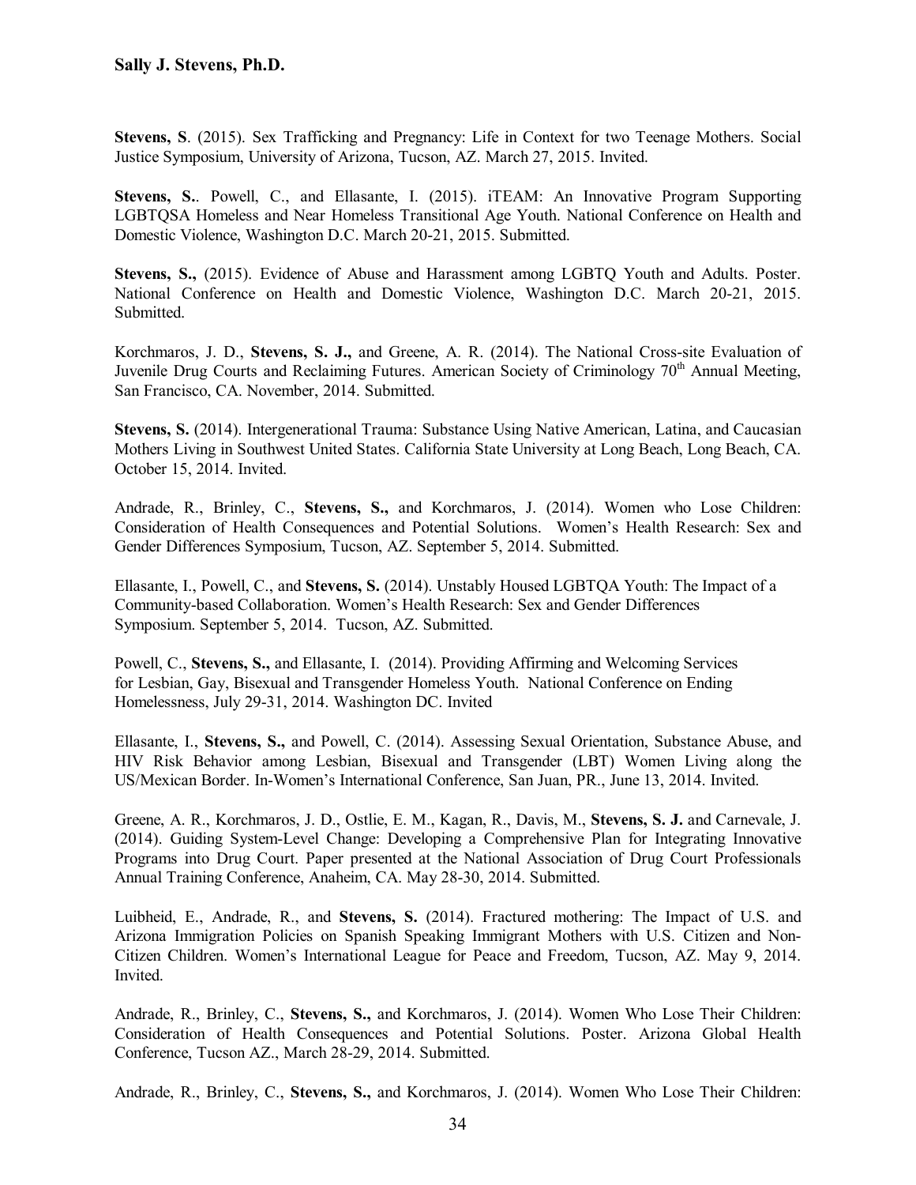**Stevens, S**. (2015). Sex Trafficking and Pregnancy: Life in Context for two Teenage Mothers. Social Justice Symposium, University of Arizona, Tucson, AZ. March 27, 2015. Invited.

**Stevens, S.**. Powell, C., and Ellasante, I. (2015). iTEAM: An Innovative Program Supporting LGBTQSA Homeless and Near Homeless Transitional Age Youth. National Conference on Health and Domestic Violence, Washington D.C. March 20-21, 2015. Submitted.

**Stevens, S.,** (2015). Evidence of Abuse and Harassment among LGBTQ Youth and Adults. Poster. National Conference on Health and Domestic Violence, Washington D.C. March 20-21, 2015. Submitted.

Korchmaros, J. D., **Stevens, S. J.,** and Greene, A. R. (2014). The National Cross-site Evaluation of Juvenile Drug Courts and Reclaiming Futures. American Society of Criminology 70th Annual Meeting, San Francisco, CA. November, 2014. Submitted.

**Stevens, S.** (2014). Intergenerational Trauma: Substance Using Native American, Latina, and Caucasian Mothers Living in Southwest United States. California State University at Long Beach, Long Beach, CA. October 15, 2014. Invited.

Andrade, R., Brinley, C., **Stevens, S.,** and Korchmaros, J. (2014). Women who Lose Children: Consideration of Health Consequences and Potential Solutions. Women's Health Research: Sex and Gender Differences Symposium, Tucson, AZ. September 5, 2014. Submitted.

Ellasante, I., Powell, C., and **Stevens, S.** (2014). Unstably Housed LGBTQA Youth: The Impact of a Community-based Collaboration. Women's Health Research: Sex and Gender Differences Symposium. September 5, 2014. Tucson, AZ. Submitted.

Powell, C., **Stevens, S.,** and Ellasante, I. (2014). Providing Affirming and Welcoming Services for Lesbian, Gay, Bisexual and Transgender Homeless Youth. National Conference on Ending Homelessness, July 29-31, 2014. Washington DC. Invited

Ellasante, I., **Stevens, S.,** and Powell, C. (2014). Assessing Sexual Orientation, Substance Abuse, and HIV Risk Behavior among Lesbian, Bisexual and Transgender (LBT) Women Living along the US/Mexican Border. In-Women's International Conference, San Juan, PR., June 13, 2014. Invited.

Greene, A. R., Korchmaros, J. D., Ostlie, E. M., Kagan, R., Davis, M., **Stevens, S. J.** and Carnevale, J. (2014). Guiding System-Level Change: Developing a Comprehensive Plan for Integrating Innovative Programs into Drug Court. Paper presented at the National Association of Drug Court Professionals Annual Training Conference, Anaheim, CA. May 28-30, 2014. Submitted.

Luibheid, E., Andrade, R., and **Stevens, S.** (2014). Fractured mothering: The Impact of U.S. and Arizona Immigration Policies on Spanish Speaking Immigrant Mothers with U.S. Citizen and Non-Citizen Children. Women's International League for Peace and Freedom, Tucson, AZ. May 9, 2014. Invited.

Andrade, R., Brinley, C., **Stevens, S.,** and Korchmaros, J. (2014). Women Who Lose Their Children: Consideration of Health Consequences and Potential Solutions. Poster. Arizona Global Health Conference, Tucson AZ., March 28-29, 2014. Submitted.

Andrade, R., Brinley, C., **Stevens, S.,** and Korchmaros, J. (2014). Women Who Lose Their Children: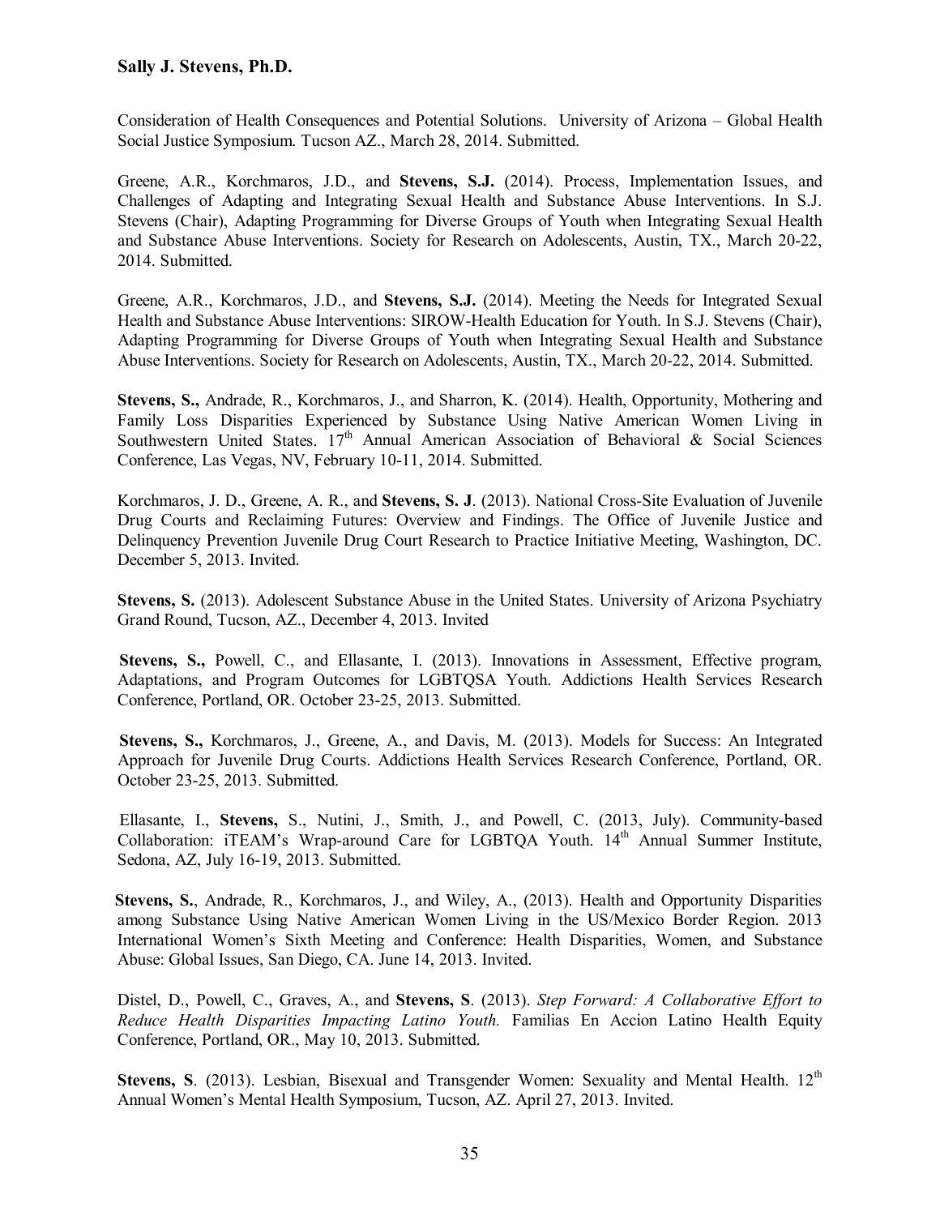Consideration of Health Consequences and Potential Solutions. University of Arizona – Global Health Social Justice Symposium. Tucson AZ., March 28, 2014. Submitted.

Greene, A.R., Korchmaros, J.D., and **Stevens, S.J.** (2014). Process, Implementation Issues, and Challenges of Adapting and Integrating Sexual Health and Substance Abuse Interventions. In S.J. Stevens (Chair), Adapting Programming for Diverse Groups of Youth when Integrating Sexual Health and Substance Abuse Interventions. Society for Research on Adolescents, Austin, TX., March 20-22, 2014. Submitted.

Greene, A.R., Korchmaros, J.D., and **Stevens, S.J.** (2014). Meeting the Needs for Integrated Sexual Health and Substance Abuse Interventions: SIROW-Health Education for Youth. In S.J. Stevens (Chair), Adapting Programming for Diverse Groups of Youth when Integrating Sexual Health and Substance Abuse Interventions. Society for Research on Adolescents, Austin, TX., March 20-22, 2014. Submitted.

**Stevens, S.,** Andrade, R., Korchmaros, J., and Sharron, K. (2014). Health, Opportunity, Mothering and Family Loss Disparities Experienced by Substance Using Native American Women Living in Southwestern United States. 17th Annual American Association of Behavioral & Social Sciences Conference, Las Vegas, NV, February 10-11, 2014. Submitted.

Korchmaros, J. D., Greene, A. R., and **Stevens, S. J**. (2013). National Cross-Site Evaluation of Juvenile Drug Courts and Reclaiming Futures: Overview and Findings. The Office of Juvenile Justice and Delinquency Prevention Juvenile Drug Court Research to Practice Initiative Meeting, Washington, DC. December 5, 2013. Invited.

**Stevens, S.** (2013). Adolescent Substance Abuse in the United States. University of Arizona Psychiatry Grand Round, Tucson, AZ., December 4, 2013. Invited

**Stevens, S.,** Powell, C., and Ellasante, I. (2013). Innovations in Assessment, Effective program, Adaptations, and Program Outcomes for LGBTQSA Youth. Addictions Health Services Research Conference, Portland, OR. October 23-25, 2013. Submitted.

**Stevens, S.,** Korchmaros, J., Greene, A., and Davis, M. (2013). Models for Success: An Integrated Approach for Juvenile Drug Courts. Addictions Health Services Research Conference, Portland, OR. October 23-25, 2013. Submitted.

Ellasante, I., **Stevens,** S., Nutini, J., Smith, J., and Powell, C. (2013, July). Community-based Collaboration: iTEAM's Wrap-around Care for LGBTQA Youth. 14th Annual Summer Institute, Sedona, AZ, July 16-19, 2013. Submitted.

**Stevens, S.**, Andrade, R., Korchmaros, J., and Wiley, A., (2013). Health and Opportunity Disparities among Substance Using Native American Women Living in the US/Mexico Border Region. 2013 International Women's Sixth Meeting and Conference: Health Disparities, Women, and Substance Abuse: Global Issues, San Diego, CA. June 14, 2013. Invited.

Distel, D., Powell, C., Graves, A., and **Stevens, S**. (2013). *Step Forward: A Collaborative Effort to Reduce Health Disparities Impacting Latino Youth.* Familias En Accion Latino Health Equity Conference, Portland, OR., May 10, 2013. Submitted.

**Stevens, S**. (2013). Lesbian, Bisexual and Transgender Women: Sexuality and Mental Health. 12th Annual Women's Mental Health Symposium, Tucson, AZ. April 27, 2013. Invited.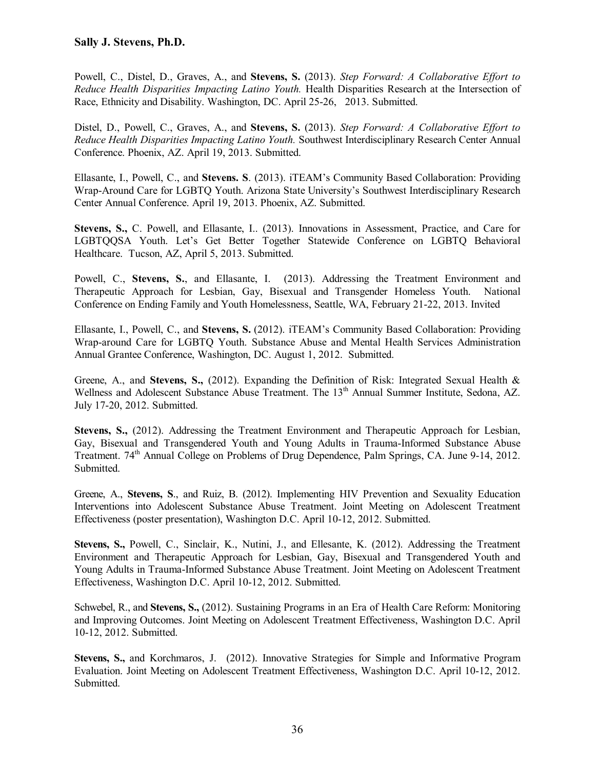Powell, C., Distel, D., Graves, A., and **Stevens, S.** (2013). *Step Forward: A Collaborative Effort to Reduce Health Disparities Impacting Latino Youth.* Health Disparities Research at the Intersection of Race, Ethnicity and Disability. Washington, DC. April 25-26, 2013. Submitted.

Distel, D., Powell, C., Graves, A., and **Stevens, S.** (2013). *Step Forward: A Collaborative Effort to Reduce Health Disparities Impacting Latino Youth.* Southwest Interdisciplinary Research Center Annual Conference. Phoenix, AZ. April 19, 2013. Submitted.

Ellasante, I., Powell, C., and **Stevens. S**. (2013). iTEAM's Community Based Collaboration: Providing Wrap-Around Care for LGBTQ Youth. Arizona State University's Southwest Interdisciplinary Research Center Annual Conference. April 19, 2013. Phoenix, AZ. Submitted.

**Stevens, S.,** C. Powell, and Ellasante, I.. (2013). Innovations in Assessment, Practice, and Care for LGBTQQSA Youth. Let's Get Better Together Statewide Conference on LGBTQ Behavioral Healthcare. Tucson, AZ, April 5, 2013. Submitted.

Powell, C., **Stevens, S.**, and Ellasante, I. (2013). Addressing the Treatment Environment and Therapeutic Approach for Lesbian, Gay, Bisexual and Transgender Homeless Youth. National Conference on Ending Family and Youth Homelessness, Seattle, WA, February 21-22, 2013. Invited

Ellasante, I., Powell, C., and **Stevens, S.** (2012). iTEAM's Community Based Collaboration: Providing Wrap-around Care for LGBTQ Youth. Substance Abuse and Mental Health Services Administration Annual Grantee Conference, Washington, DC. August 1, 2012. Submitted.

Greene, A., and **Stevens, S.,** (2012). Expanding the Definition of Risk: Integrated Sexual Health & Wellness and Adolescent Substance Abuse Treatment. The 13th Annual Summer Institute, Sedona, AZ. July 17-20, 2012. Submitted.

**Stevens, S.,** (2012). Addressing the Treatment Environment and Therapeutic Approach for Lesbian, Gay, Bisexual and Transgendered Youth and Young Adults in Trauma-Informed Substance Abuse Treatment. 74th Annual College on Problems of Drug Dependence, Palm Springs, CA. June 9-14, 2012. Submitted.

Greene, A., **Stevens, S**., and Ruiz, B. (2012). Implementing HIV Prevention and Sexuality Education Interventions into Adolescent Substance Abuse Treatment. Joint Meeting on Adolescent Treatment Effectiveness (poster presentation), Washington D.C. April 10-12, 2012. Submitted.

**Stevens, S.,** Powell, C., Sinclair, K., Nutini, J., and Ellesante, K. (2012). Addressing the Treatment Environment and Therapeutic Approach for Lesbian, Gay, Bisexual and Transgendered Youth and Young Adults in Trauma-Informed Substance Abuse Treatment. Joint Meeting on Adolescent Treatment Effectiveness, Washington D.C. April 10-12, 2012. Submitted.

Schwebel, R., and **Stevens, S.,** (2012). Sustaining Programs in an Era of Health Care Reform: Monitoring and Improving Outcomes. Joint Meeting on Adolescent Treatment Effectiveness, Washington D.C. April 10-12, 2012. Submitted.

**Stevens, S.,** and Korchmaros, J. (2012). Innovative Strategies for Simple and Informative Program Evaluation. Joint Meeting on Adolescent Treatment Effectiveness, Washington D.C. April 10-12, 2012. Submitted.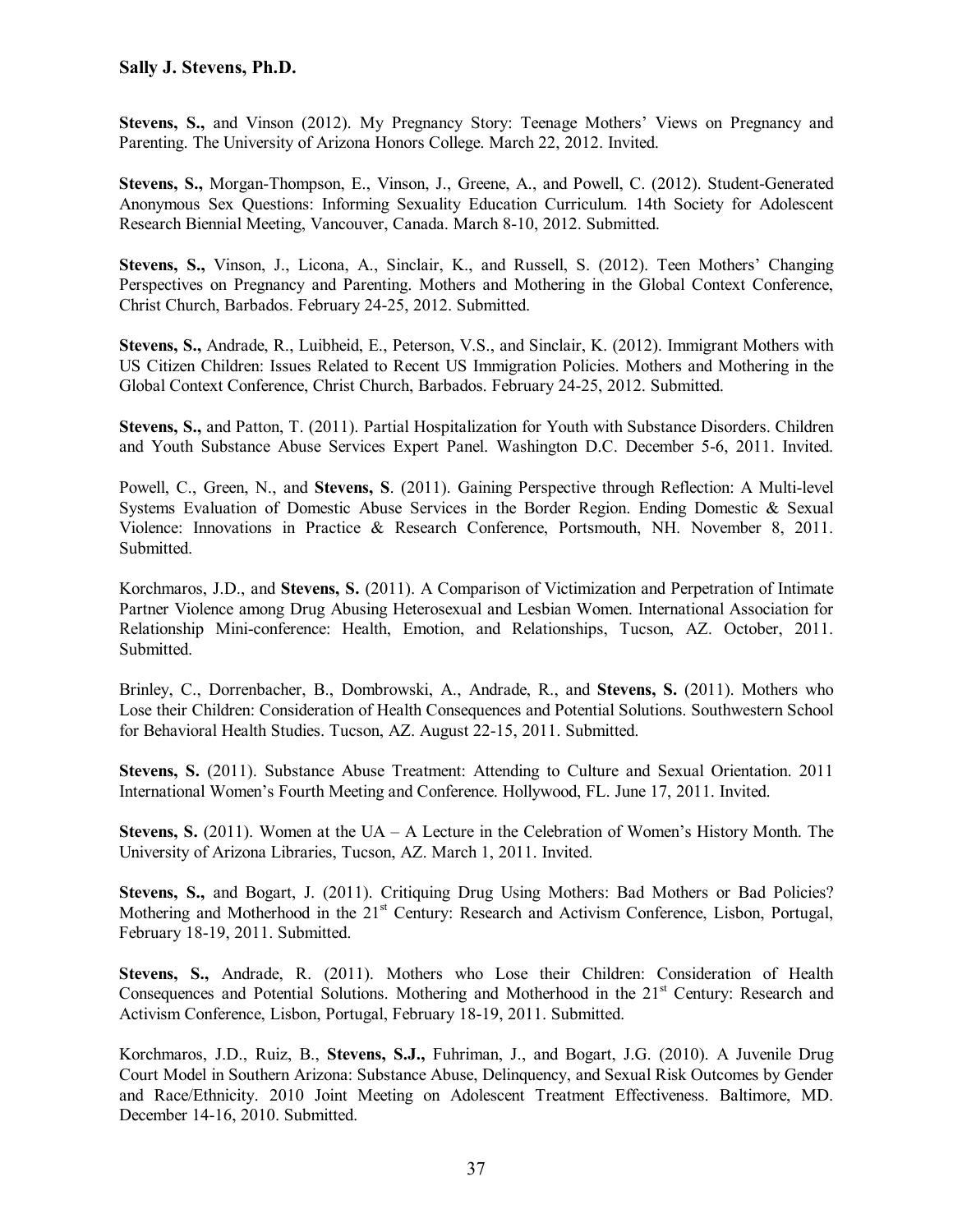**Stevens, S.,** and Vinson (2012). My Pregnancy Story: Teenage Mothers' Views on Pregnancy and Parenting. The University of Arizona Honors College. March 22, 2012. Invited.

**Stevens, S.,** Morgan-Thompson, E., Vinson, J., Greene, A., and Powell, C. (2012). Student-Generated Anonymous Sex Questions: Informing Sexuality Education Curriculum. 14th Society for Adolescent Research Biennial Meeting, Vancouver, Canada. March 8-10, 2012. Submitted.

**Stevens, S.,** Vinson, J., Licona, A., Sinclair, K., and Russell, S. (2012). Teen Mothers' Changing Perspectives on Pregnancy and Parenting. Mothers and Mothering in the Global Context Conference, Christ Church, Barbados. February 24-25, 2012. Submitted.

**Stevens, S.,** Andrade, R., Luibheid, E., Peterson, V.S., and Sinclair, K. (2012). Immigrant Mothers with US Citizen Children: Issues Related to Recent US Immigration Policies. Mothers and Mothering in the Global Context Conference, Christ Church, Barbados. February 24-25, 2012. Submitted.

**Stevens, S.,** and Patton, T. (2011). Partial Hospitalization for Youth with Substance Disorders. Children and Youth Substance Abuse Services Expert Panel. Washington D.C. December 5-6, 2011. Invited.

Powell, C., Green, N., and **Stevens, S**. (2011). Gaining Perspective through Reflection: A Multi-level Systems Evaluation of Domestic Abuse Services in the Border Region. Ending Domestic & Sexual Violence: Innovations in Practice & Research Conference, Portsmouth, NH. November 8, 2011. Submitted.

Korchmaros, J.D., and **Stevens, S.** (2011). A Comparison of Victimization and Perpetration of Intimate Partner Violence among Drug Abusing Heterosexual and Lesbian Women. International Association for Relationship Mini-conference: Health, Emotion, and Relationships, Tucson, AZ. October, 2011. Submitted.

Brinley, C., Dorrenbacher, B., Dombrowski, A., Andrade, R., and **Stevens, S.** (2011). Mothers who Lose their Children: Consideration of Health Consequences and Potential Solutions. Southwestern School for Behavioral Health Studies. Tucson, AZ. August 22-15, 2011. Submitted.

**Stevens, S.** (2011). Substance Abuse Treatment: Attending to Culture and Sexual Orientation. 2011 International Women's Fourth Meeting and Conference. Hollywood, FL. June 17, 2011. Invited.

**Stevens, S.** (2011). Women at the UA – A Lecture in the Celebration of Women's History Month. The University of Arizona Libraries, Tucson, AZ. March 1, 2011. Invited.

**Stevens, S.,** and Bogart, J. (2011). Critiquing Drug Using Mothers: Bad Mothers or Bad Policies? Mothering and Motherhood in the 21st Century: Research and Activism Conference, Lisbon, Portugal, February 18-19, 2011. Submitted.

**Stevens, S.,** Andrade, R. (2011). Mothers who Lose their Children: Consideration of Health Consequences and Potential Solutions. Mothering and Motherhood in the 21st Century: Research and Activism Conference, Lisbon, Portugal, February 18-19, 2011. Submitted.

Korchmaros, J.D., Ruiz, B., **Stevens, S.J.,** Fuhriman, J., and Bogart, J.G. (2010). A Juvenile Drug Court Model in Southern Arizona: Substance Abuse, Delinquency, and Sexual Risk Outcomes by Gender and Race/Ethnicity. 2010 Joint Meeting on Adolescent Treatment Effectiveness. Baltimore, MD. December 14-16, 2010. Submitted.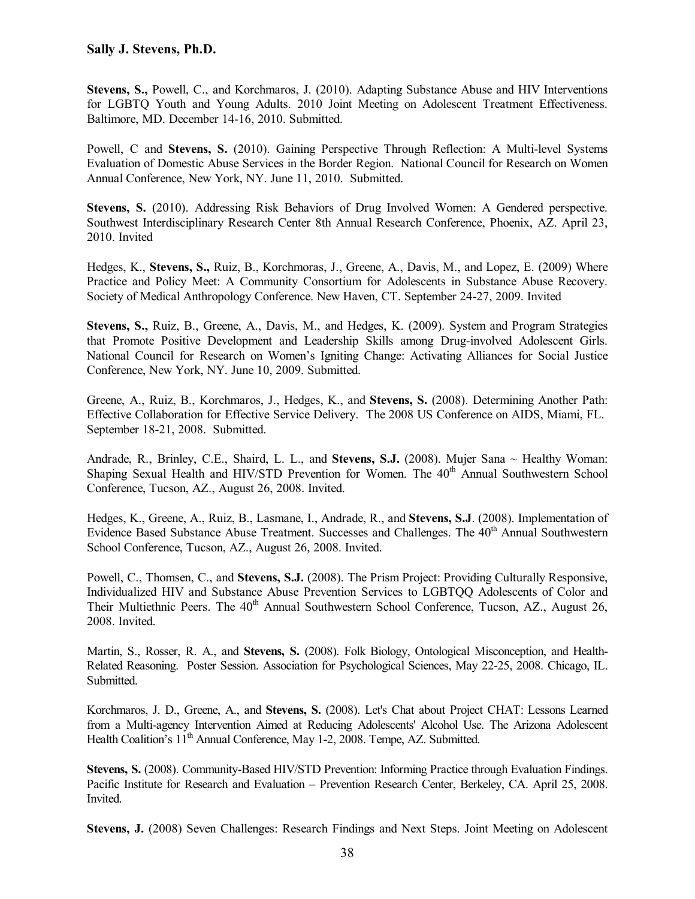**Stevens, S.,** Powell, C., and Korchmaros, J. (2010). Adapting Substance Abuse and HIV Interventions for LGBTQ Youth and Young Adults. 2010 Joint Meeting on Adolescent Treatment Effectiveness. Baltimore, MD. December 14-16, 2010. Submitted.

Powell, C and **Stevens, S.** (2010). Gaining Perspective Through Reflection: A Multi-level Systems Evaluation of Domestic Abuse Services in the Border Region. National Council for Research on Women Annual Conference, New York, NY. June 11, 2010. Submitted.

**Stevens, S.** (2010). Addressing Risk Behaviors of Drug Involved Women: A Gendered perspective. Southwest Interdisciplinary Research Center 8th Annual Research Conference, Phoenix, AZ. April 23, 2010. Invited

Hedges, K., **Stevens, S.,** Ruiz, B., Korchmoras, J., Greene, A., Davis, M., and Lopez, E. (2009) Where Practice and Policy Meet: A Community Consortium for Adolescents in Substance Abuse Recovery. Society of Medical Anthropology Conference. New Haven, CT. September 24-27, 2009. Invited

**Stevens, S.,** Ruiz, B., Greene, A., Davis, M., and Hedges, K. (2009). System and Program Strategies that Promote Positive Development and Leadership Skills among Drug-involved Adolescent Girls. National Council for Research on Women's Igniting Change: Activating Alliances for Social Justice Conference, New York, NY. June 10, 2009. Submitted.

Greene, A., Ruiz, B., Korchmaros, J., Hedges, K., and **Stevens, S.** (2008). Determining Another Path: Effective Collaboration for Effective Service Delivery. The 2008 US Conference on AIDS, Miami, FL. September 18-21, 2008. Submitted.

Andrade, R., Brinley, C.E., Shaird, L. L., and **Stevens, S.J.** (2008). Mujer Sana ~ Healthy Woman: Shaping Sexual Health and HIV/STD Prevention for Women. The 40th Annual Southwestern School Conference, Tucson, AZ., August 26, 2008. Invited.

Hedges, K., Greene, A., Ruiz, B., Lasmane, I., Andrade, R., and **Stevens, S.J**. (2008). Implementation of Evidence Based Substance Abuse Treatment. Successes and Challenges. The 40th Annual Southwestern School Conference, Tucson, AZ., August 26, 2008. Invited.

Powell, C., Thomsen, C., and **Stevens, S.J.** (2008). The Prism Project: Providing Culturally Responsive, Individualized HIV and Substance Abuse Prevention Services to LGBTQQ Adolescents of Color and Their Multiethnic Peers. The 40th Annual Southwestern School Conference, Tucson, AZ., August 26, 2008. Invited.

Martin, S., Rosser, R. A., and **Stevens, S.** (2008). Folk Biology, Ontological Misconception, and Health-Related Reasoning. Poster Session. Association for Psychological Sciences, May 22-25, 2008. Chicago, IL. Submitted.

Korchmaros, J. D., Greene, A., and **Stevens, S.** (2008). Let's Chat about Project CHAT: Lessons Learned from a Multi-agency Intervention Aimed at Reducing Adolescents' Alcohol Use. The Arizona Adolescent Health Coalition's 11th Annual Conference, May 1-2, 2008. Tempe, AZ. Submitted.

**Stevens, S.** (2008). Community-Based HIV/STD Prevention: Informing Practice through Evaluation Findings. Pacific Institute for Research and Evaluation – Prevention Research Center, Berkeley, CA. April 25, 2008. Invited.

**Stevens, J.** (2008) Seven Challenges: Research Findings and Next Steps. Joint Meeting on Adolescent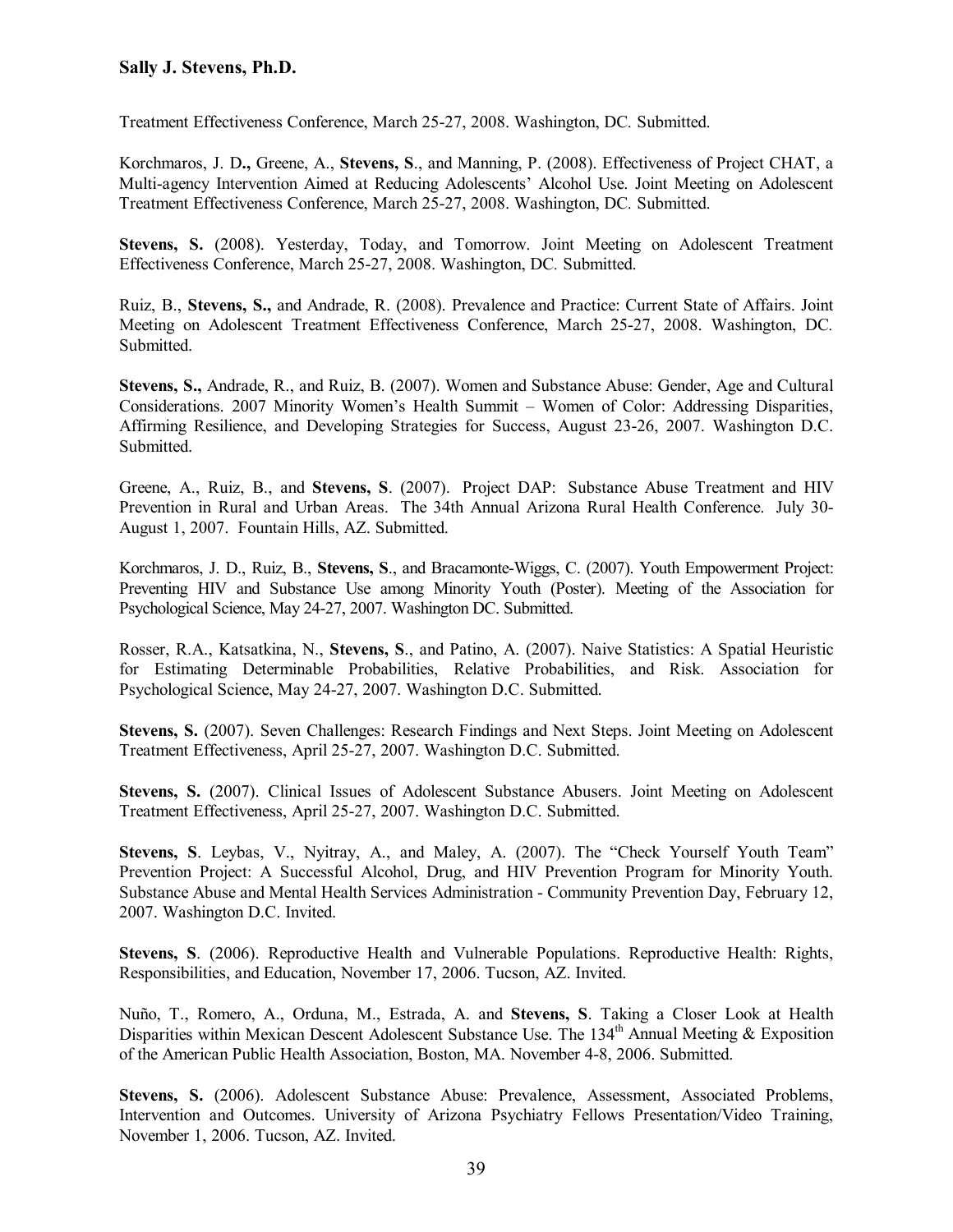Treatment Effectiveness Conference, March 25-27, 2008. Washington, DC. Submitted.

Korchmaros, J. D**.,** Greene, A., **Stevens, S**., and Manning, P. (2008). Effectiveness of Project CHAT, a Multi-agency Intervention Aimed at Reducing Adolescents' Alcohol Use. Joint Meeting on Adolescent Treatment Effectiveness Conference, March 25-27, 2008. Washington, DC. Submitted.

**Stevens, S.** (2008). Yesterday, Today, and Tomorrow. Joint Meeting on Adolescent Treatment Effectiveness Conference, March 25-27, 2008. Washington, DC. Submitted.

Ruiz, B., **Stevens, S.,** and Andrade, R. (2008). Prevalence and Practice: Current State of Affairs. Joint Meeting on Adolescent Treatment Effectiveness Conference, March 25-27, 2008. Washington, DC. Submitted.

**Stevens, S.,** Andrade, R., and Ruiz, B. (2007). Women and Substance Abuse: Gender, Age and Cultural Considerations. 2007 Minority Women's Health Summit – Women of Color: Addressing Disparities, Affirming Resilience, and Developing Strategies for Success, August 23-26, 2007. Washington D.C. Submitted.

Greene, A., Ruiz, B., and **Stevens, S**. (2007). Project DAP: Substance Abuse Treatment and HIV Prevention in Rural and Urban Areas. The 34th Annual Arizona Rural Health Conference. July 30-August 1, 2007. Fountain Hills, AZ. Submitted.

Korchmaros, J. D., Ruiz, B., **Stevens, S**., and Bracamonte-Wiggs, C. (2007). Youth Empowerment Project: Preventing HIV and Substance Use among Minority Youth (Poster). Meeting of the Association for Psychological Science, May 24-27, 2007. Washington DC. Submitted.

Rosser, R.A., Katsatkina, N., **Stevens, S**., and Patino, A. (2007). Naive Statistics: A Spatial Heuristic for Estimating Determinable Probabilities, Relative Probabilities, and Risk. Association for Psychological Science, May 24-27, 2007. Washington D.C. Submitted.

**Stevens, S.** (2007). Seven Challenges: Research Findings and Next Steps. Joint Meeting on Adolescent Treatment Effectiveness, April 25-27, 2007. Washington D.C. Submitted.

**Stevens, S.** (2007). Clinical Issues of Adolescent Substance Abusers. Joint Meeting on Adolescent Treatment Effectiveness, April 25-27, 2007. Washington D.C. Submitted.

**Stevens, S**. Leybas, V., Nyitray, A., and Maley, A. (2007). The "Check Yourself Youth Team" Prevention Project: A Successful Alcohol, Drug, and HIV Prevention Program for Minority Youth. Substance Abuse and Mental Health Services Administration - Community Prevention Day, February 12, 2007. Washington D.C. Invited.

**Stevens, S**. (2006). Reproductive Health and Vulnerable Populations. Reproductive Health: Rights, Responsibilities, and Education, November 17, 2006. Tucson, AZ. Invited.

Nuño, T., Romero, A., Orduna, M., Estrada, A. and **Stevens, S**. Taking a Closer Look at Health Disparities within Mexican Descent Adolescent Substance Use. The 134th Annual Meeting & Exposition of the American Public Health Association, Boston, MA. November 4-8, 2006. Submitted.

**Stevens, S.** (2006). Adolescent Substance Abuse: Prevalence, Assessment, Associated Problems, Intervention and Outcomes. University of Arizona Psychiatry Fellows Presentation/Video Training, November 1, 2006. Tucson, AZ. Invited.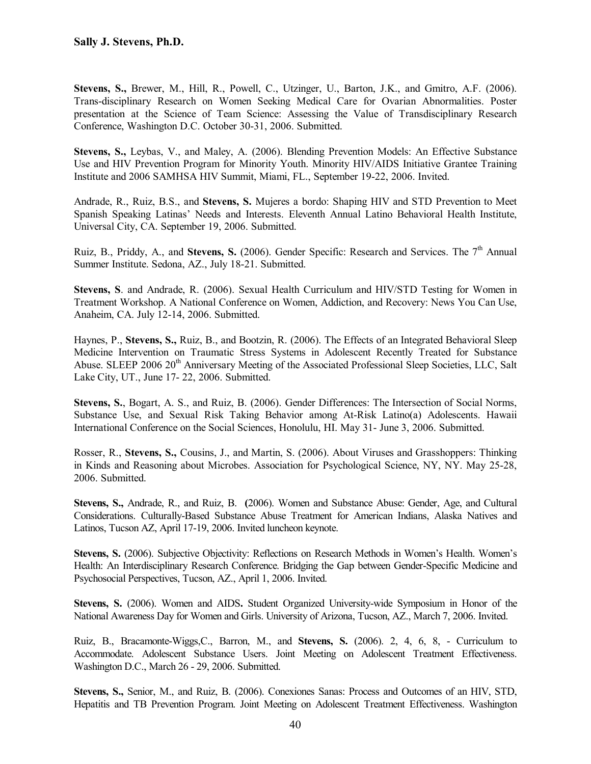**Stevens, S.,** Brewer, M., Hill, R., Powell, C., Utzinger, U., Barton, J.K., and Gmitro, A.F. (2006). Trans-disciplinary Research on Women Seeking Medical Care for Ovarian Abnormalities. Poster presentation at the Science of Team Science: Assessing the Value of Transdisciplinary Research Conference, Washington D.C. October 30-31, 2006. Submitted.

**Stevens, S.,** Leybas, V., and Maley, A. (2006). Blending Prevention Models: An Effective Substance Use and HIV Prevention Program for Minority Youth. Minority HIV/AIDS Initiative Grantee Training Institute and 2006 SAMHSA HIV Summit, Miami, FL., September 19-22, 2006. Invited.

Andrade, R., Ruiz, B.S., and **Stevens, S.** Mujeres a bordo: Shaping HIV and STD Prevention to Meet Spanish Speaking Latinas' Needs and Interests. Eleventh Annual Latino Behavioral Health Institute, Universal City, CA. September 19, 2006. Submitted.

Ruiz, B., Priddy, A., and **Stevens, S.** (2006). Gender Specific: Research and Services. The 7th Annual Summer Institute. Sedona, AZ., July 18-21. Submitted.

**Stevens, S**. and Andrade, R. (2006). Sexual Health Curriculum and HIV/STD Testing for Women in Treatment Workshop. A National Conference on Women, Addiction, and Recovery: News You Can Use, Anaheim, CA. July 12-14, 2006. Submitted.

Haynes, P., **Stevens, S.,** Ruiz, B., and Bootzin, R. (2006). The Effects of an Integrated Behavioral Sleep Medicine Intervention on Traumatic Stress Systems in Adolescent Recently Treated for Substance Abuse. SLEEP 2006 20th Anniversary Meeting of the Associated Professional Sleep Societies, LLC, Salt Lake City, UT., June 17- 22, 2006. Submitted.

**Stevens, S.**, Bogart, A. S., and Ruiz, B. (2006). Gender Differences: The Intersection of Social Norms, Substance Use, and Sexual Risk Taking Behavior among At-Risk Latino(a) Adolescents. Hawaii International Conference on the Social Sciences, Honolulu, HI. May 31- June 3, 2006. Submitted.

Rosser, R., **Stevens, S.,** Cousins, J., and Martin, S. (2006). About Viruses and Grasshoppers: Thinking in Kinds and Reasoning about Microbes. Association for Psychological Science, NY, NY. May 25-28, 2006. Submitted.

**Stevens, S.,** Andrade, R., and Ruiz, B. (2006). Women and Substance Abuse: Gender, Age, and Cultural Considerations. Culturally-Based Substance Abuse Treatment for American Indians, Alaska Natives and Latinos, Tucson AZ, April 17-19, 2006. Invited luncheon keynote.

**Stevens, S.** (2006). Subjective Objectivity: Reflections on Research Methods in Women's Health. Women's Health: An Interdisciplinary Research Conference. Bridging the Gap between Gender-Specific Medicine and Psychosocial Perspectives, Tucson, AZ., April 1, 2006. Invited.

**Stevens, S.** (2006). Women and AIDS**.** Student Organized University-wide Symposium in Honor of the National Awareness Day for Women and Girls. University of Arizona, Tucson, AZ., March 7, 2006. Invited.

Ruiz, B., Bracamonte-Wiggs,C., Barron, M., and **Stevens, S.** (2006). 2, 4, 6, 8, - Curriculum to Accommodate. Adolescent Substance Users. Joint Meeting on Adolescent Treatment Effectiveness. Washington D.C., March 26 - 29, 2006. Submitted.

**Stevens, S.,** Senior, M., and Ruiz, B. (2006). Conexiones Sanas: Process and Outcomes of an HIV, STD, Hepatitis and TB Prevention Program. Joint Meeting on Adolescent Treatment Effectiveness. Washington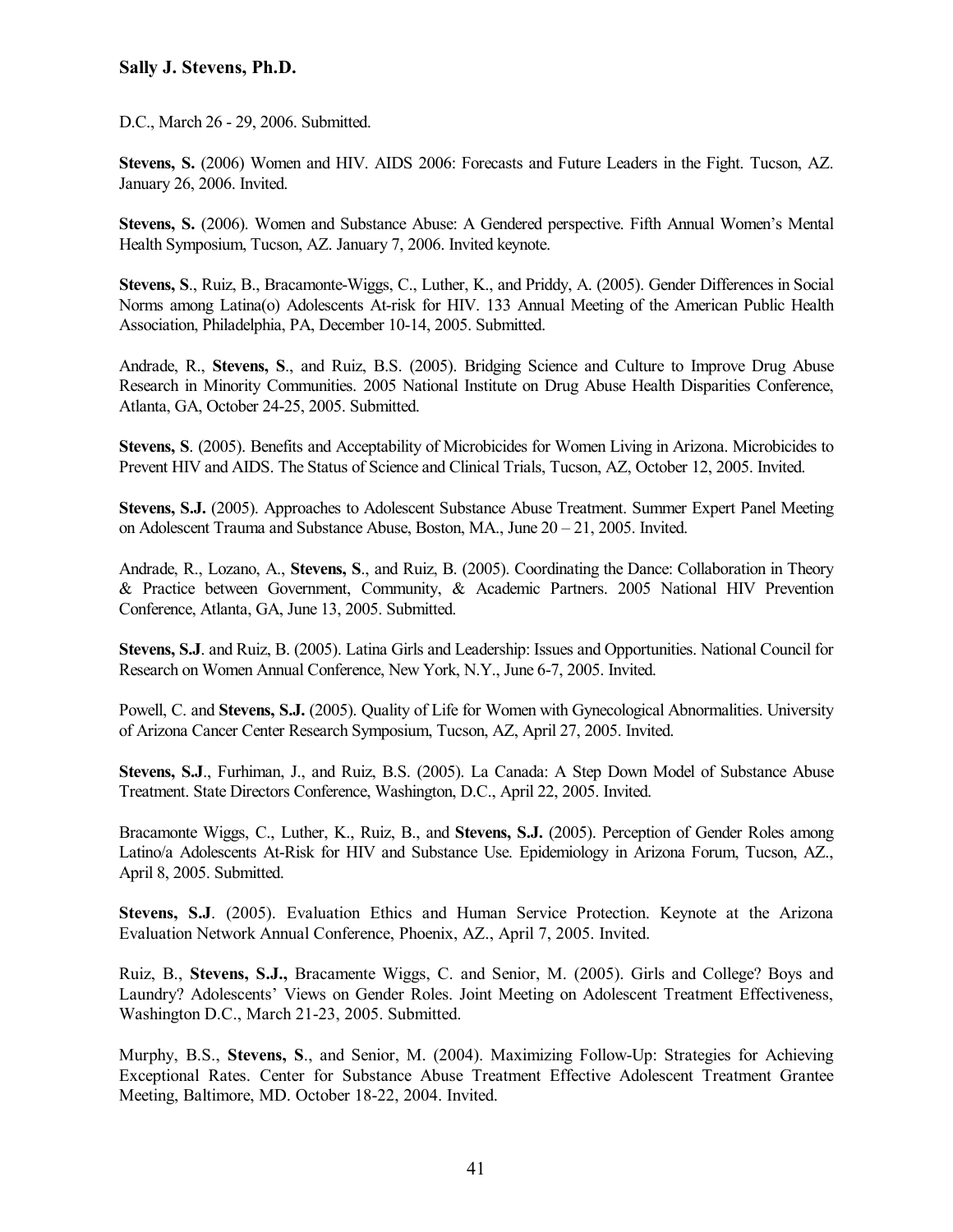D.C., March 26 - 29, 2006. Submitted.

**Stevens, S.** (2006) Women and HIV. AIDS 2006: Forecasts and Future Leaders in the Fight. Tucson, AZ. January 26, 2006. Invited.

**Stevens, S.** (2006). Women and Substance Abuse: A Gendered perspective. Fifth Annual Women's Mental Health Symposium, Tucson, AZ. January 7, 2006. Invited keynote.

**Stevens, S**., Ruiz, B., Bracamonte-Wiggs, C., Luther, K., and Priddy, A. (2005). Gender Differences in Social Norms among Latina(o) Adolescents At-risk for HIV. 133 Annual Meeting of the American Public Health Association, Philadelphia, PA, December 10-14, 2005. Submitted.

Andrade, R., **Stevens, S**., and Ruiz, B.S. (2005). Bridging Science and Culture to Improve Drug Abuse Research in Minority Communities. 2005 National Institute on Drug Abuse Health Disparities Conference, Atlanta, GA, October 24-25, 2005. Submitted.

**Stevens, S**. (2005). Benefits and Acceptability of Microbicides for Women Living in Arizona. Microbicides to Prevent HIV and AIDS. The Status of Science and Clinical Trials, Tucson, AZ, October 12, 2005. Invited.

**Stevens, S.J.** (2005). Approaches to Adolescent Substance Abuse Treatment. Summer Expert Panel Meeting on Adolescent Trauma and Substance Abuse, Boston, MA., June 20 – 21, 2005. Invited.

Andrade, R., Lozano, A., **Stevens, S**., and Ruiz, B. (2005). Coordinating the Dance: Collaboration in Theory & Practice between Government, Community, & Academic Partners. 2005 National HIV Prevention Conference, Atlanta, GA, June 13, 2005. Submitted.

**Stevens, S.J**. and Ruiz, B. (2005). Latina Girls and Leadership: Issues and Opportunities. National Council for Research on Women Annual Conference, New York, N.Y., June 6-7, 2005. Invited.

Powell, C. and **Stevens, S.J.** (2005). Quality of Life for Women with Gynecological Abnormalities. University of Arizona Cancer Center Research Symposium, Tucson, AZ, April 27, 2005. Invited.

**Stevens, S.J**., Furhiman, J., and Ruiz, B.S. (2005). La Canada: A Step Down Model of Substance Abuse Treatment. State Directors Conference, Washington, D.C., April 22, 2005. Invited.

Bracamonte Wiggs, C., Luther, K., Ruiz, B., and **Stevens, S.J.** (2005). Perception of Gender Roles among Latino/a Adolescents At-Risk for HIV and Substance Use. Epidemiology in Arizona Forum, Tucson, AZ., April 8, 2005. Submitted.

**Stevens, S.J**. (2005). Evaluation Ethics and Human Service Protection. Keynote at the Arizona Evaluation Network Annual Conference, Phoenix, AZ., April 7, 2005. Invited.

Ruiz, B., **Stevens, S.J.,** Bracamente Wiggs, C. and Senior, M. (2005). Girls and College? Boys and Laundry? Adolescents' Views on Gender Roles. Joint Meeting on Adolescent Treatment Effectiveness, Washington D.C., March 21-23, 2005. Submitted.

Murphy, B.S., **Stevens, S**., and Senior, M. (2004). Maximizing Follow-Up: Strategies for Achieving Exceptional Rates. Center for Substance Abuse Treatment Effective Adolescent Treatment Grantee Meeting, Baltimore, MD. October 18-22, 2004. Invited.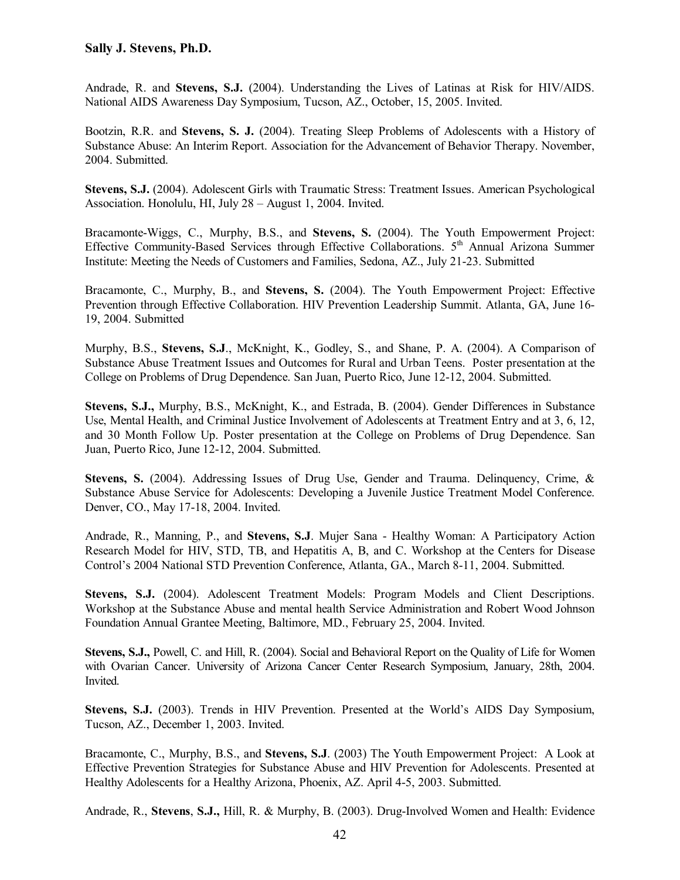Andrade, R. and **Stevens, S.J.** (2004). Understanding the Lives of Latinas at Risk for HIV/AIDS. National AIDS Awareness Day Symposium, Tucson, AZ., October, 15, 2005. Invited.

Bootzin, R.R. and **Stevens, S. J.** (2004). Treating Sleep Problems of Adolescents with a History of Substance Abuse: An Interim Report. Association for the Advancement of Behavior Therapy. November, 2004. Submitted.

**Stevens, S.J.** (2004). Adolescent Girls with Traumatic Stress: Treatment Issues. American Psychological Association. Honolulu, HI, July 28 – August 1, 2004. Invited.

Bracamonte-Wiggs, C., Murphy, B.S., and **Stevens, S.** (2004). The Youth Empowerment Project: Effective Community-Based Services through Effective Collaborations. 5th Annual Arizona Summer Institute: Meeting the Needs of Customers and Families, Sedona, AZ., July 21-23. Submitted

Bracamonte, C., Murphy, B., and **Stevens, S.** (2004). The Youth Empowerment Project: Effective Prevention through Effective Collaboration. HIV Prevention Leadership Summit. Atlanta, GA, June 16-19, 2004. Submitted

Murphy, B.S., **Stevens, S.J**., McKnight, K., Godley, S., and Shane, P. A. (2004). A Comparison of Substance Abuse Treatment Issues and Outcomes for Rural and Urban Teens. Poster presentation at the College on Problems of Drug Dependence. San Juan, Puerto Rico, June 12-12, 2004. Submitted.

**Stevens, S.J.,** Murphy, B.S., McKnight, K., and Estrada, B. (2004). Gender Differences in Substance Use, Mental Health, and Criminal Justice Involvement of Adolescents at Treatment Entry and at 3, 6, 12, and 30 Month Follow Up. Poster presentation at the College on Problems of Drug Dependence. San Juan, Puerto Rico, June 12-12, 2004. Submitted.

**Stevens, S.** (2004). Addressing Issues of Drug Use, Gender and Trauma. Delinquency, Crime, & Substance Abuse Service for Adolescents: Developing a Juvenile Justice Treatment Model Conference. Denver, CO., May 17-18, 2004. Invited.

Andrade, R., Manning, P., and **Stevens, S.J**. Mujer Sana - Healthy Woman: A Participatory Action Research Model for HIV, STD, TB, and Hepatitis A, B, and C. Workshop at the Centers for Disease Control's 2004 National STD Prevention Conference, Atlanta, GA., March 8-11, 2004. Submitted.

**Stevens, S.J.** (2004). Adolescent Treatment Models: Program Models and Client Descriptions. Workshop at the Substance Abuse and mental health Service Administration and Robert Wood Johnson Foundation Annual Grantee Meeting, Baltimore, MD., February 25, 2004. Invited.

**Stevens, S.J.,** Powell, C. and Hill, R. (2004). Social and Behavioral Report on the Quality of Life for Women with Ovarian Cancer. University of Arizona Cancer Center Research Symposium, January, 28th, 2004. Invited.

**Stevens, S.J.** (2003). Trends in HIV Prevention. Presented at the World's AIDS Day Symposium, Tucson, AZ., December 1, 2003. Invited.

Bracamonte, C., Murphy, B.S., and **Stevens, S.J**. (2003) The Youth Empowerment Project: A Look at Effective Prevention Strategies for Substance Abuse and HIV Prevention for Adolescents. Presented at Healthy Adolescents for a Healthy Arizona, Phoenix, AZ. April 4-5, 2003. Submitted.

Andrade, R., **Stevens**, **S.J.,** Hill, R. & Murphy, B. (2003). Drug-Involved Women and Health: Evidence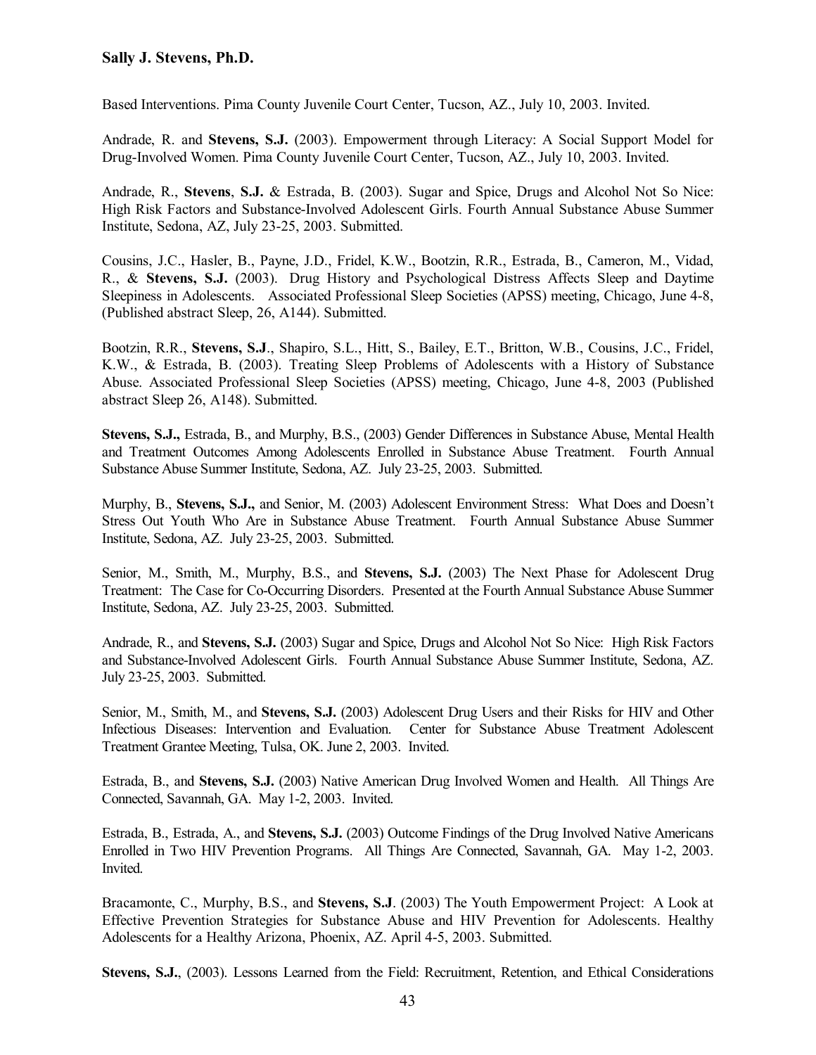Based Interventions. Pima County Juvenile Court Center, Tucson, AZ., July 10, 2003. Invited.

Andrade, R. and **Stevens, S.J.** (2003). Empowerment through Literacy: A Social Support Model for Drug-Involved Women. Pima County Juvenile Court Center, Tucson, AZ., July 10, 2003. Invited.

Andrade, R., **Stevens**, **S.J.** & Estrada, B. (2003). Sugar and Spice, Drugs and Alcohol Not So Nice: High Risk Factors and Substance-Involved Adolescent Girls. Fourth Annual Substance Abuse Summer Institute, Sedona, AZ, July 23-25, 2003. Submitted.

Cousins, J.C., Hasler, B., Payne, J.D., Fridel, K.W., Bootzin, R.R., Estrada, B., Cameron, M., Vidad, R., & **Stevens, S.J.** (2003). Drug History and Psychological Distress Affects Sleep and Daytime Sleepiness in Adolescents. Associated Professional Sleep Societies (APSS) meeting, Chicago, June 4-8, (Published abstract Sleep, 26, A144). Submitted.

Bootzin, R.R., **Stevens, S.J**., Shapiro, S.L., Hitt, S., Bailey, E.T., Britton, W.B., Cousins, J.C., Fridel, K.W., & Estrada, B. (2003). Treating Sleep Problems of Adolescents with a History of Substance Abuse. Associated Professional Sleep Societies (APSS) meeting, Chicago, June 4-8, 2003 (Published abstract Sleep 26, A148). Submitted.

**Stevens, S.J.,** Estrada, B., and Murphy, B.S., (2003) Gender Differences in Substance Abuse, Mental Health and Treatment Outcomes Among Adolescents Enrolled in Substance Abuse Treatment. Fourth Annual Substance Abuse Summer Institute, Sedona, AZ. July 23-25, 2003. Submitted.

Murphy, B., **Stevens, S.J.,** and Senior, M. (2003) Adolescent Environment Stress: What Does and Doesn't Stress Out Youth Who Are in Substance Abuse Treatment. Fourth Annual Substance Abuse Summer Institute, Sedona, AZ. July 23-25, 2003. Submitted.

Senior, M., Smith, M., Murphy, B.S., and **Stevens, S.J.** (2003) The Next Phase for Adolescent Drug Treatment: The Case for Co-Occurring Disorders. Presented at the Fourth Annual Substance Abuse Summer Institute, Sedona, AZ. July 23-25, 2003. Submitted.

Andrade, R., and **Stevens, S.J.** (2003) Sugar and Spice, Drugs and Alcohol Not So Nice: High Risk Factors and Substance-Involved Adolescent Girls. Fourth Annual Substance Abuse Summer Institute, Sedona, AZ. July 23-25, 2003. Submitted.

Senior, M., Smith, M., and **Stevens, S.J.** (2003) Adolescent Drug Users and their Risks for HIV and Other Infectious Diseases: Intervention and Evaluation. Center for Substance Abuse Treatment Adolescent Treatment Grantee Meeting, Tulsa, OK. June 2, 2003. Invited.

Estrada, B., and **Stevens, S.J.** (2003) Native American Drug Involved Women and Health. All Things Are Connected, Savannah, GA. May 1-2, 2003. Invited.

Estrada, B., Estrada, A., and **Stevens, S.J.** (2003) Outcome Findings of the Drug Involved Native Americans Enrolled in Two HIV Prevention Programs. All Things Are Connected, Savannah, GA. May 1-2, 2003. Invited.

Bracamonte, C., Murphy, B.S., and **Stevens, S.J**. (2003) The Youth Empowerment Project: A Look at Effective Prevention Strategies for Substance Abuse and HIV Prevention for Adolescents. Healthy Adolescents for a Healthy Arizona, Phoenix, AZ. April 4-5, 2003. Submitted.

**Stevens, S.J.**, (2003). Lessons Learned from the Field: Recruitment, Retention, and Ethical Considerations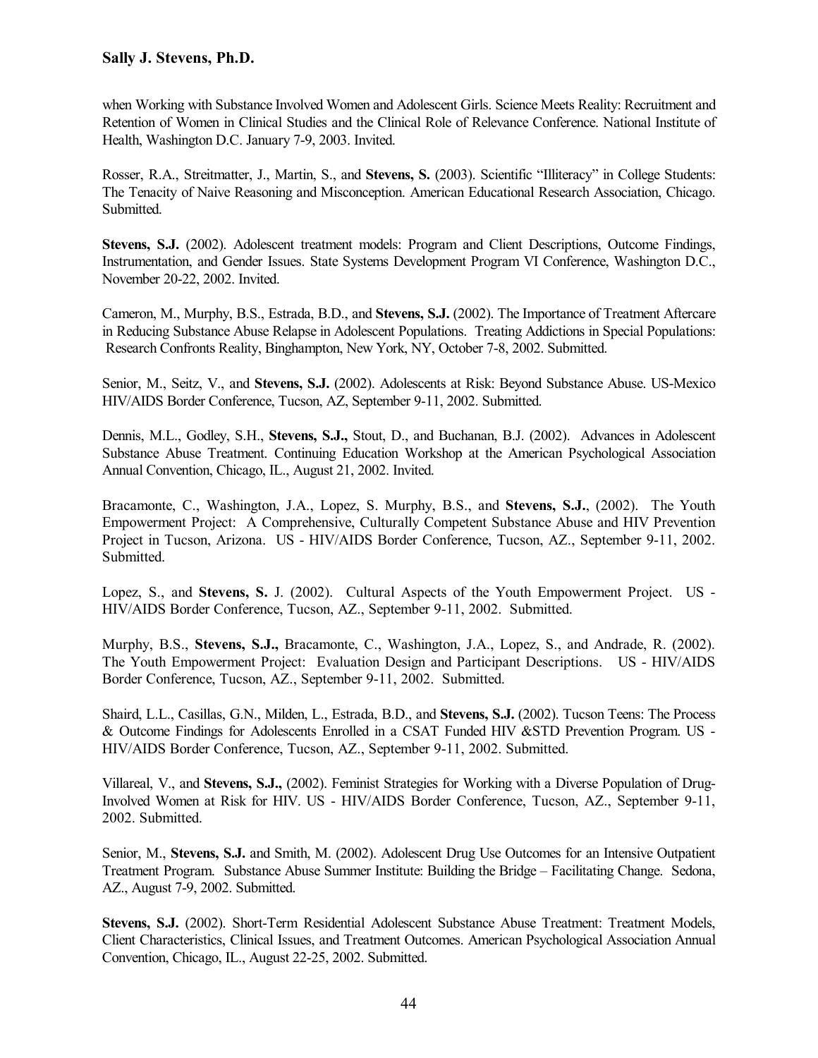when Working with Substance Involved Women and Adolescent Girls. Science Meets Reality: Recruitment and Retention of Women in Clinical Studies and the Clinical Role of Relevance Conference. National Institute of Health, Washington D.C. January 7-9, 2003. Invited.

Rosser, R.A., Streitmatter, J., Martin, S., and **Stevens, S.** (2003). Scientific "Illiteracy" in College Students: The Tenacity of Naive Reasoning and Misconception. American Educational Research Association, Chicago. Submitted.

**Stevens, S.J.** (2002). Adolescent treatment models: Program and Client Descriptions, Outcome Findings, Instrumentation, and Gender Issues. State Systems Development Program VI Conference, Washington D.C., November 20-22, 2002. Invited.

Cameron, M., Murphy, B.S., Estrada, B.D., and **Stevens, S.J.** (2002). The Importance of Treatment Aftercare in Reducing Substance Abuse Relapse in Adolescent Populations. Treating Addictions in Special Populations: Research Confronts Reality, Binghampton, New York, NY, October 7-8, 2002. Submitted.

Senior, M., Seitz, V., and **Stevens, S.J.** (2002). Adolescents at Risk: Beyond Substance Abuse. US-Mexico HIV/AIDS Border Conference, Tucson, AZ, September 9-11, 2002. Submitted.

Dennis, M.L., Godley, S.H., **Stevens, S.J.,** Stout, D., and Buchanan, B.J. (2002). Advances in Adolescent Substance Abuse Treatment. Continuing Education Workshop at the American Psychological Association Annual Convention, Chicago, IL., August 21, 2002. Invited.

Bracamonte, C., Washington, J.A., Lopez, S. Murphy, B.S., and **Stevens, S.J.**, (2002). The Youth Empowerment Project: A Comprehensive, Culturally Competent Substance Abuse and HIV Prevention Project in Tucson, Arizona. US - HIV/AIDS Border Conference, Tucson, AZ., September 9-11, 2002. Submitted.

Lopez, S., and **Stevens, S.** J. (2002). Cultural Aspects of the Youth Empowerment Project. US - HIV/AIDS Border Conference, Tucson, AZ., September 9-11, 2002. Submitted.

Murphy, B.S., **Stevens, S.J.,** Bracamonte, C., Washington, J.A., Lopez, S., and Andrade, R. (2002). The Youth Empowerment Project: Evaluation Design and Participant Descriptions. US - HIV/AIDS Border Conference, Tucson, AZ., September 9-11, 2002. Submitted.

Shaird, L.L., Casillas, G.N., Milden, L., Estrada, B.D., and **Stevens, S.J.** (2002). Tucson Teens: The Process & Outcome Findings for Adolescents Enrolled in a CSAT Funded HIV &STD Prevention Program. US - HIV/AIDS Border Conference, Tucson, AZ., September 9-11, 2002. Submitted.

Villareal, V., and **Stevens, S.J.,** (2002). Feminist Strategies for Working with a Diverse Population of Drug-Involved Women at Risk for HIV. US - HIV/AIDS Border Conference, Tucson, AZ., September 9-11, 2002. Submitted.

Senior, M., **Stevens, S.J.** and Smith, M. (2002). Adolescent Drug Use Outcomes for an Intensive Outpatient Treatment Program. Substance Abuse Summer Institute: Building the Bridge – Facilitating Change. Sedona, AZ., August 7-9, 2002. Submitted.

**Stevens, S.J.** (2002). Short-Term Residential Adolescent Substance Abuse Treatment: Treatment Models, Client Characteristics, Clinical Issues, and Treatment Outcomes. American Psychological Association Annual Convention, Chicago, IL., August 22-25, 2002. Submitted.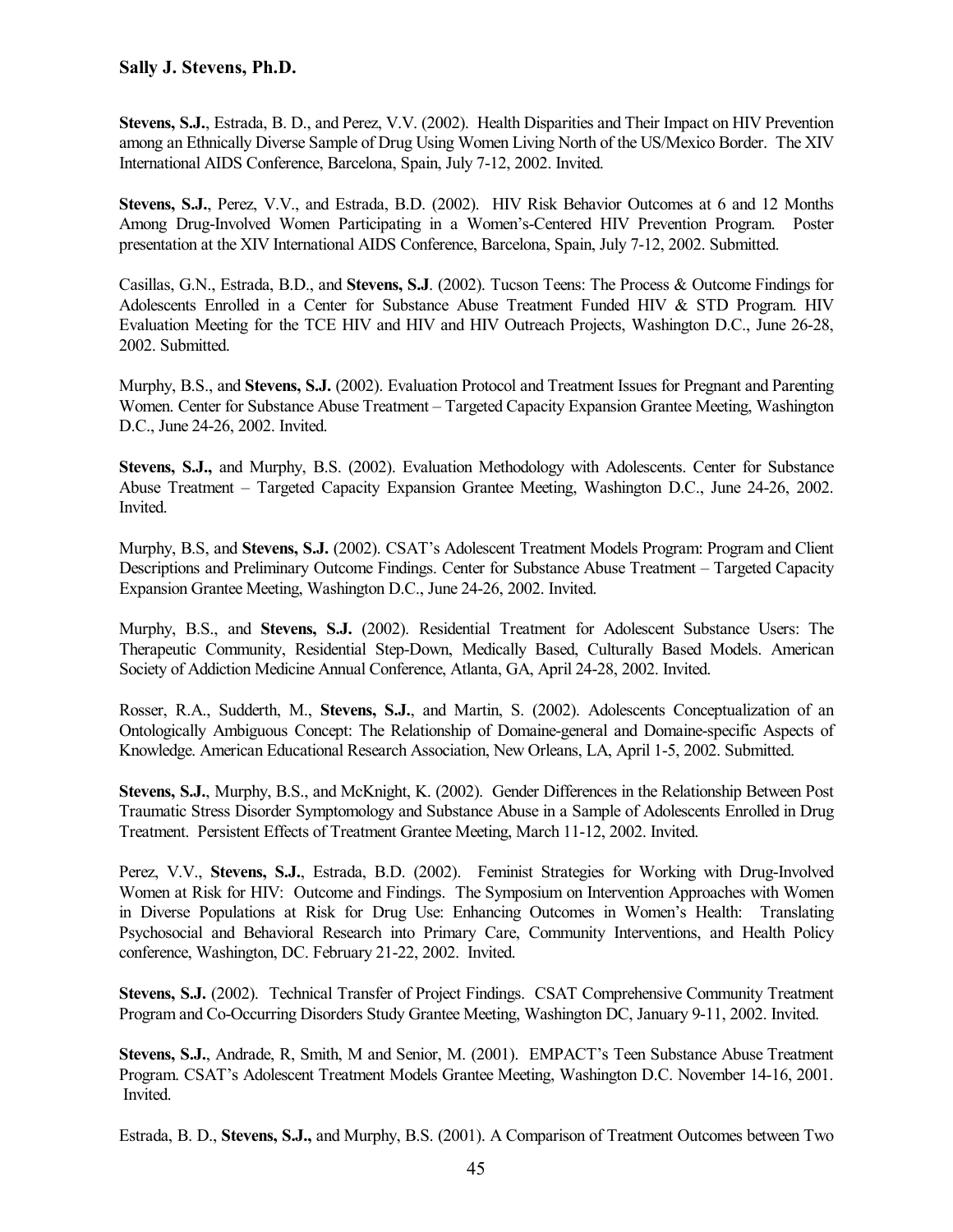**Stevens, S.J.**, Estrada, B. D., and Perez, V.V. (2002). Health Disparities and Their Impact on HIV Prevention among an Ethnically Diverse Sample of Drug Using Women Living North of the US/Mexico Border. The XIV International AIDS Conference, Barcelona, Spain, July 7-12, 2002. Invited.

**Stevens, S.J.**, Perez, V.V., and Estrada, B.D. (2002). HIV Risk Behavior Outcomes at 6 and 12 Months Among Drug-Involved Women Participating in a Women's-Centered HIV Prevention Program. Poster presentation at the XIV International AIDS Conference, Barcelona, Spain, July 7-12, 2002. Submitted.

Casillas, G.N., Estrada, B.D., and **Stevens, S.J**. (2002). Tucson Teens: The Process & Outcome Findings for Adolescents Enrolled in a Center for Substance Abuse Treatment Funded HIV & STD Program. HIV Evaluation Meeting for the TCE HIV and HIV and HIV Outreach Projects, Washington D.C., June 26-28, 2002. Submitted.

Murphy, B.S., and **Stevens, S.J.** (2002). Evaluation Protocol and Treatment Issues for Pregnant and Parenting Women. Center for Substance Abuse Treatment – Targeted Capacity Expansion Grantee Meeting, Washington D.C., June 24-26, 2002. Invited.

**Stevens, S.J.,** and Murphy, B.S. (2002). Evaluation Methodology with Adolescents. Center for Substance Abuse Treatment – Targeted Capacity Expansion Grantee Meeting, Washington D.C., June 24-26, 2002. Invited.

Murphy, B.S, and **Stevens, S.J.** (2002). CSAT's Adolescent Treatment Models Program: Program and Client Descriptions and Preliminary Outcome Findings. Center for Substance Abuse Treatment – Targeted Capacity Expansion Grantee Meeting, Washington D.C., June 24-26, 2002. Invited.

Murphy, B.S., and **Stevens, S.J.** (2002). Residential Treatment for Adolescent Substance Users: The Therapeutic Community, Residential Step-Down, Medically Based, Culturally Based Models. American Society of Addiction Medicine Annual Conference, Atlanta, GA, April 24-28, 2002. Invited.

Rosser, R.A., Sudderth, M., **Stevens, S.J.**, and Martin, S. (2002). Adolescents Conceptualization of an Ontologically Ambiguous Concept: The Relationship of Domaine-general and Domaine-specific Aspects of Knowledge. American Educational Research Association, New Orleans, LA, April 1-5, 2002. Submitted.

**Stevens, S.J.**, Murphy, B.S., and McKnight, K. (2002). Gender Differences in the Relationship Between Post Traumatic Stress Disorder Symptomology and Substance Abuse in a Sample of Adolescents Enrolled in Drug Treatment. Persistent Effects of Treatment Grantee Meeting, March 11-12, 2002. Invited.

Perez, V.V., **Stevens, S.J.**, Estrada, B.D. (2002). Feminist Strategies for Working with Drug-Involved Women at Risk for HIV: Outcome and Findings. The Symposium on Intervention Approaches with Women in Diverse Populations at Risk for Drug Use: Enhancing Outcomes in Women's Health: Translating Psychosocial and Behavioral Research into Primary Care, Community Interventions, and Health Policy conference, Washington, DC. February 21-22, 2002. Invited.

**Stevens, S.J.** (2002). Technical Transfer of Project Findings. CSAT Comprehensive Community Treatment Program and Co-Occurring Disorders Study Grantee Meeting, Washington DC, January 9-11, 2002. Invited.

**Stevens, S.J.**, Andrade, R, Smith, M and Senior, M. (2001). EMPACT's Teen Substance Abuse Treatment Program. CSAT's Adolescent Treatment Models Grantee Meeting, Washington D.C. November 14-16, 2001. Invited.

Estrada, B. D., **Stevens, S.J.,** and Murphy, B.S. (2001). A Comparison of Treatment Outcomes between Two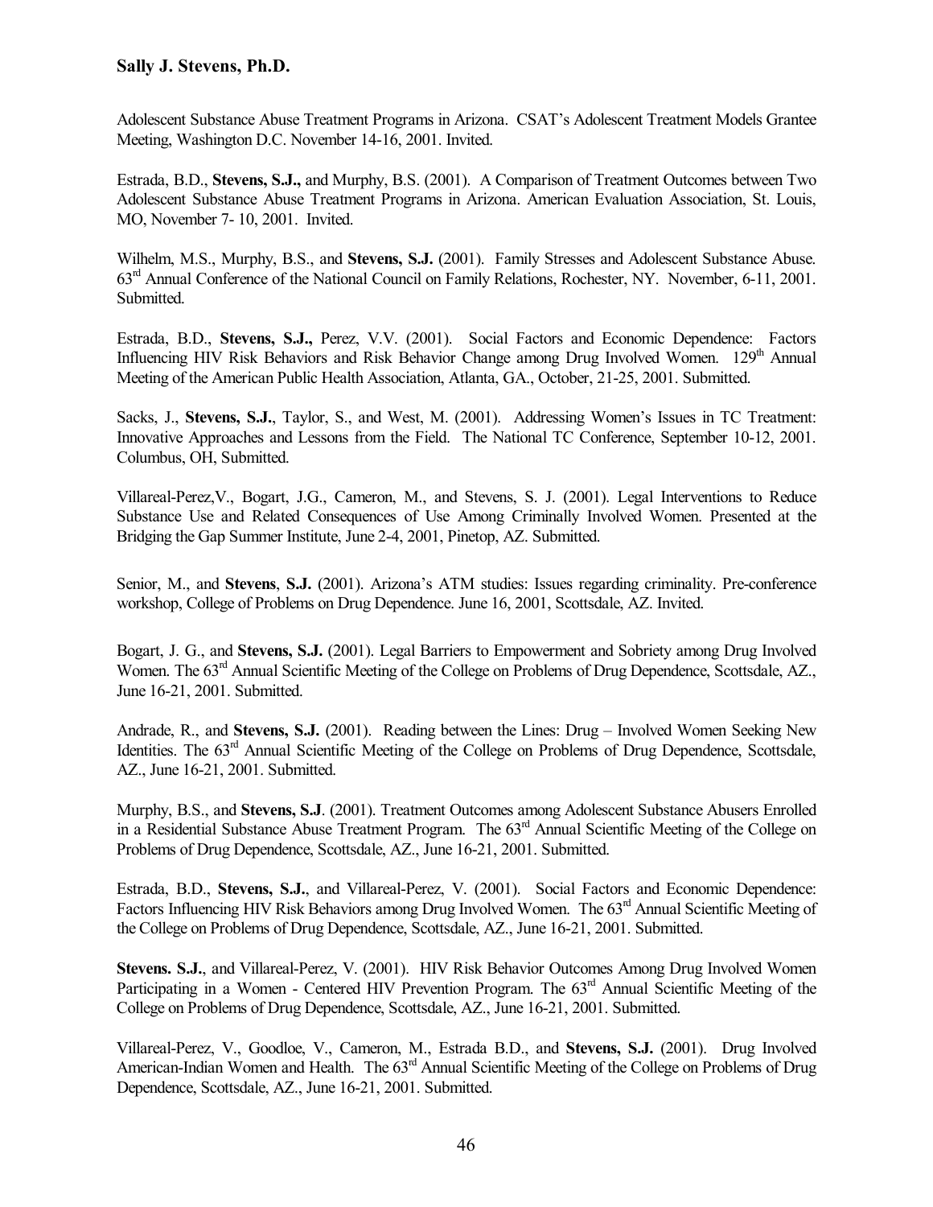Adolescent Substance Abuse Treatment Programs in Arizona. CSAT's Adolescent Treatment Models Grantee Meeting, Washington D.C. November 14-16, 2001. Invited.

Estrada, B.D., **Stevens, S.J.,** and Murphy, B.S. (2001). A Comparison of Treatment Outcomes between Two Adolescent Substance Abuse Treatment Programs in Arizona. American Evaluation Association, St. Louis, MO, November 7- 10, 2001. Invited.

Wilhelm, M.S., Murphy, B.S., and **Stevens, S.J.** (2001). Family Stresses and Adolescent Substance Abuse. 63rd Annual Conference of the National Council on Family Relations, Rochester, NY. November, 6-11, 2001. Submitted.

Estrada, B.D., **Stevens, S.J.,** Perez, V.V. (2001). Social Factors and Economic Dependence: Factors Influencing HIV Risk Behaviors and Risk Behavior Change among Drug Involved Women. 129th Annual Meeting of the American Public Health Association, Atlanta, GA., October, 21-25, 2001. Submitted.

Sacks, J., **Stevens, S.J.**, Taylor, S., and West, M. (2001). Addressing Women's Issues in TC Treatment: Innovative Approaches and Lessons from the Field. The National TC Conference, September 10-12, 2001. Columbus, OH, Submitted.

Villareal-Perez,V., Bogart, J.G., Cameron, M., and Stevens, S. J. (2001). Legal Interventions to Reduce Substance Use and Related Consequences of Use Among Criminally Involved Women. Presented at the Bridging the Gap Summer Institute, June 2-4, 2001, Pinetop, AZ. Submitted.

Senior, M., and **Stevens**, **S.J.** (2001). Arizona's ATM studies: Issues regarding criminality. Pre-conference workshop, College of Problems on Drug Dependence. June 16, 2001, Scottsdale, AZ. Invited.

Bogart, J. G., and **Stevens, S.J.** (2001). Legal Barriers to Empowerment and Sobriety among Drug Involved Women. The 63rd Annual Scientific Meeting of the College on Problems of Drug Dependence, Scottsdale, AZ., June 16-21, 2001. Submitted.

Andrade, R., and **Stevens, S.J.** (2001). Reading between the Lines: Drug – Involved Women Seeking New Identities. The 63rd Annual Scientific Meeting of the College on Problems of Drug Dependence, Scottsdale, AZ., June 16-21, 2001. Submitted.

Murphy, B.S., and **Stevens, S.J**. (2001). Treatment Outcomes among Adolescent Substance Abusers Enrolled in a Residential Substance Abuse Treatment Program. The 63rd Annual Scientific Meeting of the College on Problems of Drug Dependence, Scottsdale, AZ., June 16-21, 2001. Submitted.

Estrada, B.D., **Stevens, S.J.**, and Villareal-Perez, V. (2001). Social Factors and Economic Dependence: Factors Influencing HIV Risk Behaviors among Drug Involved Women. The 63rd Annual Scientific Meeting of the College on Problems of Drug Dependence, Scottsdale, AZ., June 16-21, 2001. Submitted.

**Stevens. S.J.**, and Villareal-Perez, V. (2001). HIV Risk Behavior Outcomes Among Drug Involved Women Participating in a Women - Centered HIV Prevention Program. The 63rd Annual Scientific Meeting of the College on Problems of Drug Dependence, Scottsdale, AZ., June 16-21, 2001. Submitted.

Villareal-Perez, V., Goodloe, V., Cameron, M., Estrada B.D., and **Stevens, S.J.** (2001). Drug Involved American-Indian Women and Health. The 63rd Annual Scientific Meeting of the College on Problems of Drug Dependence, Scottsdale, AZ., June 16-21, 2001. Submitted.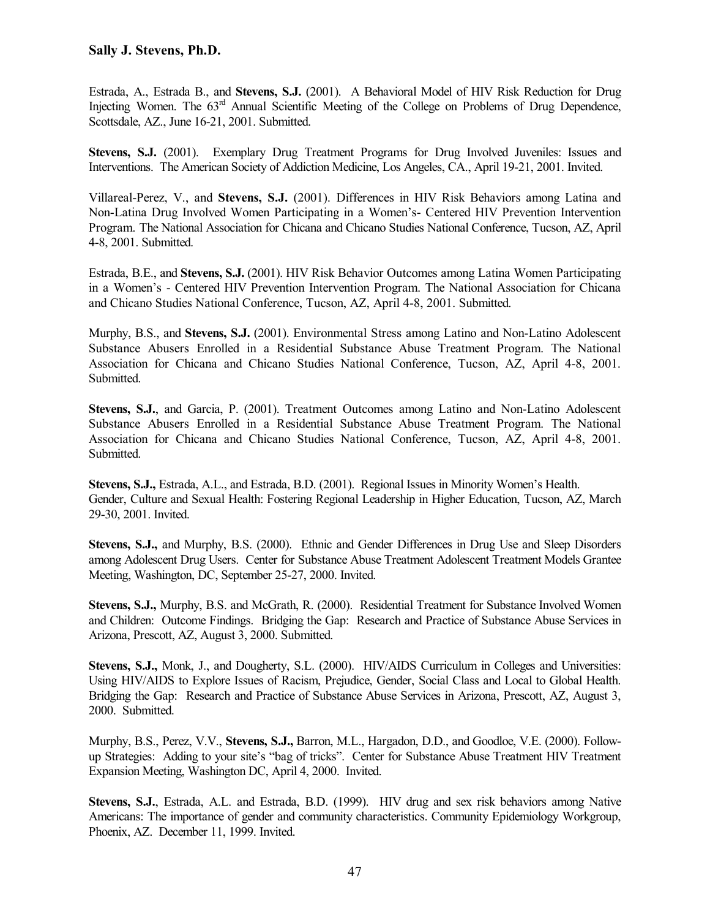Estrada, A., Estrada B., and **Stevens, S.J.** (2001). A Behavioral Model of HIV Risk Reduction for Drug Injecting Women. The 63rd Annual Scientific Meeting of the College on Problems of Drug Dependence, Scottsdale, AZ., June 16-21, 2001. Submitted.

**Stevens, S.J.** (2001). Exemplary Drug Treatment Programs for Drug Involved Juveniles: Issues and Interventions. The American Society of Addiction Medicine, Los Angeles, CA., April 19-21, 2001. Invited.

Villareal-Perez, V., and **Stevens, S.J.** (2001). Differences in HIV Risk Behaviors among Latina and Non-Latina Drug Involved Women Participating in a Women's- Centered HIV Prevention Intervention Program. The National Association for Chicana and Chicano Studies National Conference, Tucson, AZ, April 4-8, 2001. Submitted.

Estrada, B.E., and **Stevens, S.J.** (2001). HIV Risk Behavior Outcomes among Latina Women Participating in a Women's - Centered HIV Prevention Intervention Program. The National Association for Chicana and Chicano Studies National Conference, Tucson, AZ, April 4-8, 2001. Submitted.

Murphy, B.S., and **Stevens, S.J.** (2001). Environmental Stress among Latino and Non-Latino Adolescent Substance Abusers Enrolled in a Residential Substance Abuse Treatment Program. The National Association for Chicana and Chicano Studies National Conference, Tucson, AZ, April 4-8, 2001. Submitted.

**Stevens, S.J.**, and Garcia, P. (2001). Treatment Outcomes among Latino and Non-Latino Adolescent Substance Abusers Enrolled in a Residential Substance Abuse Treatment Program. The National Association for Chicana and Chicano Studies National Conference, Tucson, AZ, April 4-8, 2001. Submitted.

**Stevens, S.J.,** Estrada, A.L., and Estrada, B.D. (2001). Regional Issues in Minority Women's Health. Gender, Culture and Sexual Health: Fostering Regional Leadership in Higher Education, Tucson, AZ, March 29-30, 2001. Invited.

**Stevens, S.J.,** and Murphy, B.S. (2000). Ethnic and Gender Differences in Drug Use and Sleep Disorders among Adolescent Drug Users. Center for Substance Abuse Treatment Adolescent Treatment Models Grantee Meeting, Washington, DC, September 25-27, 2000. Invited.

**Stevens, S.J.,** Murphy, B.S. and McGrath, R. (2000). Residential Treatment for Substance Involved Women and Children: Outcome Findings. Bridging the Gap: Research and Practice of Substance Abuse Services in Arizona, Prescott, AZ, August 3, 2000. Submitted.

**Stevens, S.J.,** Monk, J., and Dougherty, S.L. (2000). HIV/AIDS Curriculum in Colleges and Universities: Using HIV/AIDS to Explore Issues of Racism, Prejudice, Gender, Social Class and Local to Global Health. Bridging the Gap: Research and Practice of Substance Abuse Services in Arizona, Prescott, AZ, August 3, 2000. Submitted.

Murphy, B.S., Perez, V.V., **Stevens, S.J.,** Barron, M.L., Hargadon, D.D., and Goodloe, V.E. (2000). Follow-up Strategies: Adding to your site's "bag of tricks". Center for Substance Abuse Treatment HIV Treatment Expansion Meeting, Washington DC, April 4, 2000. Invited.

**Stevens, S.J.**, Estrada, A.L. and Estrada, B.D. (1999). HIV drug and sex risk behaviors among Native Americans: The importance of gender and community characteristics. Community Epidemiology Workgroup, Phoenix, AZ. December 11, 1999. Invited.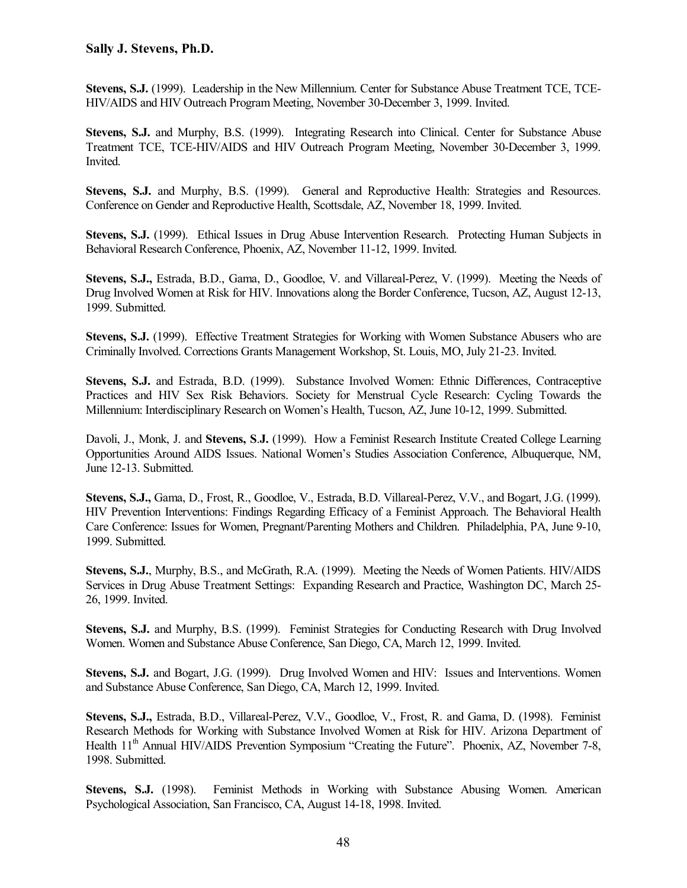**Stevens, S.J.** (1999). Leadership in the New Millennium. Center for Substance Abuse Treatment TCE, TCE-HIV/AIDS and HIV Outreach Program Meeting, November 30-December 3, 1999. Invited.

**Stevens, S.J.** and Murphy, B.S. (1999). Integrating Research into Clinical. Center for Substance Abuse Treatment TCE, TCE-HIV/AIDS and HIV Outreach Program Meeting, November 30-December 3, 1999. Invited.

**Stevens, S.J.** and Murphy, B.S. (1999). General and Reproductive Health: Strategies and Resources. Conference on Gender and Reproductive Health, Scottsdale, AZ, November 18, 1999. Invited.

**Stevens, S.J.** (1999). Ethical Issues in Drug Abuse Intervention Research. Protecting Human Subjects in Behavioral Research Conference, Phoenix, AZ, November 11-12, 1999. Invited.

**Stevens, S.J.,** Estrada, B.D., Gama, D., Goodloe, V. and Villareal-Perez, V. (1999). Meeting the Needs of Drug Involved Women at Risk for HIV. Innovations along the Border Conference, Tucson, AZ, August 12-13, 1999. Submitted.

**Stevens, S.J.** (1999). Effective Treatment Strategies for Working with Women Substance Abusers who are Criminally Involved. Corrections Grants Management Workshop, St. Louis, MO, July 21-23. Invited.

**Stevens, S.J.** and Estrada, B.D. (1999). Substance Involved Women: Ethnic Differences, Contraceptive Practices and HIV Sex Risk Behaviors. Society for Menstrual Cycle Research: Cycling Towards the Millennium: Interdisciplinary Research on Women's Health, Tucson, AZ, June 10-12, 1999. Submitted.

Davoli, J., Monk, J. and **Stevens, S.J.** (1999). How a Feminist Research Institute Created College Learning Opportunities Around AIDS Issues. National Women's Studies Association Conference, Albuquerque, NM, June 12-13. Submitted.

**Stevens, S.J.,** Gama, D., Frost, R., Goodloe, V., Estrada, B.D. Villareal-Perez, V.V., and Bogart, J.G. (1999). HIV Prevention Interventions: Findings Regarding Efficacy of a Feminist Approach. The Behavioral Health Care Conference: Issues for Women, Pregnant/Parenting Mothers and Children. Philadelphia, PA, June 9-10, 1999. Submitted.

**Stevens, S.J.**, Murphy, B.S., and McGrath, R.A. (1999). Meeting the Needs of Women Patients. HIV/AIDS Services in Drug Abuse Treatment Settings: Expanding Research and Practice, Washington DC, March 25-26, 1999. Invited.

**Stevens, S.J.** and Murphy, B.S. (1999). Feminist Strategies for Conducting Research with Drug Involved Women. Women and Substance Abuse Conference, San Diego, CA, March 12, 1999. Invited.

**Stevens, S.J.** and Bogart, J.G. (1999). Drug Involved Women and HIV: Issues and Interventions. Women and Substance Abuse Conference, San Diego, CA, March 12, 1999. Invited.

**Stevens, S.J.,** Estrada, B.D., Villareal-Perez, V.V., Goodloe, V., Frost, R. and Gama, D. (1998). Feminist Research Methods for Working with Substance Involved Women at Risk for HIV. Arizona Department of Health 11th Annual HIV/AIDS Prevention Symposium "Creating the Future". Phoenix, AZ, November 7-8, 1998. Submitted.

**Stevens, S.J.** (1998). Feminist Methods in Working with Substance Abusing Women. American Psychological Association, San Francisco, CA, August 14-18, 1998. Invited.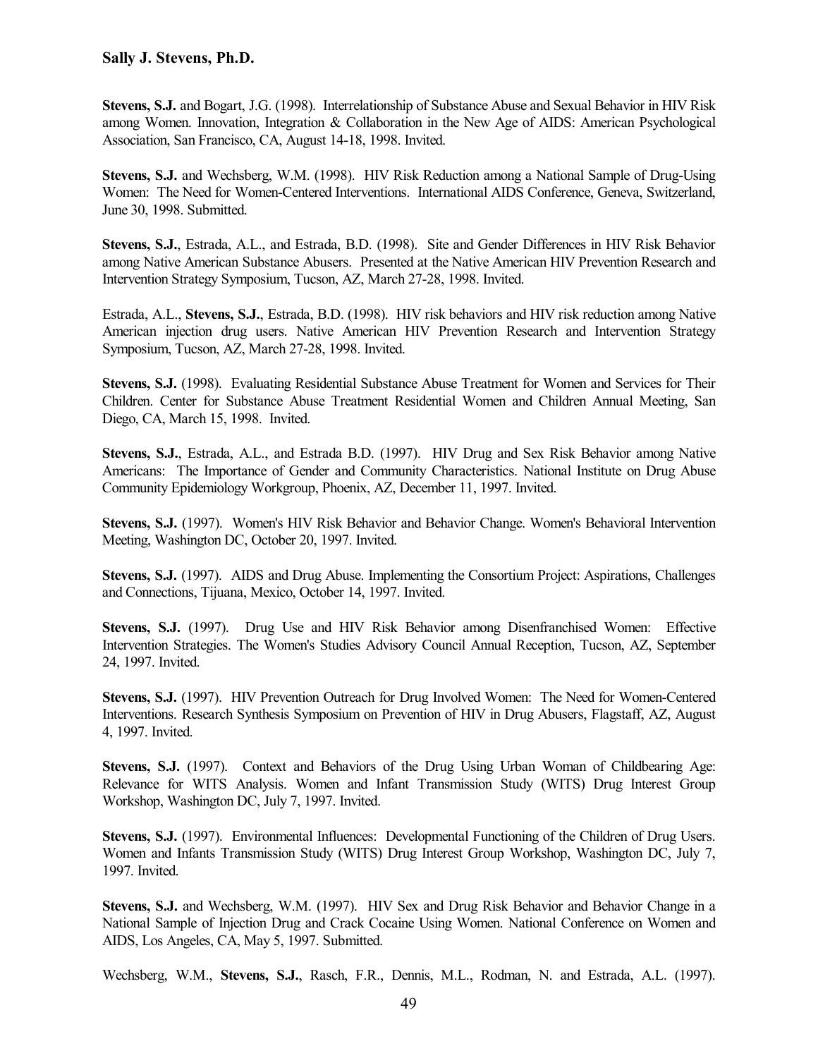**Stevens, S.J.** and Bogart, J.G. (1998). Interrelationship of Substance Abuse and Sexual Behavior in HIV Risk among Women. Innovation, Integration & Collaboration in the New Age of AIDS: American Psychological Association, San Francisco, CA, August 14-18, 1998. Invited.

**Stevens, S.J.** and Wechsberg, W.M. (1998). HIV Risk Reduction among a National Sample of Drug-Using Women: The Need for Women-Centered Interventions. International AIDS Conference, Geneva, Switzerland, June 30, 1998. Submitted.

**Stevens, S.J.**, Estrada, A.L., and Estrada, B.D. (1998). Site and Gender Differences in HIV Risk Behavior among Native American Substance Abusers. Presented at the Native American HIV Prevention Research and Intervention Strategy Symposium, Tucson, AZ, March 27-28, 1998. Invited.

Estrada, A.L., **Stevens, S.J.**, Estrada, B.D. (1998). HIV risk behaviors and HIV risk reduction among Native American injection drug users. Native American HIV Prevention Research and Intervention Strategy Symposium, Tucson, AZ, March 27-28, 1998. Invited.

**Stevens, S.J.** (1998). Evaluating Residential Substance Abuse Treatment for Women and Services for Their Children. Center for Substance Abuse Treatment Residential Women and Children Annual Meeting, San Diego, CA, March 15, 1998. Invited.

**Stevens, S.J.**, Estrada, A.L., and Estrada B.D. (1997). HIV Drug and Sex Risk Behavior among Native Americans: The Importance of Gender and Community Characteristics. National Institute on Drug Abuse Community Epidemiology Workgroup, Phoenix, AZ, December 11, 1997. Invited.

**Stevens, S.J.** (1997). Women's HIV Risk Behavior and Behavior Change. Women's Behavioral Intervention Meeting, Washington DC, October 20, 1997. Invited.

**Stevens, S.J.** (1997). AIDS and Drug Abuse. Implementing the Consortium Project: Aspirations, Challenges and Connections, Tijuana, Mexico, October 14, 1997. Invited.

**Stevens, S.J.** (1997). Drug Use and HIV Risk Behavior among Disenfranchised Women: Effective Intervention Strategies. The Women's Studies Advisory Council Annual Reception, Tucson, AZ, September 24, 1997. Invited.

**Stevens, S.J.** (1997). HIV Prevention Outreach for Drug Involved Women: The Need for Women-Centered Interventions. Research Synthesis Symposium on Prevention of HIV in Drug Abusers, Flagstaff, AZ, August 4, 1997. Invited.

**Stevens, S.J.** (1997). Context and Behaviors of the Drug Using Urban Woman of Childbearing Age: Relevance for WITS Analysis. Women and Infant Transmission Study (WITS) Drug Interest Group Workshop, Washington DC, July 7, 1997. Invited.

**Stevens, S.J.** (1997). Environmental Influences: Developmental Functioning of the Children of Drug Users. Women and Infants Transmission Study (WITS) Drug Interest Group Workshop, Washington DC, July 7, 1997. Invited.

**Stevens, S.J.** and Wechsberg, W.M. (1997). HIV Sex and Drug Risk Behavior and Behavior Change in a National Sample of Injection Drug and Crack Cocaine Using Women. National Conference on Women and AIDS, Los Angeles, CA, May 5, 1997. Submitted.

Wechsberg, W.M., **Stevens, S.J.**, Rasch, F.R., Dennis, M.L., Rodman, N. and Estrada, A.L. (1997).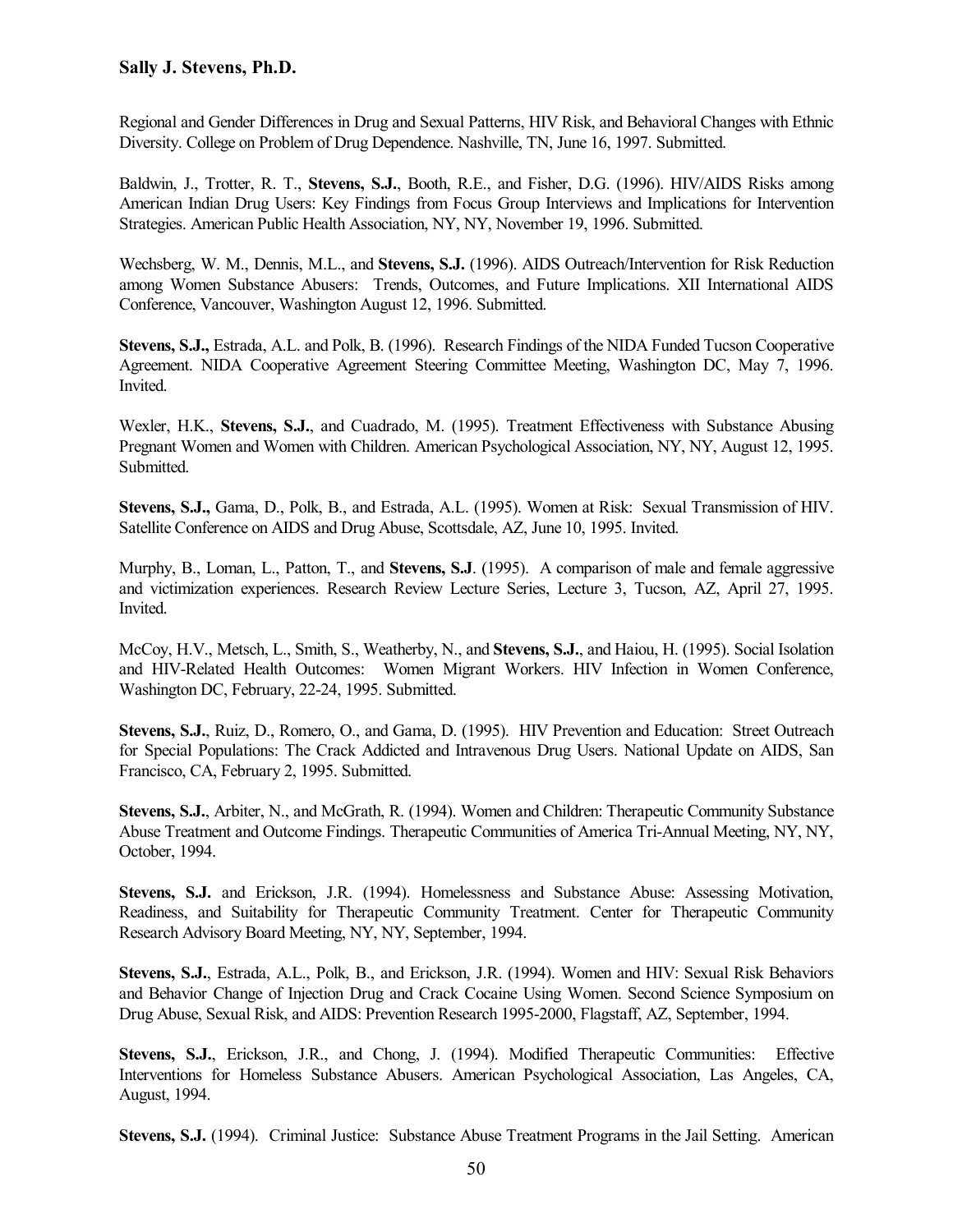Regional and Gender Differences in Drug and Sexual Patterns, HIV Risk, and Behavioral Changes with Ethnic Diversity. College on Problem of Drug Dependence. Nashville, TN, June 16, 1997. Submitted.

Baldwin, J., Trotter, R. T., **Stevens, S.J.**, Booth, R.E., and Fisher, D.G. (1996). HIV/AIDS Risks among American Indian Drug Users: Key Findings from Focus Group Interviews and Implications for Intervention Strategies. American Public Health Association, NY, NY, November 19, 1996. Submitted.

Wechsberg, W. M., Dennis, M.L., and **Stevens, S.J.** (1996). AIDS Outreach/Intervention for Risk Reduction among Women Substance Abusers: Trends, Outcomes, and Future Implications. XII International AIDS Conference, Vancouver, Washington August 12, 1996. Submitted.

**Stevens, S.J.,** Estrada, A.L. and Polk, B. (1996). Research Findings of the NIDA Funded Tucson Cooperative Agreement. NIDA Cooperative Agreement Steering Committee Meeting, Washington DC, May 7, 1996. Invited.

Wexler, H.K., **Stevens, S.J.**, and Cuadrado, M. (1995). Treatment Effectiveness with Substance Abusing Pregnant Women and Women with Children. American Psychological Association, NY, NY, August 12, 1995. Submitted.

**Stevens, S.J.,** Gama, D., Polk, B., and Estrada, A.L. (1995). Women at Risk: Sexual Transmission of HIV. Satellite Conference on AIDS and Drug Abuse, Scottsdale, AZ, June 10, 1995. Invited.

Murphy, B., Loman, L., Patton, T., and **Stevens, S.J**. (1995). A comparison of male and female aggressive and victimization experiences. Research Review Lecture Series, Lecture 3, Tucson, AZ, April 27, 1995. Invited.

McCoy, H.V., Metsch, L., Smith, S., Weatherby, N., and **Stevens, S.J.**, and Haiou, H. (1995). Social Isolation and HIV-Related Health Outcomes: Women Migrant Workers. HIV Infection in Women Conference, Washington DC, February, 22-24, 1995. Submitted.

**Stevens, S.J.**, Ruiz, D., Romero, O., and Gama, D. (1995). HIV Prevention and Education: Street Outreach for Special Populations: The Crack Addicted and Intravenous Drug Users. National Update on AIDS, San Francisco, CA, February 2, 1995. Submitted.

**Stevens, S.J.**, Arbiter, N., and McGrath, R. (1994). Women and Children: Therapeutic Community Substance Abuse Treatment and Outcome Findings. Therapeutic Communities of America Tri-Annual Meeting, NY, NY, October, 1994.

**Stevens, S.J.** and Erickson, J.R. (1994). Homelessness and Substance Abuse: Assessing Motivation, Readiness, and Suitability for Therapeutic Community Treatment. Center for Therapeutic Community Research Advisory Board Meeting, NY, NY, September, 1994.

**Stevens, S.J.**, Estrada, A.L., Polk, B., and Erickson, J.R. (1994). Women and HIV: Sexual Risk Behaviors and Behavior Change of Injection Drug and Crack Cocaine Using Women. Second Science Symposium on Drug Abuse, Sexual Risk, and AIDS: Prevention Research 1995-2000, Flagstaff, AZ, September, 1994.

**Stevens, S.J.**, Erickson, J.R., and Chong, J. (1994). Modified Therapeutic Communities: Effective Interventions for Homeless Substance Abusers. American Psychological Association, Las Angeles, CA, August, 1994.

**Stevens, S.J.** (1994). Criminal Justice: Substance Abuse Treatment Programs in the Jail Setting. American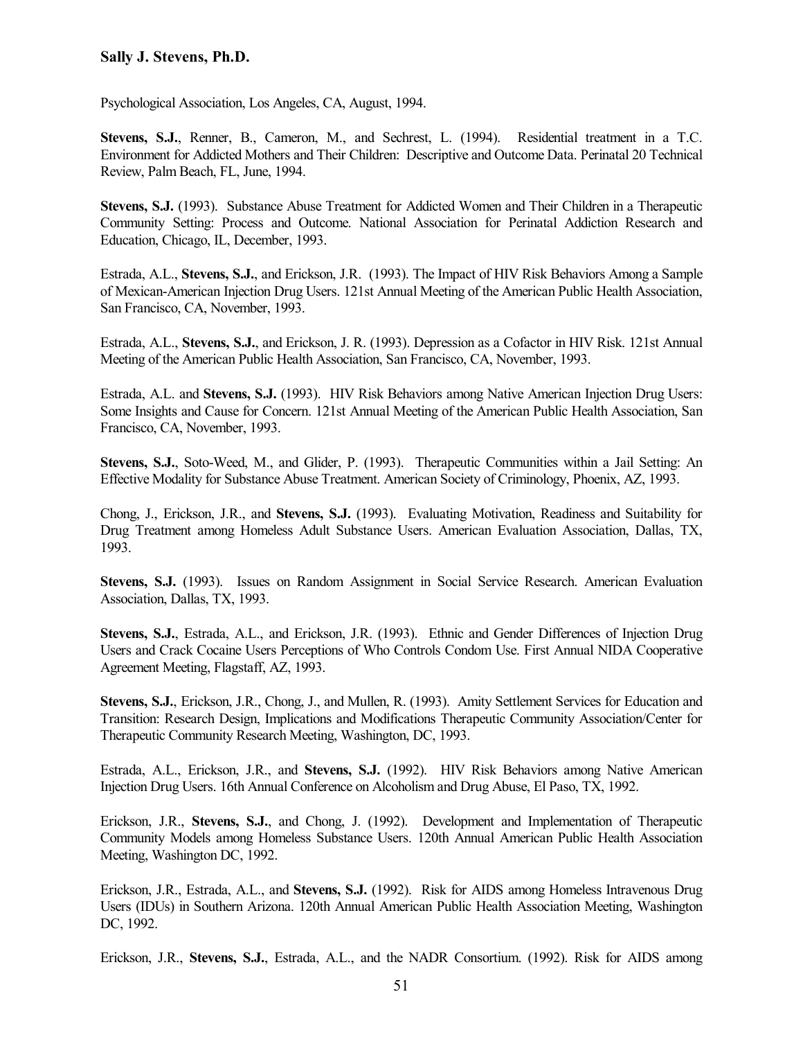Psychological Association, Los Angeles, CA, August, 1994.

**Stevens, S.J.**, Renner, B., Cameron, M., and Sechrest, L. (1994). Residential treatment in a T.C. Environment for Addicted Mothers and Their Children: Descriptive and Outcome Data. Perinatal 20 Technical Review, Palm Beach, FL, June, 1994.

**Stevens, S.J.** (1993). Substance Abuse Treatment for Addicted Women and Their Children in a Therapeutic Community Setting: Process and Outcome. National Association for Perinatal Addiction Research and Education, Chicago, IL, December, 1993.

Estrada, A.L., **Stevens, S.J.**, and Erickson, J.R. (1993). The Impact of HIV Risk Behaviors Among a Sample of Mexican-American Injection Drug Users. 121st Annual Meeting of the American Public Health Association, San Francisco, CA, November, 1993.

Estrada, A.L., **Stevens, S.J.**, and Erickson, J. R. (1993). Depression as a Cofactor in HIV Risk. 121st Annual Meeting of the American Public Health Association, San Francisco, CA, November, 1993.

Estrada, A.L. and **Stevens, S.J.** (1993). HIV Risk Behaviors among Native American Injection Drug Users: Some Insights and Cause for Concern. 121st Annual Meeting of the American Public Health Association, San Francisco, CA, November, 1993.

**Stevens, S.J.**, Soto-Weed, M., and Glider, P. (1993). Therapeutic Communities within a Jail Setting: An Effective Modality for Substance Abuse Treatment. American Society of Criminology, Phoenix, AZ, 1993.

Chong, J., Erickson, J.R., and **Stevens, S.J.** (1993). Evaluating Motivation, Readiness and Suitability for Drug Treatment among Homeless Adult Substance Users. American Evaluation Association, Dallas, TX, 1993.

**Stevens, S.J.** (1993). Issues on Random Assignment in Social Service Research. American Evaluation Association, Dallas, TX, 1993.

**Stevens, S.J.**, Estrada, A.L., and Erickson, J.R. (1993). Ethnic and Gender Differences of Injection Drug Users and Crack Cocaine Users Perceptions of Who Controls Condom Use. First Annual NIDA Cooperative Agreement Meeting, Flagstaff, AZ, 1993.

**Stevens, S.J.**, Erickson, J.R., Chong, J., and Mullen, R. (1993). Amity Settlement Services for Education and Transition: Research Design, Implications and Modifications Therapeutic Community Association/Center for Therapeutic Community Research Meeting, Washington, DC, 1993.

Estrada, A.L., Erickson, J.R., and **Stevens, S.J.** (1992). HIV Risk Behaviors among Native American Injection Drug Users. 16th Annual Conference on Alcoholism and Drug Abuse, El Paso, TX, 1992.

Erickson, J.R., **Stevens, S.J.**, and Chong, J. (1992). Development and Implementation of Therapeutic Community Models among Homeless Substance Users. 120th Annual American Public Health Association Meeting, Washington DC, 1992.

Erickson, J.R., Estrada, A.L., and **Stevens, S.J.** (1992). Risk for AIDS among Homeless Intravenous Drug Users (IDUs) in Southern Arizona. 120th Annual American Public Health Association Meeting, Washington DC, 1992.

Erickson, J.R., **Stevens, S.J.**, Estrada, A.L., and the NADR Consortium. (1992). Risk for AIDS among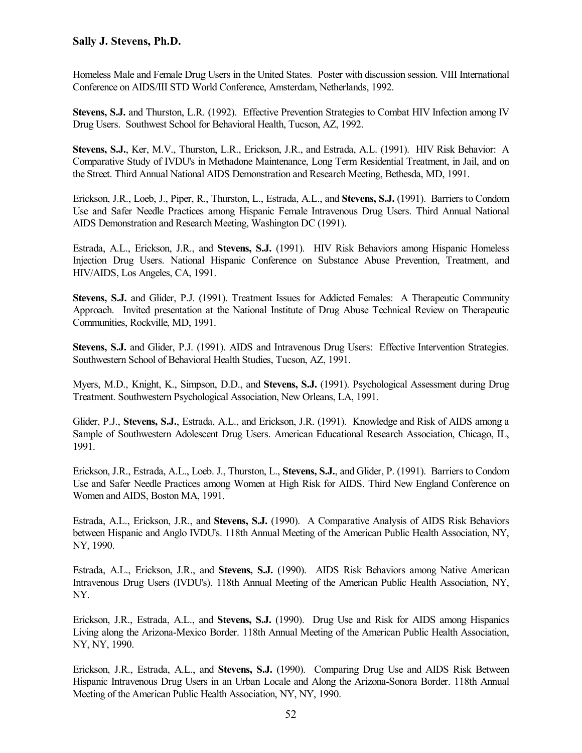Homeless Male and Female Drug Users in the United States. Poster with discussion session. VIII International Conference on AIDS/III STD World Conference, Amsterdam, Netherlands, 1992.

**Stevens, S.J.** and Thurston, L.R. (1992). Effective Prevention Strategies to Combat HIV Infection among IV Drug Users. Southwest School for Behavioral Health, Tucson, AZ, 1992.

**Stevens, S.J.**, Ker, M.V., Thurston, L.R., Erickson, J.R., and Estrada, A.L. (1991). HIV Risk Behavior: A Comparative Study of IVDU's in Methadone Maintenance, Long Term Residential Treatment, in Jail, and on the Street. Third Annual National AIDS Demonstration and Research Meeting, Bethesda, MD, 1991.

Erickson, J.R., Loeb, J., Piper, R., Thurston, L., Estrada, A.L., and **Stevens, S.J.** (1991). Barriers to Condom Use and Safer Needle Practices among Hispanic Female Intravenous Drug Users. Third Annual National AIDS Demonstration and Research Meeting, Washington DC (1991).

Estrada, A.L., Erickson, J.R., and **Stevens, S.J.** (1991). HIV Risk Behaviors among Hispanic Homeless Injection Drug Users. National Hispanic Conference on Substance Abuse Prevention, Treatment, and HIV/AIDS, Los Angeles, CA, 1991.

**Stevens, S.J.** and Glider, P.J. (1991). Treatment Issues for Addicted Females: A Therapeutic Community Approach. Invited presentation at the National Institute of Drug Abuse Technical Review on Therapeutic Communities, Rockville, MD, 1991.

**Stevens, S.J.** and Glider, P.J. (1991). AIDS and Intravenous Drug Users: Effective Intervention Strategies. Southwestern School of Behavioral Health Studies, Tucson, AZ, 1991.

Myers, M.D., Knight, K., Simpson, D.D., and **Stevens, S.J.** (1991). Psychological Assessment during Drug Treatment. Southwestern Psychological Association, New Orleans, LA, 1991.

Glider, P.J., **Stevens, S.J.**, Estrada, A.L., and Erickson, J.R. (1991). Knowledge and Risk of AIDS among a Sample of Southwestern Adolescent Drug Users. American Educational Research Association, Chicago, IL, 1991.

Erickson, J.R., Estrada, A.L., Loeb. J., Thurston, L., **Stevens, S.J.**, and Glider, P. (1991). Barriers to Condom Use and Safer Needle Practices among Women at High Risk for AIDS. Third New England Conference on Women and AIDS, Boston MA, 1991.

Estrada, A.L., Erickson, J.R., and **Stevens, S.J.** (1990). A Comparative Analysis of AIDS Risk Behaviors between Hispanic and Anglo IVDU's. 118th Annual Meeting of the American Public Health Association, NY, NY, 1990.

Estrada, A.L., Erickson, J.R., and **Stevens, S.J.** (1990). AIDS Risk Behaviors among Native American Intravenous Drug Users (IVDU's). 118th Annual Meeting of the American Public Health Association, NY, NY.

Erickson, J.R., Estrada, A.L., and **Stevens, S.J.** (1990). Drug Use and Risk for AIDS among Hispanics Living along the Arizona-Mexico Border. 118th Annual Meeting of the American Public Health Association, NY, NY, 1990.

Erickson, J.R., Estrada, A.L., and **Stevens, S.J.** (1990). Comparing Drug Use and AIDS Risk Between Hispanic Intravenous Drug Users in an Urban Locale and Along the Arizona-Sonora Border. 118th Annual Meeting of the American Public Health Association, NY, NY, 1990.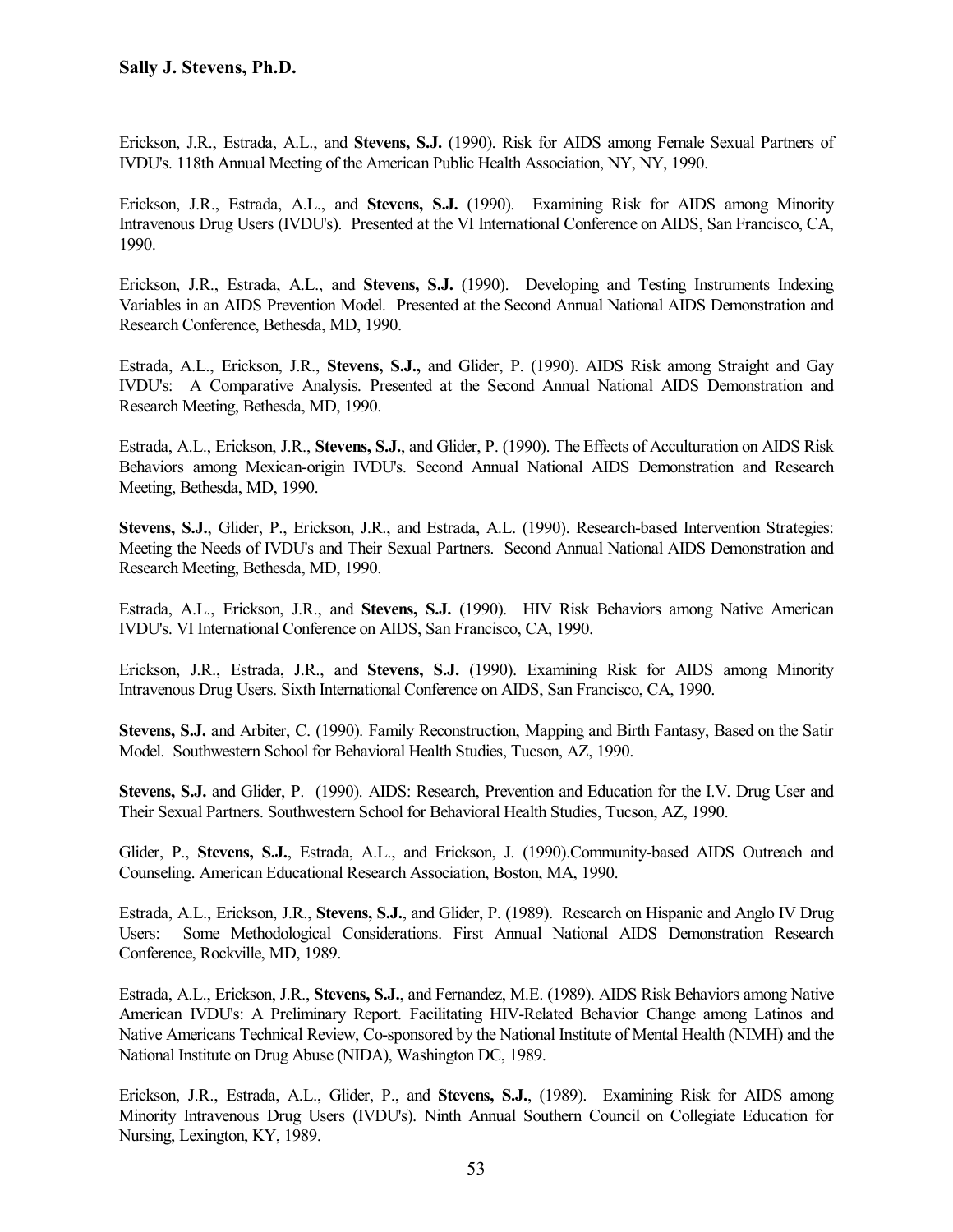Erickson, J.R., Estrada, A.L., and **Stevens, S.J.** (1990). Risk for AIDS among Female Sexual Partners of IVDU's. 118th Annual Meeting of the American Public Health Association, NY, NY, 1990.

Erickson, J.R., Estrada, A.L., and **Stevens, S.J.** (1990). Examining Risk for AIDS among Minority Intravenous Drug Users (IVDU's). Presented at the VI International Conference on AIDS, San Francisco, CA, 1990.

Erickson, J.R., Estrada, A.L., and **Stevens, S.J.** (1990). Developing and Testing Instruments Indexing Variables in an AIDS Prevention Model. Presented at the Second Annual National AIDS Demonstration and Research Conference, Bethesda, MD, 1990.

Estrada, A.L., Erickson, J.R., **Stevens, S.J.,** and Glider, P. (1990). AIDS Risk among Straight and Gay IVDU's: A Comparative Analysis. Presented at the Second Annual National AIDS Demonstration and Research Meeting, Bethesda, MD, 1990.

Estrada, A.L., Erickson, J.R., **Stevens, S.J.**, and Glider, P. (1990). The Effects of Acculturation on AIDS Risk Behaviors among Mexican-origin IVDU's. Second Annual National AIDS Demonstration and Research Meeting, Bethesda, MD, 1990.

**Stevens, S.J.**, Glider, P., Erickson, J.R., and Estrada, A.L. (1990). Research-based Intervention Strategies: Meeting the Needs of IVDU's and Their Sexual Partners. Second Annual National AIDS Demonstration and Research Meeting, Bethesda, MD, 1990.

Estrada, A.L., Erickson, J.R., and **Stevens, S.J.** (1990). HIV Risk Behaviors among Native American IVDU's. VI International Conference on AIDS, San Francisco, CA, 1990.

Erickson, J.R., Estrada, J.R., and **Stevens, S.J.** (1990). Examining Risk for AIDS among Minority Intravenous Drug Users. Sixth International Conference on AIDS, San Francisco, CA, 1990.

**Stevens, S.J.** and Arbiter, C. (1990). Family Reconstruction, Mapping and Birth Fantasy, Based on the Satir Model. Southwestern School for Behavioral Health Studies, Tucson, AZ, 1990.

**Stevens, S.J.** and Glider, P. (1990). AIDS: Research, Prevention and Education for the I.V. Drug User and Their Sexual Partners. Southwestern School for Behavioral Health Studies, Tucson, AZ, 1990.

Glider, P., **Stevens, S.J.**, Estrada, A.L., and Erickson, J. (1990).Community-based AIDS Outreach and Counseling. American Educational Research Association, Boston, MA, 1990.

Estrada, A.L., Erickson, J.R., **Stevens, S.J.**, and Glider, P. (1989). Research on Hispanic and Anglo IV Drug Users: Some Methodological Considerations. First Annual National AIDS Demonstration Research Conference, Rockville, MD, 1989.

Estrada, A.L., Erickson, J.R., **Stevens, S.J.**, and Fernandez, M.E. (1989). AIDS Risk Behaviors among Native American IVDU's: A Preliminary Report. Facilitating HIV-Related Behavior Change among Latinos and Native Americans Technical Review, Co-sponsored by the National Institute of Mental Health (NIMH) and the National Institute on Drug Abuse (NIDA), Washington DC, 1989.

Erickson, J.R., Estrada, A.L., Glider, P., and **Stevens, S.J.**, (1989). Examining Risk for AIDS among Minority Intravenous Drug Users (IVDU's). Ninth Annual Southern Council on Collegiate Education for Nursing, Lexington, KY, 1989.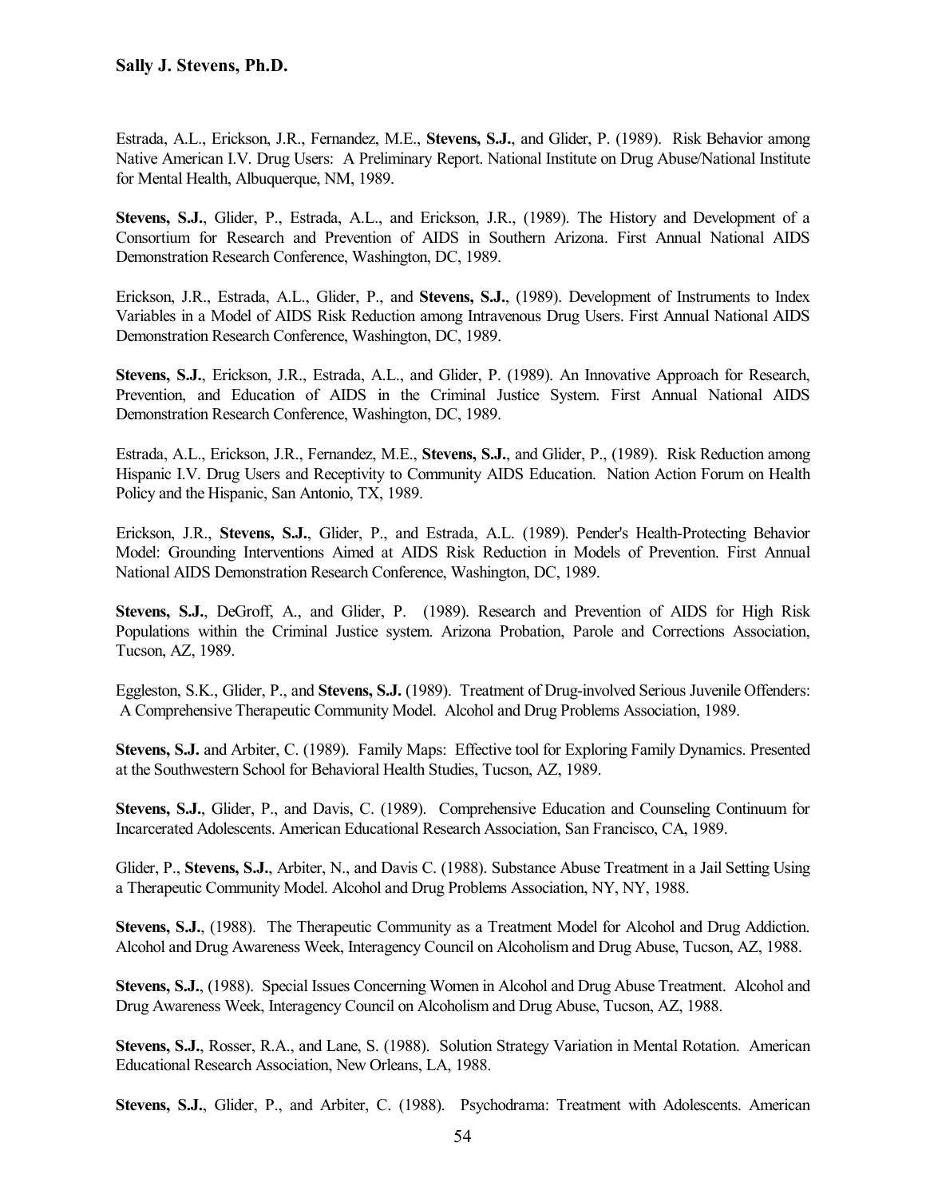Estrada, A.L., Erickson, J.R., Fernandez, M.E., **Stevens, S.J.**, and Glider, P. (1989). Risk Behavior among Native American I.V. Drug Users: A Preliminary Report. National Institute on Drug Abuse/National Institute for Mental Health, Albuquerque, NM, 1989.

**Stevens, S.J.**, Glider, P., Estrada, A.L., and Erickson, J.R., (1989). The History and Development of a Consortium for Research and Prevention of AIDS in Southern Arizona. First Annual National AIDS Demonstration Research Conference, Washington, DC, 1989.

Erickson, J.R., Estrada, A.L., Glider, P., and **Stevens, S.J.**, (1989). Development of Instruments to Index Variables in a Model of AIDS Risk Reduction among Intravenous Drug Users. First Annual National AIDS Demonstration Research Conference, Washington, DC, 1989.

**Stevens, S.J.**, Erickson, J.R., Estrada, A.L., and Glider, P. (1989). An Innovative Approach for Research, Prevention, and Education of AIDS in the Criminal Justice System. First Annual National AIDS Demonstration Research Conference, Washington, DC, 1989.

Estrada, A.L., Erickson, J.R., Fernandez, M.E., **Stevens, S.J.**, and Glider, P., (1989). Risk Reduction among Hispanic I.V. Drug Users and Receptivity to Community AIDS Education. Nation Action Forum on Health Policy and the Hispanic, San Antonio, TX, 1989.

Erickson, J.R., **Stevens, S.J.**, Glider, P., and Estrada, A.L. (1989). Pender's Health-Protecting Behavior Model: Grounding Interventions Aimed at AIDS Risk Reduction in Models of Prevention. First Annual National AIDS Demonstration Research Conference, Washington, DC, 1989.

**Stevens, S.J.**, DeGroff, A., and Glider, P. (1989). Research and Prevention of AIDS for High Risk Populations within the Criminal Justice system. Arizona Probation, Parole and Corrections Association, Tucson, AZ, 1989.

Eggleston, S.K., Glider, P., and **Stevens, S.J.** (1989). Treatment of Drug-involved Serious Juvenile Offenders: A Comprehensive Therapeutic Community Model. Alcohol and Drug Problems Association, 1989.

**Stevens, S.J.** and Arbiter, C. (1989). Family Maps: Effective tool for Exploring Family Dynamics. Presented at the Southwestern School for Behavioral Health Studies, Tucson, AZ, 1989.

**Stevens, S.J.**, Glider, P., and Davis, C. (1989). Comprehensive Education and Counseling Continuum for Incarcerated Adolescents. American Educational Research Association, San Francisco, CA, 1989.

Glider, P., **Stevens, S.J.**, Arbiter, N., and Davis C. (1988). Substance Abuse Treatment in a Jail Setting Using a Therapeutic Community Model. Alcohol and Drug Problems Association, NY, NY, 1988.

**Stevens, S.J.**, (1988). The Therapeutic Community as a Treatment Model for Alcohol and Drug Addiction. Alcohol and Drug Awareness Week, Interagency Council on Alcoholism and Drug Abuse, Tucson, AZ, 1988.

**Stevens, S.J.**, (1988). Special Issues Concerning Women in Alcohol and Drug Abuse Treatment. Alcohol and Drug Awareness Week, Interagency Council on Alcoholism and Drug Abuse, Tucson, AZ, 1988.

**Stevens, S.J.**, Rosser, R.A., and Lane, S. (1988). Solution Strategy Variation in Mental Rotation. American Educational Research Association, New Orleans, LA, 1988.

**Stevens, S.J.**, Glider, P., and Arbiter, C. (1988). Psychodrama: Treatment with Adolescents. American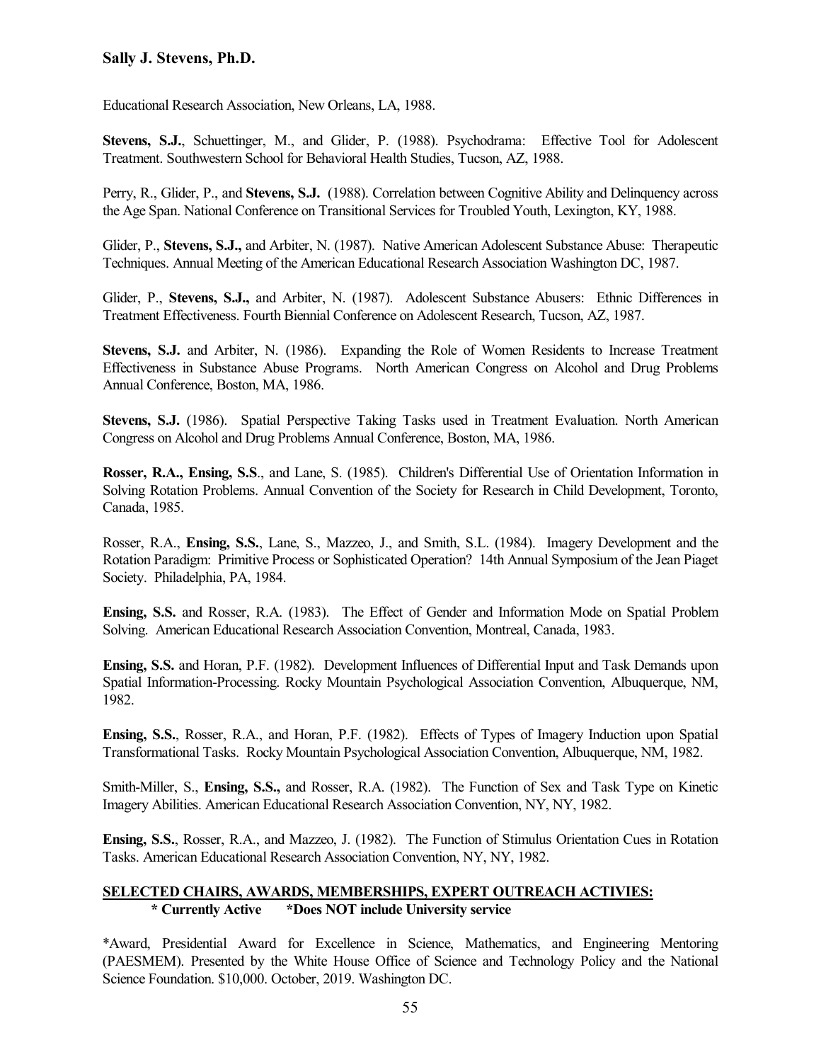Educational Research Association, New Orleans, LA, 1988.

**Stevens, S.J.**, Schuettinger, M., and Glider, P. (1988). Psychodrama: Effective Tool for Adolescent Treatment. Southwestern School for Behavioral Health Studies, Tucson, AZ, 1988.

Perry, R., Glider, P., and **Stevens, S.J.** (1988). Correlation between Cognitive Ability and Delinquency across the Age Span. National Conference on Transitional Services for Troubled Youth, Lexington, KY, 1988.

Glider, P., **Stevens, S.J.,** and Arbiter, N. (1987). Native American Adolescent Substance Abuse: Therapeutic Techniques. Annual Meeting of the American Educational Research Association Washington DC, 1987.

Glider, P., **Stevens, S.J.,** and Arbiter, N. (1987). Adolescent Substance Abusers: Ethnic Differences in Treatment Effectiveness. Fourth Biennial Conference on Adolescent Research, Tucson, AZ, 1987.

**Stevens, S.J.** and Arbiter, N. (1986). Expanding the Role of Women Residents to Increase Treatment Effectiveness in Substance Abuse Programs. North American Congress on Alcohol and Drug Problems Annual Conference, Boston, MA, 1986.

**Stevens, S.J.** (1986). Spatial Perspective Taking Tasks used in Treatment Evaluation. North American Congress on Alcohol and Drug Problems Annual Conference, Boston, MA, 1986.

**Rosser, R.A., Ensing, S.S**., and Lane, S. (1985). Children's Differential Use of Orientation Information in Solving Rotation Problems. Annual Convention of the Society for Research in Child Development, Toronto, Canada, 1985.

Rosser, R.A., **Ensing, S.S.**, Lane, S., Mazzeo, J., and Smith, S.L. (1984). Imagery Development and the Rotation Paradigm: Primitive Process or Sophisticated Operation? 14th Annual Symposium of the Jean Piaget Society. Philadelphia, PA, 1984.

**Ensing, S.S.** and Rosser, R.A. (1983). The Effect of Gender and Information Mode on Spatial Problem Solving. American Educational Research Association Convention, Montreal, Canada, 1983.

**Ensing, S.S.** and Horan, P.F. (1982). Development Influences of Differential Input and Task Demands upon Spatial Information-Processing. Rocky Mountain Psychological Association Convention, Albuquerque, NM, 1982.

**Ensing, S.S.**, Rosser, R.A., and Horan, P.F. (1982). Effects of Types of Imagery Induction upon Spatial Transformational Tasks. Rocky Mountain Psychological Association Convention, Albuquerque, NM, 1982.

Smith-Miller, S., **Ensing, S.S.,** and Rosser, R.A. (1982). The Function of Sex and Task Type on Kinetic Imagery Abilities. American Educational Research Association Convention, NY, NY, 1982.

**Ensing, S.S.**, Rosser, R.A., and Mazzeo, J. (1982). The Function of Stimulus Orientation Cues in Rotation Tasks. American Educational Research Association Convention, NY, NY, 1982.

## SELECTED CHAIRS, AWARDS, MEMBERSHIPS, EXPERT OUTREACH ACTIVIES:

**\* Currently Active \*Does NOT include University service**

*Award, Presidential Award for Excellence in Science, Mathematics, and Engineering Mentoring (PAESMEM). Presented by the White House Office of Science and Technology Policy and the National Science Foundation. $10,000. October, 2019. Washington DC.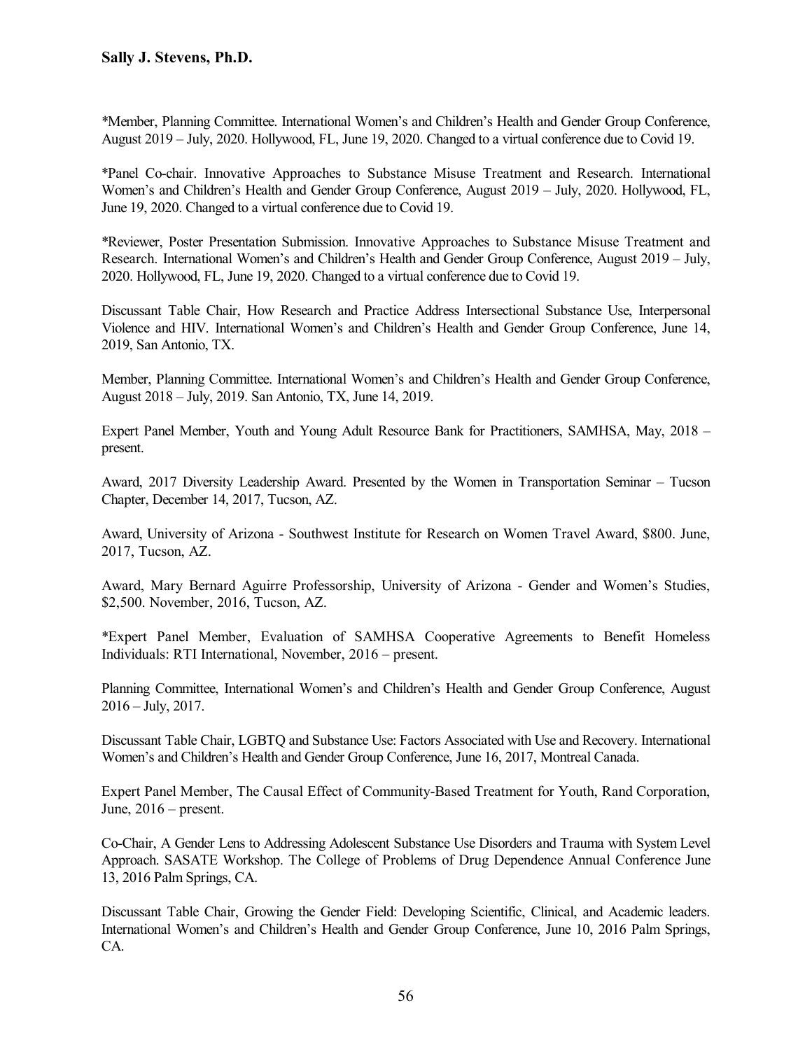*Member, Planning Committee. International Women's and Children's Health and Gender Group Conference, August 2019 – July, 2020. Hollywood, FL, June 19, 2020. Changed to a virtual conference due to Covid 19.

*Panel Co-chair. Innovative Approaches to Substance Misuse Treatment and Research. International Women's and Children's Health and Gender Group Conference, August 2019 – July, 2020. Hollywood, FL, June 19, 2020. Changed to a virtual conference due to Covid 19.

*Reviewer, Poster Presentation Submission. Innovative Approaches to Substance Misuse Treatment and Research. International Women's and Children's Health and Gender Group Conference, August 2019 – July, 2020. Hollywood, FL, June 19, 2020. Changed to a virtual conference due to Covid 19.

Discussant Table Chair, How Research and Practice Address Intersectional Substance Use, Interpersonal Violence and HIV. International Women's and Children's Health and Gender Group Conference, June 14, 2019, San Antonio, TX.

Member, Planning Committee. International Women's and Children's Health and Gender Group Conference, August 2018 – July, 2019. San Antonio, TX, June 14, 2019.

Expert Panel Member, Youth and Young Adult Resource Bank for Practitioners, SAMHSA, May, 2018 – present.

Award, 2017 Diversity Leadership Award. Presented by the Women in Transportation Seminar – Tucson Chapter, December 14, 2017, Tucson, AZ.

Award, University of Arizona - Southwest Institute for Research on Women Travel Award, $800. June, 2017, Tucson, AZ.

Award, Mary Bernard Aguirre Professorship, University of Arizona - Gender and Women's Studies, $2,500. November, 2016, Tucson, AZ.

*Expert Panel Member, Evaluation of SAMHSA Cooperative Agreements to Benefit Homeless Individuals: RTI International, November, 2016 – present.

Planning Committee, International Women's and Children's Health and Gender Group Conference, August 2016 – July, 2017.

Discussant Table Chair, LGBTQ and Substance Use: Factors Associated with Use and Recovery. International Women's and Children's Health and Gender Group Conference, June 16, 2017, Montreal Canada.

Expert Panel Member, The Causal Effect of Community-Based Treatment for Youth, Rand Corporation, June, 2016 – present.

Co-Chair, A Gender Lens to Addressing Adolescent Substance Use Disorders and Trauma with System Level Approach. SASATE Workshop. The College of Problems of Drug Dependence Annual Conference June 13, 2016 Palm Springs, CA.

Discussant Table Chair, Growing the Gender Field: Developing Scientific, Clinical, and Academic leaders. International Women's and Children's Health and Gender Group Conference, June 10, 2016 Palm Springs, CA.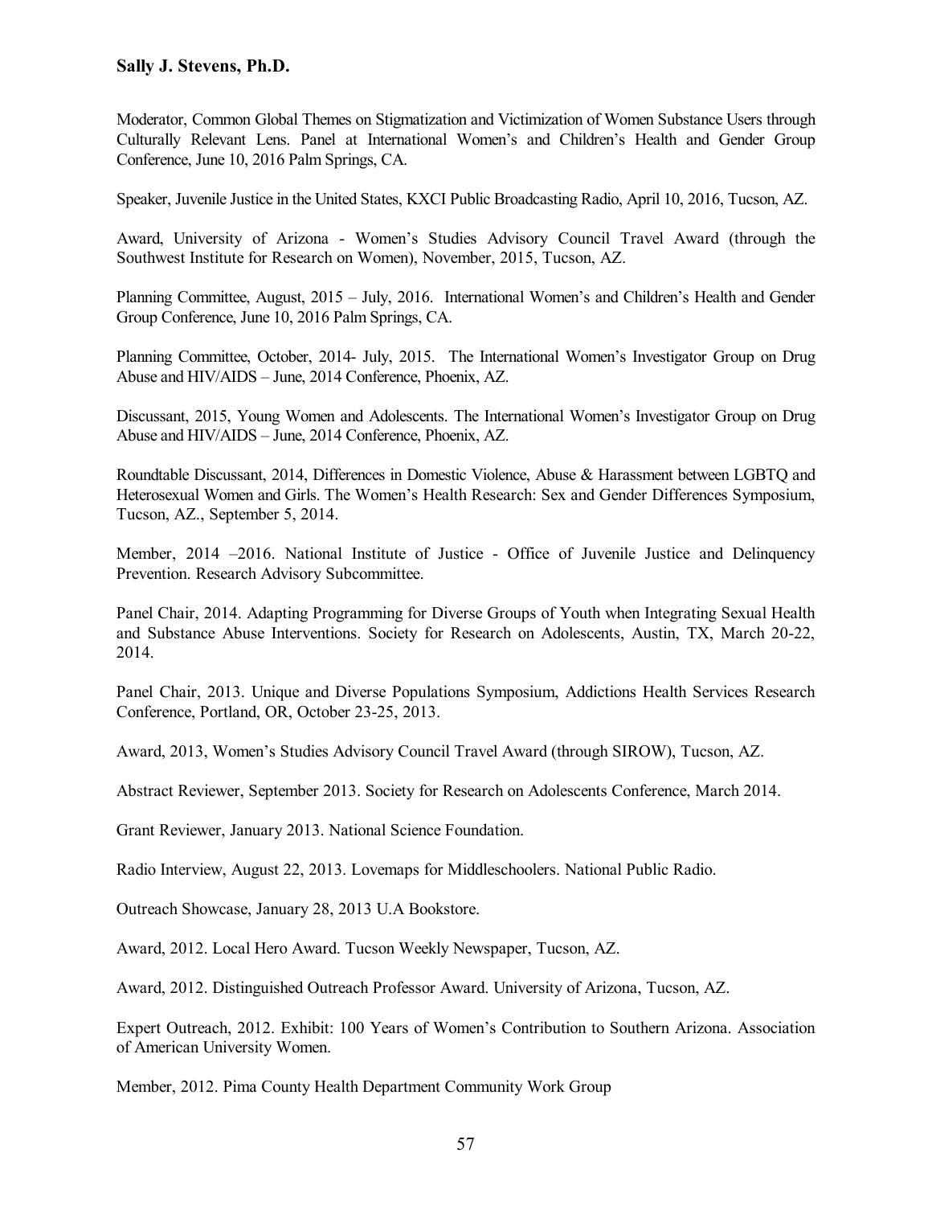Moderator, Common Global Themes on Stigmatization and Victimization of Women Substance Users through Culturally Relevant Lens. Panel at International Women's and Children's Health and Gender Group Conference, June 10, 2016 Palm Springs, CA.

Speaker, Juvenile Justice in the United States, KXCI Public Broadcasting Radio, April 10, 2016, Tucson, AZ.

Award, University of Arizona - Women's Studies Advisory Council Travel Award (through the Southwest Institute for Research on Women), November, 2015, Tucson, AZ.

Planning Committee, August, 2015 – July, 2016. International Women's and Children's Health and Gender Group Conference, June 10, 2016 Palm Springs, CA.

Planning Committee, October, 2014- July, 2015. The International Women's Investigator Group on Drug Abuse and HIV/AIDS – June, 2014 Conference, Phoenix, AZ.

Discussant, 2015, Young Women and Adolescents. The International Women's Investigator Group on Drug Abuse and HIV/AIDS – June, 2014 Conference, Phoenix, AZ.

Roundtable Discussant, 2014, Differences in Domestic Violence, Abuse & Harassment between LGBTQ and Heterosexual Women and Girls. The Women's Health Research: Sex and Gender Differences Symposium, Tucson, AZ., September 5, 2014.

Member, 2014 –2016. National Institute of Justice - Office of Juvenile Justice and Delinquency Prevention. Research Advisory Subcommittee.

Panel Chair, 2014. Adapting Programming for Diverse Groups of Youth when Integrating Sexual Health and Substance Abuse Interventions. Society for Research on Adolescents, Austin, TX, March 20-22, 2014.

Panel Chair, 2013. Unique and Diverse Populations Symposium, Addictions Health Services Research Conference, Portland, OR, October 23-25, 2013.

Award, 2013, Women's Studies Advisory Council Travel Award (through SIROW), Tucson, AZ.

Abstract Reviewer, September 2013. Society for Research on Adolescents Conference, March 2014.

Grant Reviewer, January 2013. National Science Foundation.

Radio Interview, August 22, 2013. Lovemaps for Middleschoolers. National Public Radio.

Outreach Showcase, January 28, 2013 U.A Bookstore.

Award, 2012. Local Hero Award. Tucson Weekly Newspaper, Tucson, AZ.

Award, 2012. Distinguished Outreach Professor Award. University of Arizona, Tucson, AZ.

Expert Outreach, 2012. Exhibit: 100 Years of Women's Contribution to Southern Arizona. Association of American University Women.

Member, 2012. Pima County Health Department Community Work Group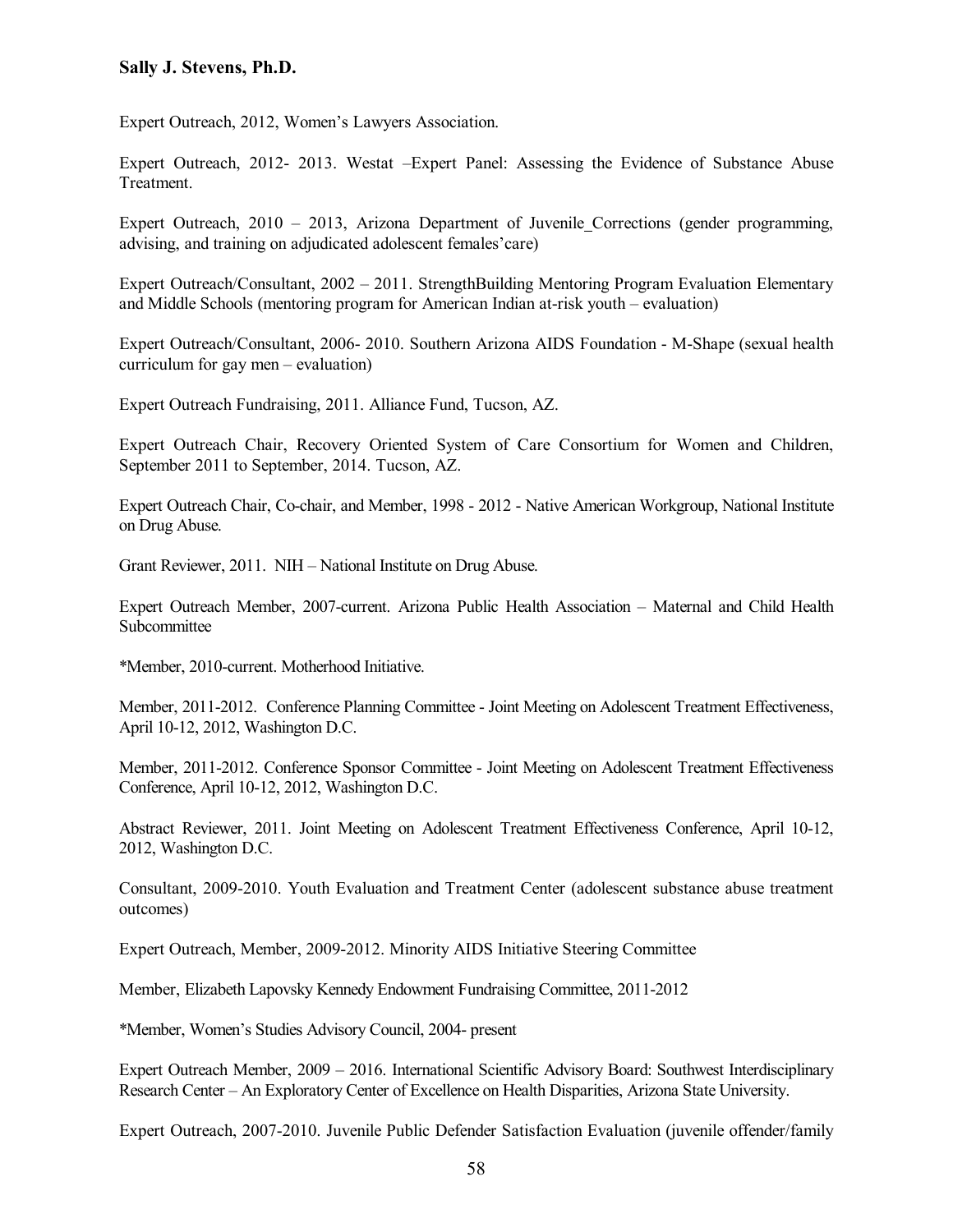Expert Outreach, 2012, Women's Lawyers Association.

Expert Outreach, 2012- 2013. Westat –Expert Panel: Assessing the Evidence of Substance Abuse Treatment.

Expert Outreach, 2010 – 2013, Arizona Department of Juvenile_Corrections (gender programming, advising, and training on adjudicated adolescent females'care)

Expert Outreach/Consultant, 2002 – 2011. StrengthBuilding Mentoring Program Evaluation Elementary and Middle Schools (mentoring program for American Indian at-risk youth – evaluation)

Expert Outreach/Consultant, 2006- 2010. Southern Arizona AIDS Foundation - M-Shape (sexual health curriculum for gay men – evaluation)

Expert Outreach Fundraising, 2011. Alliance Fund, Tucson, AZ.

Expert Outreach Chair, Recovery Oriented System of Care Consortium for Women and Children, September 2011 to September, 2014. Tucson, AZ.

Expert Outreach Chair, Co-chair, and Member, 1998 - 2012 - Native American Workgroup, National Institute on Drug Abuse.

Grant Reviewer, 2011. NIH – National Institute on Drug Abuse.

Expert Outreach Member, 2007-current. Arizona Public Health Association – Maternal and Child Health Subcommittee

*Member, 2010-current. Motherhood Initiative.

Member, 2011-2012. Conference Planning Committee - Joint Meeting on Adolescent Treatment Effectiveness, April 10-12, 2012, Washington D.C.

Member, 2011-2012. Conference Sponsor Committee - Joint Meeting on Adolescent Treatment Effectiveness Conference, April 10-12, 2012, Washington D.C.

Abstract Reviewer, 2011. Joint Meeting on Adolescent Treatment Effectiveness Conference, April 10-12, 2012, Washington D.C.

Consultant, 2009-2010. Youth Evaluation and Treatment Center (adolescent substance abuse treatment outcomes)

Expert Outreach, Member, 2009-2012. Minority AIDS Initiative Steering Committee

Member, Elizabeth Lapovsky Kennedy Endowment Fundraising Committee, 2011-2012

*Member, Women's Studies Advisory Council, 2004- present

Expert Outreach Member, 2009 – 2016. International Scientific Advisory Board: Southwest Interdisciplinary Research Center – An Exploratory Center of Excellence on Health Disparities, Arizona State University.

Expert Outreach, 2007-2010. Juvenile Public Defender Satisfaction Evaluation (juvenile offender/family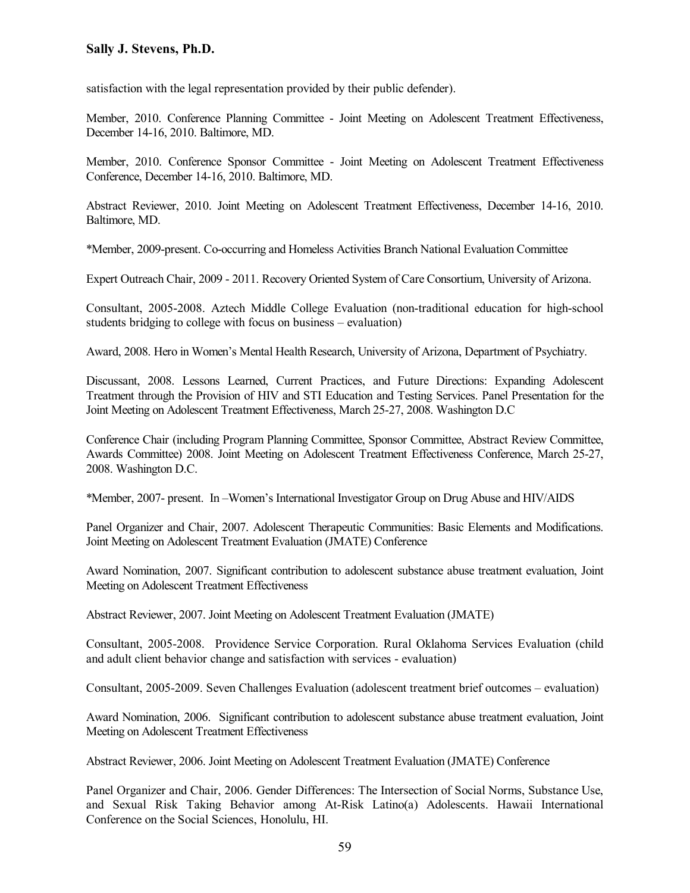satisfaction with the legal representation provided by their public defender).

Member, 2010. Conference Planning Committee - Joint Meeting on Adolescent Treatment Effectiveness, December 14-16, 2010. Baltimore, MD.

Member, 2010. Conference Sponsor Committee - Joint Meeting on Adolescent Treatment Effectiveness Conference, December 14-16, 2010. Baltimore, MD.

Abstract Reviewer, 2010. Joint Meeting on Adolescent Treatment Effectiveness, December 14-16, 2010. Baltimore, MD.

*Member, 2009-present. Co-occurring and Homeless Activities Branch National Evaluation Committee

Expert Outreach Chair, 2009 - 2011. Recovery Oriented System of Care Consortium, University of Arizona.

Consultant, 2005-2008. Aztech Middle College Evaluation (non-traditional education for high-school students bridging to college with focus on business – evaluation)

Award, 2008. Hero in Women's Mental Health Research, University of Arizona, Department of Psychiatry.

Discussant, 2008. Lessons Learned, Current Practices, and Future Directions: Expanding Adolescent Treatment through the Provision of HIV and STI Education and Testing Services. Panel Presentation for the Joint Meeting on Adolescent Treatment Effectiveness, March 25-27, 2008. Washington D.C

Conference Chair (including Program Planning Committee, Sponsor Committee, Abstract Review Committee, Awards Committee) 2008. Joint Meeting on Adolescent Treatment Effectiveness Conference, March 25-27, 2008. Washington D.C.

*Member, 2007- present. In –Women's International Investigator Group on Drug Abuse and HIV/AIDS

Panel Organizer and Chair, 2007. Adolescent Therapeutic Communities: Basic Elements and Modifications. Joint Meeting on Adolescent Treatment Evaluation (JMATE) Conference

Award Nomination, 2007. Significant contribution to adolescent substance abuse treatment evaluation, Joint Meeting on Adolescent Treatment Effectiveness

Abstract Reviewer, 2007. Joint Meeting on Adolescent Treatment Evaluation (JMATE)

Consultant, 2005-2008. Providence Service Corporation. Rural Oklahoma Services Evaluation (child and adult client behavior change and satisfaction with services - evaluation)

Consultant, 2005-2009. Seven Challenges Evaluation (adolescent treatment brief outcomes – evaluation)

Award Nomination, 2006. Significant contribution to adolescent substance abuse treatment evaluation, Joint Meeting on Adolescent Treatment Effectiveness

Abstract Reviewer, 2006. Joint Meeting on Adolescent Treatment Evaluation (JMATE) Conference

Panel Organizer and Chair, 2006. Gender Differences: The Intersection of Social Norms, Substance Use, and Sexual Risk Taking Behavior among At-Risk Latino(a) Adolescents. Hawaii International Conference on the Social Sciences, Honolulu, HI.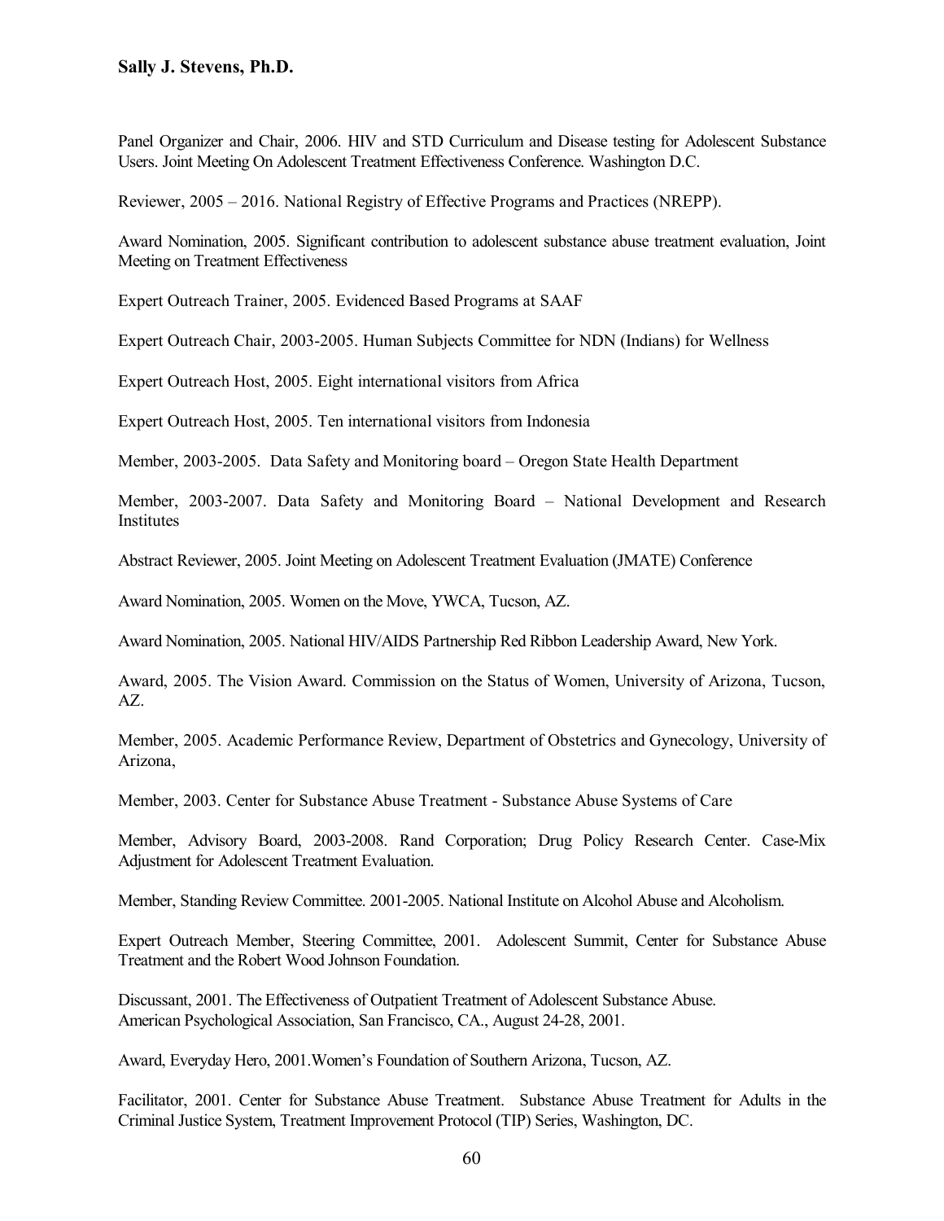Panel Organizer and Chair, 2006. HIV and STD Curriculum and Disease testing for Adolescent Substance Users. Joint Meeting On Adolescent Treatment Effectiveness Conference. Washington D.C.

Reviewer, 2005 – 2016. National Registry of Effective Programs and Practices (NREPP).

Award Nomination, 2005. Significant contribution to adolescent substance abuse treatment evaluation, Joint Meeting on Treatment Effectiveness

Expert Outreach Trainer, 2005. Evidenced Based Programs at SAAF

Expert Outreach Chair, 2003-2005. Human Subjects Committee for NDN (Indians) for Wellness

Expert Outreach Host, 2005. Eight international visitors from Africa

Expert Outreach Host, 2005. Ten international visitors from Indonesia

Member, 2003-2005. Data Safety and Monitoring board – Oregon State Health Department

Member, 2003-2007. Data Safety and Monitoring Board – National Development and Research Institutes

Abstract Reviewer, 2005. Joint Meeting on Adolescent Treatment Evaluation (JMATE) Conference

Award Nomination, 2005. Women on the Move, YWCA, Tucson, AZ.

Award Nomination, 2005. National HIV/AIDS Partnership Red Ribbon Leadership Award, New York.

Award, 2005. The Vision Award. Commission on the Status of Women, University of Arizona, Tucson, AZ.

Member, 2005. Academic Performance Review, Department of Obstetrics and Gynecology, University of Arizona,

Member, 2003. Center for Substance Abuse Treatment - Substance Abuse Systems of Care

Member, Advisory Board, 2003-2008. Rand Corporation; Drug Policy Research Center. Case-Mix Adjustment for Adolescent Treatment Evaluation.

Member, Standing Review Committee. 2001-2005. National Institute on Alcohol Abuse and Alcoholism.

Expert Outreach Member, Steering Committee, 2001. Adolescent Summit, Center for Substance Abuse Treatment and the Robert Wood Johnson Foundation.

Discussant, 2001. The Effectiveness of Outpatient Treatment of Adolescent Substance Abuse. American Psychological Association, San Francisco, CA., August 24-28, 2001.

Award, Everyday Hero, 2001.Women's Foundation of Southern Arizona, Tucson, AZ.

Facilitator, 2001. Center for Substance Abuse Treatment. Substance Abuse Treatment for Adults in the Criminal Justice System, Treatment Improvement Protocol (TIP) Series, Washington, DC.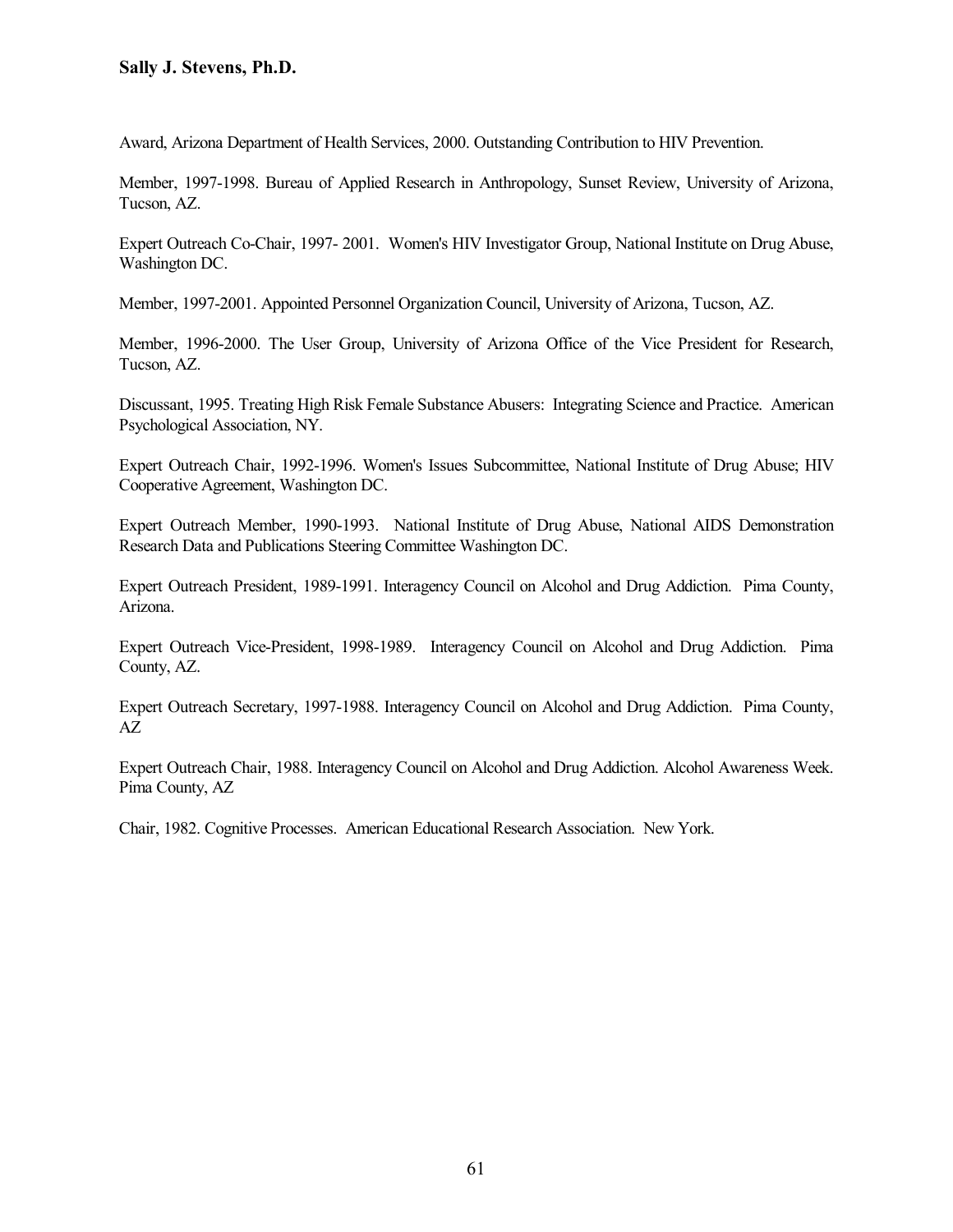Award, Arizona Department of Health Services, 2000. Outstanding Contribution to HIV Prevention.

Member, 1997-1998. Bureau of Applied Research in Anthropology, Sunset Review, University of Arizona, Tucson, AZ.

Expert Outreach Co-Chair, 1997- 2001. Women's HIV Investigator Group, National Institute on Drug Abuse, Washington DC.

Member, 1997-2001. Appointed Personnel Organization Council, University of Arizona, Tucson, AZ.

Member, 1996-2000. The User Group, University of Arizona Office of the Vice President for Research, Tucson, AZ.

Discussant, 1995. Treating High Risk Female Substance Abusers: Integrating Science and Practice. American Psychological Association, NY.

Expert Outreach Chair, 1992-1996. Women's Issues Subcommittee, National Institute of Drug Abuse; HIV Cooperative Agreement, Washington DC.

Expert Outreach Member, 1990-1993. National Institute of Drug Abuse, National AIDS Demonstration Research Data and Publications Steering Committee Washington DC.

Expert Outreach President, 1989-1991. Interagency Council on Alcohol and Drug Addiction. Pima County, Arizona.

Expert Outreach Vice-President, 1998-1989. Interagency Council on Alcohol and Drug Addiction. Pima County, AZ.

Expert Outreach Secretary, 1997-1988. Interagency Council on Alcohol and Drug Addiction. Pima County, AZ

Expert Outreach Chair, 1988. Interagency Council on Alcohol and Drug Addiction. Alcohol Awareness Week. Pima County, AZ

Chair, 1982. Cognitive Processes. American Educational Research Association. New York.